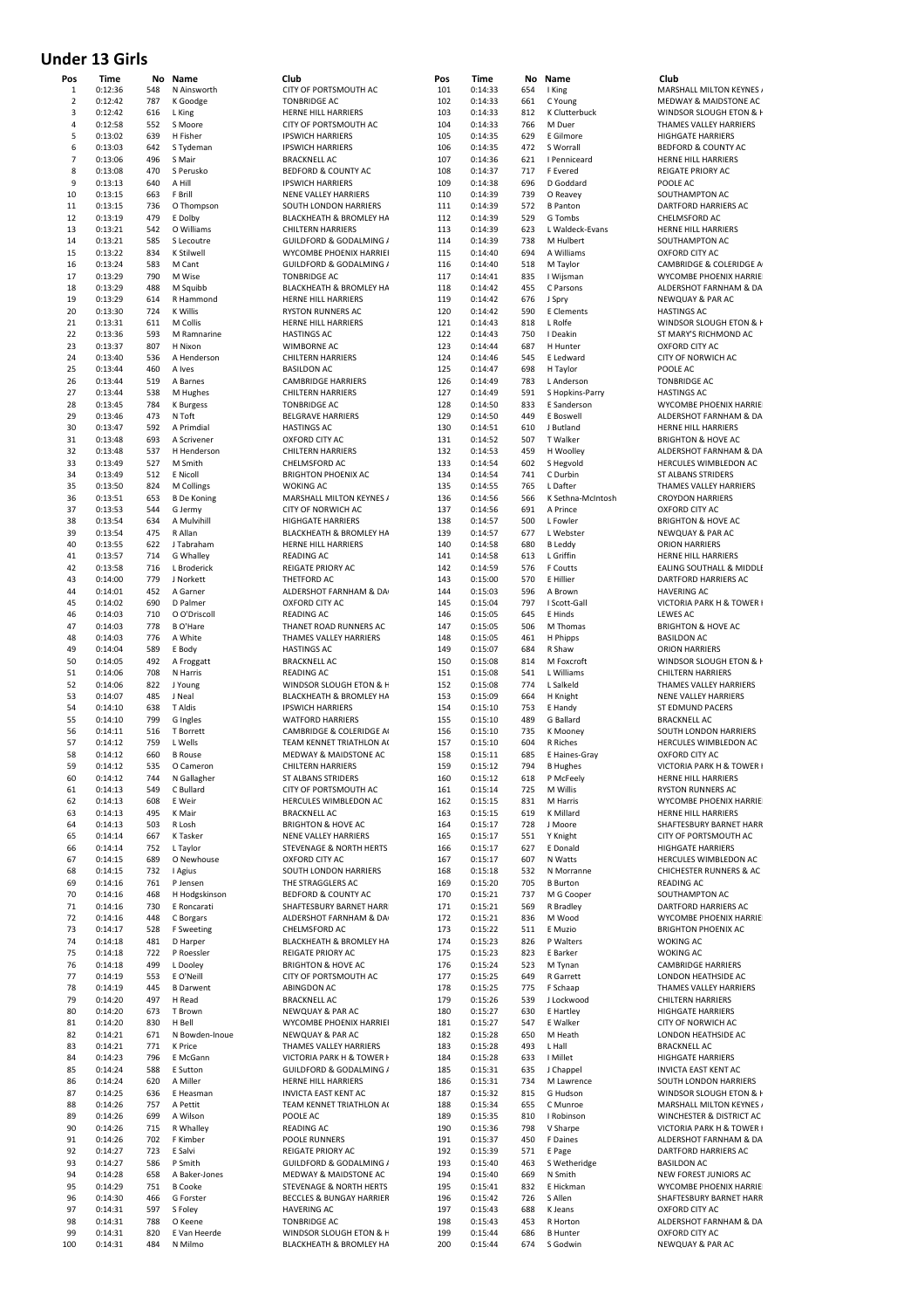# Under 13 Girls

| Pos | Time | No | Name | Club |
|---|---|---|---|---|
| 1 | 0:12:36 | 548 | N Ainsworth | CITY OF PORTSMOUTH AC |
| 2 | 0:12:42 | 787 | K Goodge | TONBRIDGE AC |
| 3 | 0:12:42 | 616 | L King | HERNE HILL HARRIERS |
| 4 | 0:12:58 | 552 | S Moore | CITY OF PORTSMOUTH AC |
| 5 | 0:13:02 | 639 | H Fisher | IPSWICH HARRIERS |
| 6 | 0:13:03 | 642 | S Tydeman | IPSWICH HARRIERS |
| 7 | 0:13:06 | 496 | S Mair | BRACKNELL AC |
| 8 | 0:13:08 | 470 | S Perusko | BEDFORD & COUNTY AC |
| 9 | 0:13:13 | 640 | A Hill | IPSWICH HARRIERS |
| 10 | 0:13:15 | 663 | F Brill | NENE VALLEY HARRIERS |
| 11 | 0:13:15 | 736 | O Thompson | SOUTH LONDON HARRIERS |
| 12 | 0:13:19 | 479 | E Dolby | BLACKHEATH & BROMLEY HA |
| 13 | 0:13:21 | 542 | O Williams | CHILTERN HARRIERS |
| 14 | 0:13:21 | 585 | S Lecoutre | GUILDFORD & GODALMING / |
| 15 | 0:13:22 | 834 | K Stilwell | WYCOMBE PHOENIX HARRIEI |
| 16 | 0:13:24 | 583 | M Cant | GUILDFORD & GODALMING / |
| 17 | 0:13:29 | 790 | M Wise | TONBRIDGE AC |
| 18 | 0:13:29 | 488 | M Squibb | BLACKHEATH & BROMLEY HA |
| 19 | 0:13:29 | 614 | R Hammond | HERNE HILL HARRIERS |
| 20 | 0:13:30 | 724 | K Willis | RYSTON RUNNERS AC |
| 21 | 0:13:31 | 611 | M Collis | HERNE HILL HARRIERS |
| 22 | 0:13:36 | 593 | M Ramnarine | HASTINGS AC |
| 23 | 0:13:37 | 807 | H Nixon | WIMBORNE AC |
| 24 | 0:13:40 | 536 | A Henderson | CHILTERN HARRIERS |
| 25 | 0:13:44 | 460 | A Ives | BASILDON AC |
| 26 | 0:13:44 | 519 | A Barnes | CAMBRIDGE HARRIERS |
| 27 | 0:13:44 | 538 | M Hughes | CHILTERN HARRIERS |
| 28 | 0:13:45 | 784 | K Burgess | TONBRIDGE AC |
| 29 | 0:13:46 | 473 | N Toft | BELGRAVE HARRIERS |
| 30 | 0:13:47 | 592 | A Primdial | HASTINGS AC |
| 31 | 0:13:48 | 693 | A Scrivener | OXFORD CITY AC |
| 32 | 0:13:48 | 537 | H Henderson | CHILTERN HARRIERS |
| 33 | 0:13:49 | 527 | M Smith | CHELMSFORD AC |
| 34 | 0:13:49 | 512 | E Nicoll | BRIGHTON PHOENIX AC |
| 35 | 0:13:50 | 824 | M Collings | WOKING AC |
| 36 | 0:13:51 | 653 | B De Koning | MARSHALL MILTON KEYNES / |
| 37 | 0:13:53 | 544 | G Jermy | CITY OF NORWICH AC |
| 38 | 0:13:54 | 634 | A Mulvihill | HIGHGATE HARRIERS |
| 39 | 0:13:54 | 475 | R Allan | BLACKHEATH & BROMLEY HA |
| 40 | 0:13:55 | 622 | J Tabraham | HERNE HILL HARRIERS |
| 41 | 0:13:57 | 714 | G Whalley | READING AC |
| 42 | 0:13:58 | 716 | L Broderick | REIGATE PRIORY AC |
| 43 | 0:14:00 | 779 | J Norkett | THETFORD AC |
| 44 | 0:14:01 | 452 | A Garner | ALDERSHOT FARNHAM & DA |
| 45 | 0:14:02 | 690 | D Palmer | OXFORD CITY AC |
| 46 | 0:14:03 | 710 | O O'Driscoll | READING AC |
| 47 | 0:14:03 | 778 | B O'Hare | THANET ROAD RUNNERS AC |
| 48 | 0:14:03 | 776 | A White | THAMES VALLEY HARRIERS |
| 49 | 0:14:04 | 589 | E Body | HASTINGS AC |
| 50 | 0:14:05 | 492 | A Froggatt | BRACKNELL AC |
| 51 | 0:14:06 | 708 | N Harris | READING AC |
| 52 | 0:14:06 | 822 | J Young | WINDSOR SLOUGH ETON & H |
| 53 | 0:14:07 | 485 | J Neal | BLACKHEATH & BROMLEY HA |
| 54 | 0:14:10 | 638 | T Aldis | IPSWICH HARRIERS |
| 55 | 0:14:10 | 799 | G Ingles | WATFORD HARRIERS |
| 56 | 0:14:11 | 516 | T Borrett | CAMBRIDGE & COLERIDGE A |
| 57 | 0:14:12 | 759 | L Wells | TEAM KENNET TRIATHLON A |
| 58 | 0:14:12 | 660 | B Rouse | MEDWAY & MAIDSTONE AC |
| 59 | 0:14:12 | 535 | O Cameron | CHILTERN HARRIERS |
| 60 | 0:14:12 | 744 | N Gallagher | ST ALBANS STRIDERS |
| 61 | 0:14:13 | 549 | C Bullard | CITY OF PORTSMOUTH AC |
| 62 | 0:14:13 | 608 | E Weir | HERCULES WIMBLEDON AC |
| 63 | 0:14:13 | 495 | K Mair | BRACKNELL AC |
| 64 | 0:14:13 | 503 | R Losh | BRIGHTON & HOVE AC |
| 65 | 0:14:14 | 667 | K Tasker | NENE VALLEY HARRIERS |
| 66 | 0:14:14 | 752 | L Taylor | STEVENAGE & NORTH HERTS |
| 67 | 0:14:15 | 689 | O Newhouse | OXFORD CITY AC |
| 68 | 0:14:15 | 732 | I Agius | SOUTH LONDON HARRIERS |
| 69 | 0:14:16 | 761 | P Jensen | THE STRAGGLERS AC |
| 70 | 0:14:16 | 468 | H Hodgskinson | BEDFORD & COUNTY AC |
| 71 | 0:14:16 | 730 | E Roncarati | SHAFTESBURY BARNET HARR |
| 72 | 0:14:16 | 448 | C Borgars | ALDERSHOT FARNHAM & DA |
| 73 | 0:14:17 | 528 | F Sweeting | CHELMSFORD AC |
| 74 | 0:14:18 | 481 | D Harper | BLACKHEATH & BROMLEY HA |
| 75 | 0:14:18 | 722 | P Roessler | REIGATE PRIORY AC |
| 76 | 0:14:18 | 499 | L Dooley | BRIGHTON & HOVE AC |
| 77 | 0:14:19 | 553 | E O'Neill | CITY OF PORTSMOUTH AC |
| 78 | 0:14:19 | 445 | B Darwent | ABINGDON AC |
| 79 | 0:14:20 | 497 | H Read | BRACKNELL AC |
| 80 | 0:14:20 | 673 | T Brown | NEWQUAY & PAR AC |
| 81 | 0:14:20 | 830 | H Bell | WYCOMBE PHOENIX HARRIEI |
| 82 | 0:14:21 | 671 | N Bowden-Inoue | NEWQUAY & PAR AC |
| 83 | 0:14:21 | 771 | K Price | THAMES VALLEY HARRIERS |
| 84 | 0:14:23 | 796 | E McGann | VICTORIA PARK H & TOWER H |
| 85 | 0:14:24 | 588 | E Sutton | GUILDFORD & GODALMING / |
| 86 | 0:14:24 | 620 | A Miller | HERNE HILL HARRIERS |
| 87 | 0:14:25 | 636 | E Heasman | INVICTA EAST KENT AC |
| 88 | 0:14:26 | 757 | A Pettit | TEAM KENNET TRIATHLON A |
| 89 | 0:14:26 | 699 | A Wilson | POOLE AC |
| 90 | 0:14:26 | 715 | R Whalley | READING AC |
| 91 | 0:14:26 | 702 | F Kimber | POOLE RUNNERS |
| 92 | 0:14:27 | 723 | E Salvi | REIGATE PRIORY AC |
| 93 | 0:14:27 | 586 | P Smith | GUILDFORD & GODALMING / |
| 94 | 0:14:28 | 658 | A Baker-Jones | MEDWAY & MAIDSTONE AC |
| 95 | 0:14:29 | 751 | B Cooke | STEVENAGE & NORTH HERTS |
| 96 | 0:14:30 | 466 | G Forster | BECCLES & BUNGAY HARRIER |
| 97 | 0:14:31 | 597 | S Foley | HAVERING AC |
| 98 | 0:14:31 | 788 | O Keene | TONBRIDGE AC |
| 99 | 0:14:31 | 820 | E Van Heerde | WINDSOR SLOUGH ETON & H |
| 100 | 0:14:31 | 484 | N Milmo | BLACKHEATH & BROMLEY HA |
| 101 | 0:14:33 | 654 | I King | MARSHALL MILTON KEYNES / |
| 102 | 0:14:33 | 661 | C Young | MEDWAY & MAIDSTONE AC |
| 103 | 0:14:33 | 812 | K Clutterbuck | WINDSOR SLOUGH ETON & H |
| 104 | 0:14:33 | 766 | M Duer | THAMES VALLEY HARRIERS |
| 105 | 0:14:35 | 629 | E Gilmore | HIGHGATE HARRIERS |
| 106 | 0:14:35 | 472 | S Worrall | BEDFORD & COUNTY AC |
| 107 | 0:14:36 | 621 | I Penniceard | HERNE HILL HARRIERS |
| 108 | 0:14:37 | 717 | F Evered | REIGATE PRIORY AC |
| 109 | 0:14:38 | 696 | D Goddard | POOLE AC |
| 110 | 0:14:39 | 739 | O Reavey | SOUTHAMPTON AC |
| 111 | 0:14:39 | 572 | B Panton | DARTFORD HARRIERS AC |
| 112 | 0:14:39 | 529 | G Tombs | CHELMSFORD AC |
| 113 | 0:14:39 | 623 | L Waldeck-Evans | HERNE HILL HARRIERS |
| 114 | 0:14:39 | 738 | M Hulbert | SOUTHAMPTON AC |
| 115 | 0:14:40 | 694 | A Williams | OXFORD CITY AC |
| 116 | 0:14:40 | 518 | M Taylor | CAMBRIDGE & COLERIDGE A |
| 117 | 0:14:41 | 835 | I Wijsman | WYCOMBE PHOENIX HARRIE |
| 118 | 0:14:42 | 455 | C Parsons | ALDERSHOT FARNHAM & DA |
| 119 | 0:14:42 | 676 | J Spry | NEWQUAY & PAR AC |
| 120 | 0:14:42 | 590 | E Clements | HASTINGS AC |
| 121 | 0:14:43 | 818 | L Rolfe | WINDSOR SLOUGH ETON & H |
| 122 | 0:14:43 | 750 | I Deakin | ST MARY'S RICHMOND AC |
| 123 | 0:14:44 | 687 | H Hunter | OXFORD CITY AC |
| 124 | 0:14:46 | 545 | E Ledward | CITY OF NORWICH AC |
| 125 | 0:14:47 | 698 | H Taylor | POOLE AC |
| 126 | 0:14:49 | 783 | L Anderson | TONBRIDGE AC |
| 127 | 0:14:49 | 591 | S Hopkins-Parry | HASTINGS AC |
| 128 | 0:14:50 | 833 | E Sanderson | WYCOMBE PHOENIX HARRIE |
| 129 | 0:14:50 | 449 | E Boswell | ALDERSHOT FARNHAM & DA |
| 130 | 0:14:51 | 610 | J Butland | HERNE HILL HARRIERS |
| 131 | 0:14:52 | 507 | T Walker | BRIGHTON & HOVE AC |
| 132 | 0:14:53 | 459 | H Woolley | ALDERSHOT FARNHAM & DA |
| 133 | 0:14:54 | 602 | S Hegvold | HERCULES WIMBLEDON AC |
| 134 | 0:14:54 | 741 | C Durbin | ST ALBANS STRIDERS |
| 135 | 0:14:55 | 765 | L Dafter | THAMES VALLEY HARRIERS |
| 136 | 0:14:56 | 566 | K Sethna-McIntosh | CROYDON HARRIERS |
| 137 | 0:14:56 | 691 | A Prince | OXFORD CITY AC |
| 138 | 0:14:57 | 500 | L Fowler | BRIGHTON & HOVE AC |
| 139 | 0:14:57 | 677 | L Webster | NEWQUAY & PAR AC |
| 140 | 0:14:58 | 680 | B Leddy | ORION HARRIERS |
| 141 | 0:14:58 | 613 | L Griffin | HERNE HILL HARRIERS |
| 142 | 0:14:59 | 576 | F Coutts | EALING SOUTHALL & MIDDLI |
| 143 | 0:15:00 | 570 | E Hillier | DARTFORD HARRIERS AC |
| 144 | 0:15:03 | 596 | A Brown | HAVERING AC |
| 145 | 0:15:04 | 797 | I Scott-Gall | VICTORIA PARK H & TOWER I |
| 146 | 0:15:05 | 645 | E Hinds | LEWES AC |
| 147 | 0:15:05 | 506 | M Thomas | BRIGHTON & HOVE AC |
| 148 | 0:15:05 | 461 | H Phipps | BASILDON AC |
| 149 | 0:15:07 | 684 | R Shaw | ORION HARRIERS |
| 150 | 0:15:08 | 814 | M Foxcroft | WINDSOR SLOUGH ETON & H |
| 151 | 0:15:08 | 541 | L Williams | CHILTERN HARRIERS |
| 152 | 0:15:08 | 774 | L Salkeld | THAMES VALLEY HARRIERS |
| 153 | 0:15:09 | 664 | H Knight | NENE VALLEY HARRIERS |
| 154 | 0:15:10 | 753 | E Handy | ST EDMUND PACERS |
| 155 | 0:15:10 | 489 | G Ballard | BRACKNELL AC |
| 156 | 0:15:10 | 735 | K Mooney | SOUTH LONDON HARRIERS |
| 157 | 0:15:10 | 604 | R Riches | HERCULES WIMBLEDON AC |
| 158 | 0:15:11 | 685 | E Haines-Gray | OXFORD CITY AC |
| 159 | 0:15:12 | 794 | B Hughes | VICTORIA PARK H & TOWER I |
| 160 | 0:15:12 | 618 | P McFeely | HERNE HILL HARRIERS |
| 161 | 0:15:14 | 725 | M Willis | RYSTON RUNNERS AC |
| 162 | 0:15:15 | 831 | M Harris | WYCOMBE PHOENIX HARRIE |
| 163 | 0:15:15 | 619 | K Millard | HERNE HILL HARRIERS |
| 164 | 0:15:17 | 728 | J Moore | SHAFTESBURY BARNET HARR |
| 165 | 0:15:17 | 551 | Y Knight | CITY OF PORTSMOUTH AC |
| 166 | 0:15:17 | 627 | E Donald | HIGHGATE HARRIERS |
| 167 | 0:15:17 | 607 | N Watts | HERCULES WIMBLEDON AC |
| 168 | 0:15:18 | 532 | N Morranne | CHICHESTER RUNNERS & AC |
| 169 | 0:15:20 | 705 | B Burton | READING AC |
| 170 | 0:15:21 | 737 | M G Cooper | SOUTHAMPTON AC |
| 171 | 0:15:21 | 569 | R Bradley | DARTFORD HARRIERS AC |
| 172 | 0:15:21 | 836 | M Wood | WYCOMBE PHOENIX HARRIE |
| 173 | 0:15:22 | 511 | E Muzio | BRIGHTON PHOENIX AC |
| 174 | 0:15:23 | 826 | P Walters | WOKING AC |
| 175 | 0:15:23 | 823 | E Barker | WOKING AC |
| 176 | 0:15:24 | 523 | M Tynan | CAMBRIDGE HARRIERS |
| 177 | 0:15:25 | 649 | R Garrett | LONDON HEATHSIDE AC |
| 178 | 0:15:25 | 775 | F Schaap | THAMES VALLEY HARRIERS |
| 179 | 0:15:26 | 539 | J Lockwood | CHILTERN HARRIERS |
| 180 | 0:15:27 | 630 | E Hartley | HIGHGATE HARRIERS |
| 181 | 0:15:27 | 547 | E Walker | CITY OF NORWICH AC |
| 182 | 0:15:28 | 650 | M Heath | LONDON HEATHSIDE AC |
| 183 | 0:15:28 | 493 | L Hall | BRACKNELL AC |
| 184 | 0:15:28 | 633 | I Millet | HIGHGATE HARRIERS |
| 185 | 0:15:31 | 635 | J Chappel | INVICTA EAST KENT AC |
| 186 | 0:15:31 | 734 | M Lawrence | SOUTH LONDON HARRIERS |
| 187 | 0:15:32 | 815 | G Hudson | WINDSOR SLOUGH ETON & H |
| 188 | 0:15:34 | 655 | C Munroe | MARSHALL MILTON KEYNES / |
| 189 | 0:15:35 | 810 | I Robinson | WINCHESTER & DISTRICT AC |
| 190 | 0:15:36 | 798 | V Sharpe | VICTORIA PARK H & TOWER I |
| 191 | 0:15:37 | 450 | F Daines | ALDERSHOT FARNHAM & DA |
| 192 | 0:15:39 | 571 | E Page | DARTFORD HARRIERS AC |
| 193 | 0:15:40 | 463 | S Wetheridge | BASILDON AC |
| 194 | 0:15:40 | 669 | N Smith | NEW FOREST JUNIORS AC |
| 195 | 0:15:41 | 832 | E Hickman | WYCOMBE PHOENIX HARRIE |
| 196 | 0:15:42 | 726 | S Allen | SHAFTESBURY BARNET HARR |
| 197 | 0:15:43 | 688 | K Jeans | OXFORD CITY AC |
| 198 | 0:15:43 | 453 | R Horton | ALDERSHOT FARNHAM & DA |
| 199 | 0:15:44 | 686 | B Hunter | OXFORD CITY AC |
| 200 | 0:15:44 | 674 | S Godwin | NEWQUAY & PAR AC |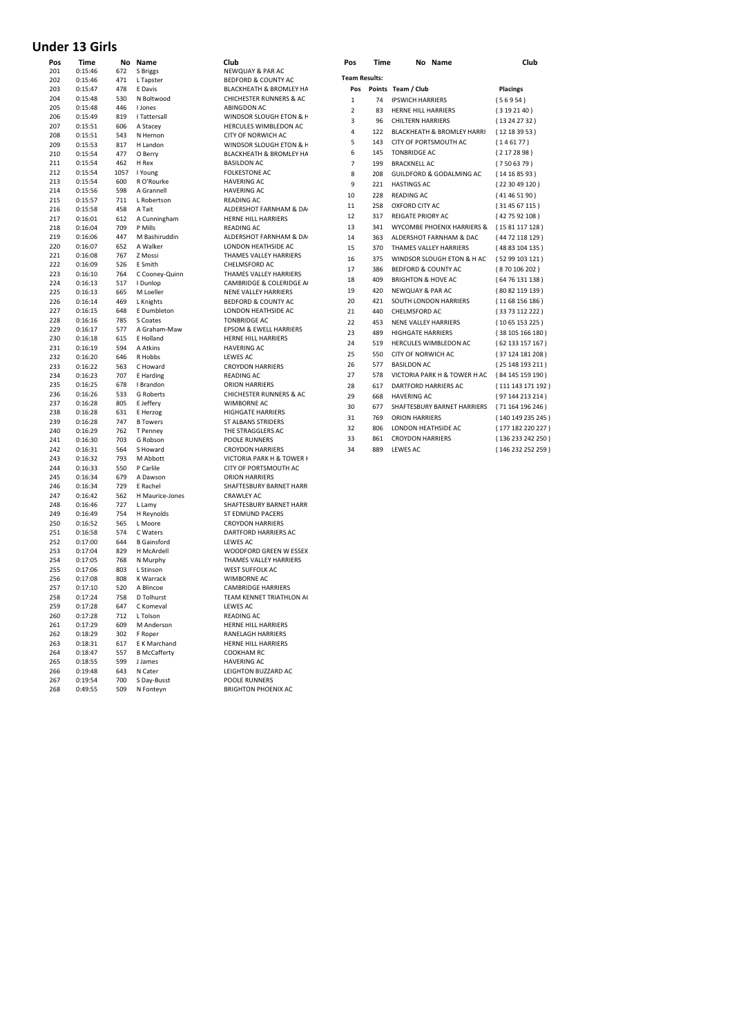## Under 13 Girls

| Pos | Time | No | Name | Club |
|---|---|---|---|---|
| 201 | 0:15:46 | 672 | S Briggs | NEWQUAY & PAR AC |
| 202 | 0:15:46 | 471 | L Tapster | BEDFORD & COUNTY AC |
| 203 | 0:15:47 | 478 | E Davis | BLACKHEATH & BROMLEY HA |
| 204 | 0:15:48 | 530 | N Boltwood | CHICHESTER RUNNERS & AC |
| 205 | 0:15:48 | 446 | I Jones | ABINGDON AC |
| 206 | 0:15:49 | 819 | I Tattersall | WINDSOR SLOUGH ETON & H |
| 207 | 0:15:51 | 606 | A Stacey | HERCULES WIMBLEDON AC |
| 208 | 0:15:51 | 543 | N Hernon | CITY OF NORWICH AC |
| 209 | 0:15:53 | 817 | H Landon | WINDSOR SLOUGH ETON & H |
| 210 | 0:15:54 | 477 | O Berry | BLACKHEATH & BROMLEY HA |
| 211 | 0:15:54 | 462 | H Rex | BASILDON AC |
| 212 | 0:15:54 | 1057 | I Young | FOLKESTONE AC |
| 213 | 0:15:54 | 600 | R O'Rourke | HAVERING AC |
| 214 | 0:15:56 | 598 | A Grannell | HAVERING AC |
| 215 | 0:15:57 | 711 | L Robertson | READING AC |
| 216 | 0:15:58 | 458 | A Tait | ALDERSHOT FARNHAM & DA |
| 217 | 0:16:01 | 612 | A Cunningham | HERNE HILL HARRIERS |
| 218 | 0:16:04 | 709 | P Mills | READING AC |
| 219 | 0:16:06 | 447 | M Bashiruddin | ALDERSHOT FARNHAM & DA |
| 220 | 0:16:07 | 652 | A Walker | LONDON HEATHSIDE AC |
| 221 | 0:16:08 | 767 | Z Mossi | THAMES VALLEY HARRIERS |
| 222 | 0:16:09 | 526 | E Smith | CHELMSFORD AC |
| 223 | 0:16:10 | 764 | C Cooney-Quinn | THAMES VALLEY HARRIERS |
| 224 | 0:16:13 | 517 | I Dunlop | CAMBRIDGE & COLERIDGE A |
| 225 | 0:16:13 | 665 | M Loeller | NENE VALLEY HARRIERS |
| 226 | 0:16:14 | 469 | L Knights | BEDFORD & COUNTY AC |
| 227 | 0:16:15 | 648 | E Dumbleton | LONDON HEATHSIDE AC |
| 228 | 0:16:16 | 785 | S Coates | TONBRIDGE AC |
| 229 | 0:16:17 | 577 | A Graham-Maw | EPSOM & EWELL HARRIERS |
| 230 | 0:16:18 | 615 | E Holland | HERNE HILL HARRIERS |
| 231 | 0:16:19 | 594 | A Atkins | HAVERING AC |
| 232 | 0:16:20 | 646 | R Hobbs | LEWES AC |
| 233 | 0:16:22 | 563 | C Howard | CROYDON HARRIERS |
| 234 | 0:16:23 | 707 | E Harding | READING AC |
| 235 | 0:16:25 | 678 | I Brandon | ORION HARRIERS |
| 236 | 0:16:26 | 533 | G Roberts | CHICHESTER RUNNERS & AC |
| 237 | 0:16:28 | 805 | E Jeffery | WIMBORNE AC |
| 238 | 0:16:28 | 631 | E Herzog | HIGHGATE HARRIERS |
| 239 | 0:16:28 | 747 | B Towers | ST ALBANS STRIDERS |
| 240 | 0:16:29 | 762 | T Penney | THE STRAGGLERS AC |
| 241 | 0:16:30 | 703 | G Robson | POOLE RUNNERS |
| 242 | 0:16:31 | 564 | S Howard | CROYDON HARRIERS |
| 243 | 0:16:32 | 793 | M Abbott | VICTORIA PARK H & TOWER H |
| 244 | 0:16:33 | 550 | P Carlile | CITY OF PORTSMOUTH AC |
| 245 | 0:16:34 | 679 | A Dawson | ORION HARRIERS |
| 246 | 0:16:34 | 729 | E Rachel | SHAFTESBURY BARNET HARR |
| 247 | 0:16:42 | 562 | H Maurice-Jones | CRAWLEY AC |
| 248 | 0:16:46 | 727 | L Lamy | SHAFTESBURY BARNET HARR |
| 249 | 0:16:49 | 754 | H Reynolds | ST EDMUND PACERS |
| 250 | 0:16:52 | 565 | L Moore | CROYDON HARRIERS |
| 251 | 0:16:58 | 574 | C Waters | DARTFORD HARRIERS AC |
| 252 | 0:17:00 | 644 | B Gainsford | LEWES AC |
| 253 | 0:17:04 | 829 | H McArdell | WOODFORD GREEN W ESSEX |
| 254 | 0:17:05 | 768 | N Murphy | THAMES VALLEY HARRIERS |
| 255 | 0:17:06 | 803 | L Stinson | WEST SUFFOLK AC |
| 256 | 0:17:08 | 808 | K Warrack | WIMBORNE AC |
| 257 | 0:17:10 | 520 | A Blincoe | CAMBRIDGE HARRIERS |
| 258 | 0:17:24 | 758 | D Tolhurst | TEAM KENNET TRIATHLON A |
| 259 | 0:17:28 | 647 | C Komeval | LEWES AC |
| 260 | 0:17:28 | 712 | L Tolson | READING AC |
| 261 | 0:17:29 | 609 | M Anderson | HERNE HILL HARRIERS |
| 262 | 0:18:29 | 302 | F Roper | RANELAGH HARRIERS |
| 263 | 0:18:31 | 617 | E K Marchand | HERNE HILL HARRIERS |
| 264 | 0:18:47 | 557 | B McCafferty | COOKHAM RC |
| 265 | 0:18:55 | 599 | J James | HAVERING AC |
| 266 | 0:19:48 | 643 | N Cater | LEIGHTON BUZZARD AC |
| 267 | 0:19:54 | 700 | S Day-Busst | POOLE RUNNERS |
| 268 | 0:49:55 | 509 | N Fonteyn | BRIGHTON PHOENIX AC |

**Team Results:**

| Pos | Points | Team / Club | Placings |
|---|---|---|---|
| 1 | 74 | IPSWICH HARRIERS | ( 5 6 9 54 ) |
| 2 | 83 | HERNE HILL HARRIERS | ( 3 19 21 40 ) |
| 3 | 96 | CHILTERN HARRIERS | ( 13 24 27 32 ) |
| 4 | 122 | BLACKHEATH & BROMLEY HARRI | ( 12 18 39 53 ) |
| 5 | 143 | CITY OF PORTSMOUTH AC | ( 1 4 61 77 ) |
| 6 | 145 | TONBRIDGE AC | ( 2 17 28 98 ) |
| 7 | 199 | BRACKNELL AC | ( 7 50 63 79 ) |
| 8 | 208 | GUILDFORD & GODALMING AC | ( 14 16 85 93 ) |
| 9 | 221 | HASTINGS AC | ( 22 30 49 120 ) |
| 10 | 228 | READING AC | ( 41 46 51 90 ) |
| 11 | 258 | OXFORD CITY AC | ( 31 45 67 115 ) |
| 12 | 317 | REIGATE PRIORY AC | ( 42 75 92 108 ) |
| 13 | 341 | WYCOMBE PHOENIX HARRIERS & | ( 15 81 117 128 ) |
| 14 | 363 | ALDERSHOT FARNHAM & DAC | ( 44 72 118 129 ) |
| 15 | 370 | THAMES VALLEY HARRIERS | ( 48 83 104 135 ) |
| 16 | 375 | WINDSOR SLOUGH ETON & H AC | ( 52 99 103 121 ) |
| 17 | 386 | BEDFORD & COUNTY AC | ( 8 70 106 202 ) |
| 18 | 409 | BRIGHTON & HOVE AC | ( 64 76 131 138 ) |
| 19 | 420 | NEWQUAY & PAR AC | ( 80 82 119 139 ) |
| 20 | 421 | SOUTH LONDON HARRIERS | ( 11 68 156 186 ) |
| 21 | 440 | CHELMSFORD AC | ( 33 73 112 222 ) |
| 22 | 453 | NENE VALLEY HARRIERS | ( 10 65 153 225 ) |
| 23 | 489 | HIGHGATE HARRIERS | ( 38 105 166 180 ) |
| 24 | 519 | HERCULES WIMBLEDON AC | ( 62 133 157 167 ) |
| 25 | 550 | CITY OF NORWICH AC | ( 37 124 181 208 ) |
| 26 | 577 | BASILDON AC | ( 25 148 193 211 ) |
| 27 | 578 | VICTORIA PARK H & TOWER H AC | ( 84 145 159 190 ) |
| 28 | 617 | DARTFORD HARRIERS AC | ( 111 143 171 192 ) |
| 29 | 668 | HAVERING AC | ( 97 144 213 214 ) |
| 30 | 677 | SHAFTESBURY BARNET HARRIERS | ( 71 164 196 246 ) |
| 31 | 769 | ORION HARRIERS | ( 140 149 235 245 ) |
| 32 | 806 | LONDON HEATHSIDE AC | ( 177 182 220 227 ) |
| 33 | 861 | CROYDON HARRIERS | ( 136 233 242 250 ) |
| 34 | 889 | LEWES AC | ( 146 232 252 259 ) |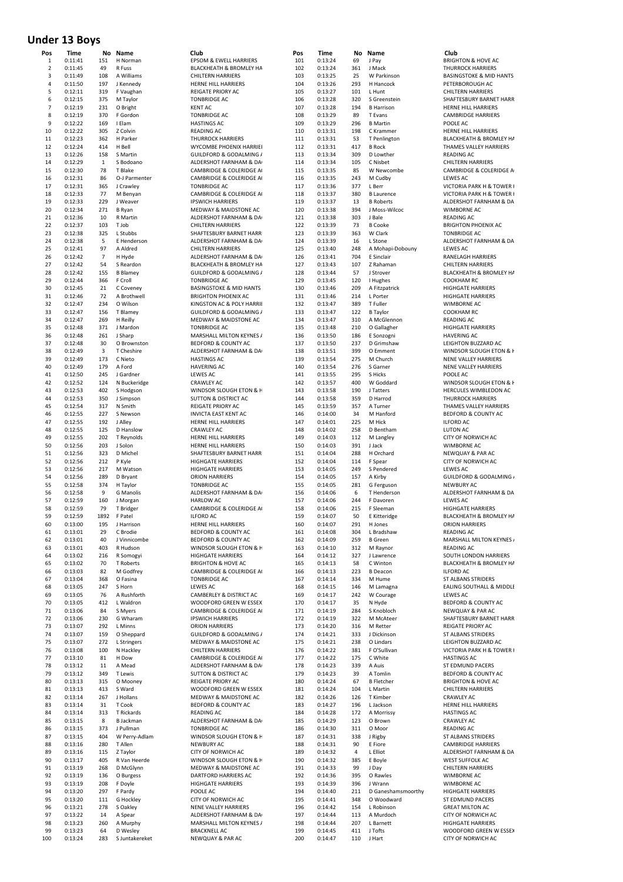# Under 13 Boys

| Pos | Time | No | Name | Club |
|---|---|---|---|---|
| 1 | 0:11:41 | 151 | H Norman | EPSOM & EWELL HARRIERS |
| 2 | 0:11:45 | 49 | R Fuss | BLACKHEATH & BROMLEY HA |
| 3 | 0:11:49 | 108 | A Williams | CHILTERN HARRIERS |
| 4 | 0:11:50 | 197 | J Kennedy | HERNE HILL HARRIERS |
| 5 | 0:12:11 | 319 | F Vaughan | REIGATE PRIORY AC |
| 6 | 0:12:15 | 375 | M Taylor | TONBRIDGE AC |
| 7 | 0:12:19 | 231 | O Bright | KENT AC |
| 8 | 0:12:19 | 370 | F Gordon | TONBRIDGE AC |
| 9 | 0:12:22 | 169 | I Elam | HASTINGS AC |
| 10 | 0:12:22 | 305 | Z Colvin | READING AC |
| 11 | 0:12:23 | 362 | H Parker | THURROCK HARRIERS |
| 12 | 0:12:24 | 414 | H Bell | WYCOMBE PHOENIX HARRIEI |
| 13 | 0:12:26 | 158 | S Martin | GUILDFORD & GODALMING / |
| 14 | 0:12:29 | 1 | S Bodoano | ALDERSHOT FARNHAM & DA |
| 15 | 0:12:30 | 78 | T Blake | CAMBRIDGE & COLERIDGE A |
| 16 | 0:12:31 | 86 | O-J Parmenter | CAMBRIDGE & COLERIDGE A |
| 17 | 0:12:31 | 365 | J Crawley | TONBRIDGE AC |
| 18 | 0:12:33 | 77 | M Benyan | CAMBRIDGE & COLERIDGE A |
| 19 | 0:12:33 | 229 | J Weaver | IPSWICH HARRIERS |
| 20 | 0:12:34 | 271 | B Ryan | MEDWAY & MAIDSTONE AC |
| 21 | 0:12:36 | 10 | R Martin | ALDERSHOT FARNHAM & DA |
| 22 | 0:12:37 | 103 | T Job | CHILTERN HARRIERS |
| 23 | 0:12:38 | 325 | L Stubbs | SHAFTESBURY BARNET HARR |
| 24 | 0:12:38 | 5 | E Henderson | ALDERSHOT FARNHAM & DA |
| 25 | 0:12:41 | 97 | A Aldred | CHILTERN HARRIERS |
| 26 | 0:12:42 | 7 | H Hyde | ALDERSHOT FARNHAM & DA |
| 27 | 0:12:42 | 54 | S Reardon | BLACKHEATH & BROMLEY HA |
| 28 | 0:12:42 | 155 | B Blamey | GUILDFORD & GODALMING / |
| 29 | 0:12:44 | 366 | F Croll | TONBRIDGE AC |
| 30 | 0:12:45 | 21 | C Coveney | BASINGSTOKE & MID HANTS |
| 31 | 0:12:46 | 72 | A Brothwell | BRIGHTON PHOENIX AC |
| 32 | 0:12:47 | 234 | O Wilson | KINGSTON AC & POLY HARRII |
| 33 | 0:12:47 | 156 | T Blamey | GUILDFORD & GODALMING / |
| 34 | 0:12:47 | 269 | H Reilly | MEDWAY & MAIDSTONE AC |
| 35 | 0:12:48 | 371 | J Mardon | TONBRIDGE AC |
| 36 | 0:12:48 | 261 | J Sharp | MARSHALL MILTON KEYNES / |
| 37 | 0:12:48 | 30 | O Brownston | BEDFORD & COUNTY AC |
| 38 | 0:12:49 | 3 | T Cheshire | ALDERSHOT FARNHAM & DA |
| 39 | 0:12:49 | 173 | C Nieto | HASTINGS AC |
| 40 | 0:12:49 | 179 | A Ford | HAVERING AC |
| 41 | 0:12:50 | 245 | J Gardner | LEWES AC |
| 42 | 0:12:52 | 124 | N Buckeridge | CRAWLEY AC |
| 43 | 0:12:53 | 402 | S Hodgson | WINDSOR SLOUGH ETON & H |
| 44 | 0:12:53 | 350 | J Simpson | SUTTON & DISTRICT AC |
| 45 | 0:12:54 | 317 | N Smith | REIGATE PRIORY AC |
| 46 | 0:12:55 | 227 | S Newson | INVICTA EAST KENT AC |
| 47 | 0:12:55 | 192 | J Alley | HERNE HILL HARRIERS |
| 48 | 0:12:55 | 125 | D Hanslow | CRAWLEY AC |
| 49 | 0:12:55 | 202 | T Reynolds | HERNE HILL HARRIERS |
| 50 | 0:12:56 | 203 | J Solon | HERNE HILL HARRIERS |
| 51 | 0:12:56 | 323 | D Michel | SHAFTESBURY BARNET HARR |
| 52 | 0:12:56 | 212 | P Kyle | HIGHGATE HARRIERS |
| 53 | 0:12:56 | 217 | M Watson | HIGHGATE HARRIERS |
| 54 | 0:12:56 | 289 | D Bryant | ORION HARRIERS |
| 55 | 0:12:58 | 374 | H Taylor | TONBRIDGE AC |
| 56 | 0:12:58 | 9 | G Manolis | ALDERSHOT FARNHAM & DA |
| 57 | 0:12:59 | 160 | J Morgan | HARLOW AC |
| 58 | 0:12:59 | 79 | T Bridger | CAMBRIDGE & COLERIDGE A |
| 59 | 0:12:59 | 1892 | F Patel | ILFORD AC |
| 60 | 0:13:00 | 195 | J Harrison | HERNE HILL HARRIERS |
| 61 | 0:13:01 | 29 | C Brodie | BEDFORD & COUNTY AC |
| 62 | 0:13:01 | 40 | J Vinnicombe | BEDFORD & COUNTY AC |
| 63 | 0:13:01 | 403 | R Hudson | WINDSOR SLOUGH ETON & H |
| 64 | 0:13:02 | 216 | R Somogyi | HIGHGATE HARRIERS |
| 65 | 0:13:02 | 70 | T Roberts | BRIGHTON & HOVE AC |
| 66 | 0:13:03 | 82 | M Godfrey | CAMBRIDGE & COLERIDGE A |
| 67 | 0:13:04 | 368 | O Fasina | TONBRIDGE AC |
| 68 | 0:13:05 | 247 | S Horn | LEWES AC |
| 69 | 0:13:05 | 76 | A Rushforth | CAMBERLEY & DISTRICT AC |
| 70 | 0:13:05 | 412 | L Waldron | WOODFORD GREEN W ESSEX |
| 71 | 0:13:06 | 84 | S Myers | CAMBRIDGE & COLERIDGE A |
| 72 | 0:13:06 | 230 | G Wharam | IPSWICH HARRIERS |
| 73 | 0:13:07 | 292 | L Minns | ORION HARRIERS |
| 74 | 0:13:07 | 159 | O Sheppard | GUILDFORD & GODALMING / |
| 75 | 0:13:07 | 272 | L Stringers | MEDWAY & MAIDSTONE AC |
| 76 | 0:13:08 | 100 | N Hackley | CHILTERN HARRIERS |
| 77 | 0:13:10 | 81 | H Dow | CAMBRIDGE & COLERIDGE A |
| 78 | 0:13:12 | 11 | A Mead | ALDERSHOT FARNHAM & DA |
| 79 | 0:13:12 | 349 | T Lewis | SUTTON & DISTRICT AC |
| 80 | 0:13:13 | 315 | O Mooney | REIGATE PRIORY AC |
| 81 | 0:13:13 | 413 | S Ward | WOODFORD GREEN W ESSEX |
| 82 | 0:13:14 | 267 | J Hollans | MEDWAY & MAIDSTONE AC |
| 83 | 0:13:14 | 31 | T Cook | BEDFORD & COUNTY AC |
| 84 | 0:13:14 | 313 | T Rickards | READING AC |
| 85 | 0:13:15 | 8 | B Jackman | ALDERSHOT FARNHAM & DA |
| 86 | 0:13:15 | 373 | J Pullman | TONBRIDGE AC |
| 87 | 0:13:15 | 404 | W Perry-Adlam | WINDSOR SLOUGH ETON & H |
| 88 | 0:13:16 | 280 | T Allen | NEWBURY AC |
| 89 | 0:13:16 | 115 | Z Taylor | CITY OF NORWICH AC |
| 90 | 0:13:17 | 405 | R Van Heerde | WINDSOR SLOUGH ETON & H |
| 91 | 0:13:19 | 268 | D McGlynn | MEDWAY & MAIDSTONE AC |
| 92 | 0:13:19 | 136 | O Burgess | DARTFORD HARRIERS AC |
| 93 | 0:13:19 | 208 | F Doyle | HIGHGATE HARRIERS |
| 94 | 0:13:20 | 297 | F Pardy | POOLE AC |
| 95 | 0:13:20 | 111 | G Hockley | CITY OF NORWICH AC |
| 96 | 0:13:21 | 278 | S Oakley | NENE VALLEY HARRIERS |
| 97 | 0:13:22 | 14 | A Spear | ALDERSHOT FARNHAM & DA |
| 98 | 0:13:23 | 260 | A Murphy | MARSHALL MILTON KEYNES / |
| 99 | 0:13:23 | 64 | D Wesley | BRACKNELL AC |
| 100 | 0:13:24 | 283 | S Juntakereket | NEWQUAY & PAR AC |
| 101 | 0:13:24 | 69 | J Pay | BRIGHTON & HOVE AC |
| 102 | 0:13:24 | 361 | J Mack | THURROCK HARRIERS |
| 103 | 0:13:25 | 25 | W Parkinson | BASINGSTOKE & MID HANTS |
| 104 | 0:13:26 | 293 | H Hancock | PETERBOROUGH AC |
| 105 | 0:13:27 | 101 | L Hunt | CHILTERN HARRIERS |
| 106 | 0:13:28 | 320 | S Greenstein | SHAFTESBURY BARNET HARR |
| 107 | 0:13:28 | 194 | B Harrison | HERNE HILL HARRIERS |
| 108 | 0:13:29 | 89 | T Evans | CAMBRIDGE HARRIERS |
| 109 | 0:13:29 | 296 | B Martin | POOLE AC |
| 110 | 0:13:31 | 198 | C Krammer | HERNE HILL HARRIERS |
| 111 | 0:13:31 | 53 | T Penlington | BLACKHEATH & BROMLEY HA |
| 112 | 0:13:31 | 417 | B Rock | THAMES VALLEY HARRIERS |
| 113 | 0:13:34 | 309 | D Lowther | READING AC |
| 114 | 0:13:34 | 105 | C Nisbet | CHILTERN HARRIERS |
| 115 | 0:13:35 | 85 | W Newcombe | CAMBRIDGE & COLERIDGE A |
| 116 | 0:13:35 | 243 | M Cudby | LEWES AC |
| 117 | 0:13:36 | 377 | L Berr | VICTORIA PARK H & TOWER I |
| 118 | 0:13:37 | 380 | B Laurence | VICTORIA PARK H & TOWER I |
| 119 | 0:13:37 | 13 | B Roberts | ALDERSHOT FARNHAM & DA |
| 120 | 0:13:38 | 394 | J Moss-Wilcoc | WIMBORNE AC |
| 121 | 0:13:38 | 303 | J Bale | READING AC |
| 122 | 0:13:39 | 73 | B Cooke | BRIGHTON PHOENIX AC |
| 123 | 0:13:39 | 363 | W Clark | TONBRIDGE AC |
| 124 | 0:13:39 | 16 | L Stone | ALDERSHOT FARNHAM & DA |
| 125 | 0:13:40 | 248 | A Mohapi-Dobouny | LEWES AC |
| 126 | 0:13:41 | 704 | E Sinclair | RANELAGH HARRIERS |
| 127 | 0:13:43 | 107 | Z Rahaman | CHILTERN HARRIERS |
| 128 | 0:13:44 | 57 | J Strover | BLACKHEATH & BROMLEY HA |
| 129 | 0:13:45 | 120 | I Hughes | COOKHAM RC |
| 130 | 0:13:46 | 209 | A Fitzpatrick | HIGHGATE HARRIERS |
| 131 | 0:13:46 | 214 | L Porter | HIGHGATE HARRIERS |
| 132 | 0:13:47 | 389 | T Fuller | WIMBORNE AC |
| 133 | 0:13:47 | 122 | B Taylor | COOKHAM RC |
| 134 | 0:13:47 | 310 | A McGlennon | READING AC |
| 135 | 0:13:48 | 210 | O Gallagher | HIGHGATE HARRIERS |
| 136 | 0:13:50 | 186 | E Sonzogni | HAVERING AC |
| 137 | 0:13:50 | 237 | D Grimshaw | LEIGHTON BUZZARD AC |
| 138 | 0:13:51 | 399 | O Emment | WINDSOR SLOUGH ETON & H |
| 139 | 0:13:54 | 275 | M Church | NENE VALLEY HARRIERS |
| 140 | 0:13:54 | 276 | S Garner | NENE VALLEY HARRIERS |
| 141 | 0:13:55 | 295 | S Hicks | POOLE AC |
| 142 | 0:13:57 | 400 | W Goddard | WINDSOR SLOUGH ETON & H |
| 143 | 0:13:58 | 190 | J Tatters | HERCULES WIMBLEDON AC |
| 144 | 0:13:58 | 359 | D Harrod | THURROCK HARRIERS |
| 145 | 0:13:59 | 357 | A Turner | THAMES VALLEY HARRIERS |
| 146 | 0:14:00 | 34 | M Hanford | BEDFORD & COUNTY AC |
| 147 | 0:14:01 | 225 | M Hick | ILFORD AC |
| 148 | 0:14:02 | 258 | D Bentham | LUTON AC |
| 149 | 0:14:03 | 112 | M Langley | CITY OF NORWICH AC |
| 150 | 0:14:03 | 391 | J Jack | WIMBORNE AC |
| 151 | 0:14:04 | 288 | H Orchard | NEWQUAY & PAR AC |
| 152 | 0:14:04 | 114 | F Spear | CITY OF NORWICH AC |
| 153 | 0:14:05 | 249 | S Pendered | LEWES AC |
| 154 | 0:14:05 | 157 | A Kirby | GUILDFORD & GODALMING / |
| 155 | 0:14:05 | 281 | G Ferguson | NEWBURY AC |
| 156 | 0:14:06 | 6 | T Henderson | ALDERSHOT FARNHAM & DA |
| 157 | 0:14:06 | 244 | F Davoren | LEWES AC |
| 158 | 0:14:06 | 215 | F Sleeman | HIGHGATE HARRIERS |
| 159 | 0:14:07 | 50 | E Kitteridge | BLACKHEATH & BROMLEY HA |
| 160 | 0:14:07 | 291 | H Jones | ORION HARRIERS |
| 161 | 0:14:08 | 304 | L Bradshaw | READING AC |
| 162 | 0:14:09 | 259 | B Green | MARSHALL MILTON KEYNES / |
| 163 | 0:14:10 | 312 | M Raynor | READING AC |
| 164 | 0:14:12 | 327 | J Lawrence | SOUTH LONDON HARRIERS |
| 165 | 0:14:13 | 58 | C Winton | BLACKHEATH & BROMLEY HA |
| 166 | 0:14:13 | 223 | B Deacon | ILFORD AC |
| 167 | 0:14:14 | 334 | M Hume | ST ALBANS STRIDERS |
| 168 | 0:14:15 | 146 | M Lamagna | EALING SOUTHALL & MIDDLE |
| 169 | 0:14:17 | 242 | W Courage | LEWES AC |
| 170 | 0:14:17 | 35 | N Hyde | BEDFORD & COUNTY AC |
| 171 | 0:14:19 | 284 | S Knobloch | NEWQUAY & PAR AC |
| 172 | 0:14:19 | 322 | M McAteer | SHAFTESBURY BARNET HARR |
| 173 | 0:14:20 | 316 | M Retter | REIGATE PRIORY AC |
| 174 | 0:14:21 | 333 | J Dickinson | ST ALBANS STRIDERS |
| 175 | 0:14:21 | 238 | O Lindars | LEIGHTON BUZZARD AC |
| 176 | 0:14:22 | 381 | F O'Sullivan | VICTORIA PARK H & TOWER I |
| 177 | 0:14:22 | 175 | C White | HASTINGS AC |
| 178 | 0:14:23 | 339 | A Auis | ST EDMUND PACERS |
| 179 | 0:14:23 | 39 | A Tomlin | BEDFORD & COUNTY AC |
| 180 | 0:14:24 | 67 | B Fletcher | BRIGHTON & HOVE AC |
| 181 | 0:14:24 | 104 | L Martin | CHILTERN HARRIERS |
| 182 | 0:14:26 | 126 | T Kimber | CRAWLEY AC |
| 183 | 0:14:27 | 196 | L Jackson | HERNE HILL HARRIERS |
| 184 | 0:14:28 | 172 | A Morrissy | HASTINGS AC |
| 185 | 0:14:29 | 123 | O Brown | CRAWLEY AC |
| 186 | 0:14:30 | 311 | O Moor | READING AC |
| 187 | 0:14:31 | 338 | J Rigby | ST ALBANS STRIDERS |
| 188 | 0:14:31 | 90 | E Fiore | CAMBRIDGE HARRIERS |
| 189 | 0:14:32 | 4 | L Elliot | ALDERSHOT FARNHAM & DA |
| 190 | 0:14:32 | 385 | E Boyle | WEST SUFFOLK AC |
| 191 | 0:14:33 | 99 | J Day | CHILTERN HARRIERS |
| 192 | 0:14:36 | 395 | O Rawles | WIMBORNE AC |
| 193 | 0:14:39 | 396 | J Wrann | WIMBORNE AC |
| 194 | 0:14:40 | 211 | D Ganeshamsmoorthy | HIGHGATE HARRIERS |
| 195 | 0:14:41 | 348 | O Woodward | ST EDMUND PACERS |
| 196 | 0:14:42 | 154 | L Robinson | GREAT MILTON AC |
| 197 | 0:14:44 | 113 | A Murdoch | CITY OF NORWICH AC |
| 198 | 0:14:44 | 207 | L Barnett | HIGHGATE HARRIERS |
| 199 | 0:14:45 | 411 | J Tofts | WOODFORD GREEN W ESSEX |
| 200 | 0:14:47 | 110 | J Hart | CITY OF NORWICH AC |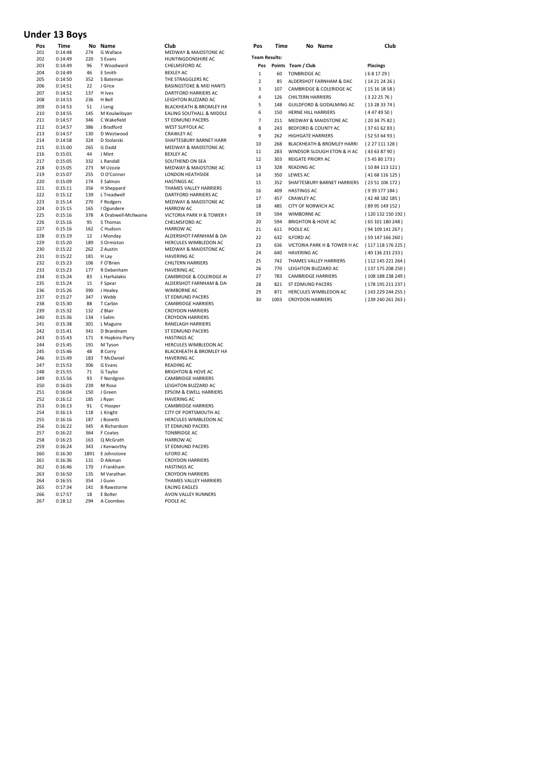## Under 13 Boys

| Pos | Time | No | Name | Club |
|---|---|---|---|---|
| 201 | 0:14:48 | 274 | G Wallace | MEDWAY & MAIDSTONE AC |
| 202 | 0:14:49 | 220 | S Evans | HUNTINGDONSHIRE AC |
| 203 | 0:14:49 | 96 | T Woodward | CHELMSFORD AC |
| 204 | 0:14:49 | 46 | E Smith | BEXLEY AC |
| 205 | 0:14:50 | 352 | S Bateman | THE STRAGGLERS RC |
| 206 | 0:14:51 | 22 | J Grice | BASINGSTOKE & MID HANTS |
| 207 | 0:14:52 | 137 | H Ives | DARTFORD HARRIERS AC |
| 208 | 0:14:53 | 236 | H Bell | LEIGHTON BUZZARD AC |
| 209 | 0:14:53 | 51 | J Leng | BLACKHEATH & BROMLEY HA |
| 210 | 0:14:55 | 145 | M Koulwiloyan | EALING SOUTHALL & MIDDLE |
| 211 | 0:14:57 | 346 | C Wakefield | ST EDMUND PACERS |
| 212 | 0:14:57 | 386 | J Bradford | WEST SUFFOLK AC |
| 213 | 0:14:57 | 130 | D Westwood | CRAWLEY AC |
| 214 | 0:14:58 | 324 | D Stolarski | SHAFTESBURY BARNET HARR |
| 215 | 0:15:00 | 265 | G Dadd | MEDWAY & MAIDSTONE AC |
| 216 | 0:15:01 | 44 | J Mint | BEXLEY AC |
| 217 | 0:15:05 | 332 | L Randall | SOUTHEND ON SEA |
| 218 | 0:15:05 | 273 | M Uzozie | MEDWAY & MAIDSTONE AC |
| 219 | 0:15:07 | 255 | O O'Connor | LONDON HEATHSIDE |
| 220 | 0:15:09 | 174 | E Salmon | HASTINGS AC |
| 221 | 0:15:11 | 356 | H Sheppard | THAMES VALLEY HARRIERS |
| 222 | 0:15:12 | 139 | L Treadwell | DARTFORD HARRIERS AC |
| 223 | 0:15:14 | 270 | F Rodgers | MEDWAY & MAIDSTONE AC |
| 224 | 0:15:15 | 165 | I Ogundere | HARROW AC |
| 225 | 0:15:16 | 378 | A Drabwell-McIlwaine | VICTORIA PARK H & TOWER H |
| 226 | 0:15:16 | 95 | S Thomas | CHELMSFORD AC |
| 227 | 0:15:16 | 162 | C Hudson | HARROW AC |
| 228 | 0:15:19 | 12 | J Monday | ALDERSHOT FARNHAM & DA |
| 229 | 0:15:20 | 189 | S Ormiston | HERCULES WIMBLEDON AC |
| 230 | 0:15:22 | 262 | Z Austin | MEDWAY & MAIDSTONE AC |
| 231 | 0:15:22 | 181 | H Lay | HAVERING AC |
| 232 | 0:15:23 | 106 | F O'Brien | CHILTERN HARRIERS |
| 233 | 0:15:23 | 177 | R Debenham | HAVERING AC |
| 234 | 0:15:24 | 83 | L Harhalakis | CAMBRIDGE & COLERIDGE A |
| 235 | 0:15:24 | 15 | F Spear | ALDERSHOT FARNHAM & DA |
| 236 | 0:15:26 | 390 | J Healey | WIMBORNE AC |
| 237 | 0:15:27 | 347 | J Webb | ST EDMUND PACERS |
| 238 | 0:15:30 | 88 | T Carbin | CAMBRIDGE HARRIERS |
| 239 | 0:15:32 | 132 | Z Blair | CROYDON HARRIERS |
| 240 | 0:15:36 | 134 | I Salim | CROYDON HARRIERS |
| 241 | 0:15:38 | 301 | L Maguire | RANELAGH HARRIERS |
| 242 | 0:15:41 | 341 | D Brandnam | ST EDMUND PACERS |
| 243 | 0:15:43 | 171 | K Hopkins-Parry | HASTINGS AC |
| 244 | 0:15:45 | 191 | M Tyson | HERCULES WIMBLEDON AC |
| 245 | 0:15:46 | 48 | B Corry | BLACKHEATH & BROMLEY HA |
| 246 | 0:15:49 | 183 | T McDaniel | HAVERING AC |
| 247 | 0:15:53 | 306 | G Evans | READING AC |
| 248 | 0:15:55 | 71 | G Taylor | BRIGHTON & HOVE AC |
| 249 | 0:15:56 | 93 | F Nordgren | CAMBRIDGE HARRIERS |
| 250 | 0:16:03 | 239 | M Rose | LEIGHTON BUZZARD AC |
| 251 | 0:16:04 | 150 | J Green | EPSOM & EWELL HARRIERS |
| 252 | 0:16:12 | 185 | J Ryan | HAVERING AC |
| 253 | 0:16:13 | 91 | C Hooper | CAMBRIDGE HARRIERS |
| 254 | 0:16:13 | 118 | L Knight | CITY OF PORTSMOUTH AC |
| 255 | 0:16:16 | 187 | J Bonetti | HERCULES WIMBLEDON AC |
| 256 | 0:16:22 | 345 | A Richardson | ST EDMUND PACERS |
| 257 | 0:16:22 | 364 | F Coates | TONBRIDGE AC |
| 258 | 0:16:23 | 163 | Q McGrath | HARROW AC |
| 259 | 0:16:24 | 343 | J Kenworthy | ST EDMUND PACERS |
| 260 | 0:16:30 | 1891 | E Johnstone | ILFORD AC |
| 261 | 0:16:36 | 131 | D Aikman | CROYDON HARRIERS |
| 262 | 0:16:46 | 170 | J Frankham | HASTINGS AC |
| 263 | 0:16:50 | 135 | M Varathan | CROYDON HARRIERS |
| 264 | 0:16:55 | 354 | J Gunn | THAMES VALLEY HARRIERS |
| 265 | 0:17:34 | 141 | B Rawstorne | EALING EAGLES |
| 266 | 0:17:57 | 18 | E Bolter | AVON VALLEY RUNNERS |
| 267 | 0:18:12 | 294 | A Coombes | POOLE AC |

**Team Results:**

| Pos | Points | Team / Club | Placings |
|---|---|---|---|
| 1 | 60 | TONBRIDGE AC | ( 6 8 17 29 ) |
| 2 | 85 | ALDERSHOT FARNHAM & DAC | ( 14 21 24 26 ) |
| 3 | 107 | CAMBRIDGE & COLERIDGE AC | ( 15 16 18 58 ) |
| 4 | 126 | CHILTERN HARRIERS | ( 3 22 25 76 ) |
| 5 | 148 | GUILDFORD & GODALMING AC | ( 13 28 33 74 ) |
| 6 | 150 | HERNE HILL HARRIERS | ( 4 47 49 50 ) |
| 7 | 211 | MEDWAY & MAIDSTONE AC | ( 20 34 75 82 ) |
| 8 | 243 | BEDFORD & COUNTY AC | ( 37 61 62 83 ) |
| 9 | 262 | HIGHGATE HARRIERS | ( 52 53 64 93 ) |
| 10 | 268 | BLACKHEATH & BROMLEY HARRI | ( 2 27 111 128 ) |
| 11 | 283 | WINDSOR SLOUGH ETON & H AC | ( 43 63 87 90 ) |
| 12 | 303 | REIGATE PRIORY AC | ( 5 45 80 173 ) |
| 13 | 328 | READING AC | ( 10 84 113 121 ) |
| 14 | 350 | LEWES AC | ( 41 68 116 125 ) |
| 15 | 352 | SHAFTESBURY BARNET HARRIERS | ( 23 51 106 172 ) |
| 16 | 409 | HASTINGS AC | ( 9 39 177 184 ) |
| 17 | 457 | CRAWLEY AC | ( 42 48 182 185 ) |
| 18 | 485 | CITY OF NORWICH AC | ( 89 95 149 152 ) |
| 19 | 594 | WIMBORNE AC | ( 120 132 150 192 ) |
| 20 | 594 | BRIGHTON & HOVE AC | ( 65 101 180 248 ) |
| 21 | 611 | POOLE AC | ( 94 109 141 267 ) |
| 22 | 632 | ILFORD AC | ( 59 147 166 260 ) |
| 23 | 636 | VICTORIA PARK H & TOWER H AC | ( 117 118 176 225 ) |
| 24 | 640 | HAVERING AC | ( 40 136 231 233 ) |
| 25 | 742 | THAMES VALLEY HARRIERS | ( 112 145 221 264 ) |
| 26 | 770 | LEIGHTON BUZZARD AC | ( 137 175 208 250 ) |
| 27 | 783 | CAMBRIDGE HARRIERS | ( 108 188 238 249 ) |
| 28 | 821 | ST EDMUND PACERS | ( 178 195 211 237 ) |
| 29 | 871 | HERCULES WIMBLEDON AC | ( 143 229 244 255 ) |
| 30 | 1003 | CROYDON HARRIERS | ( 239 240 261 263 ) |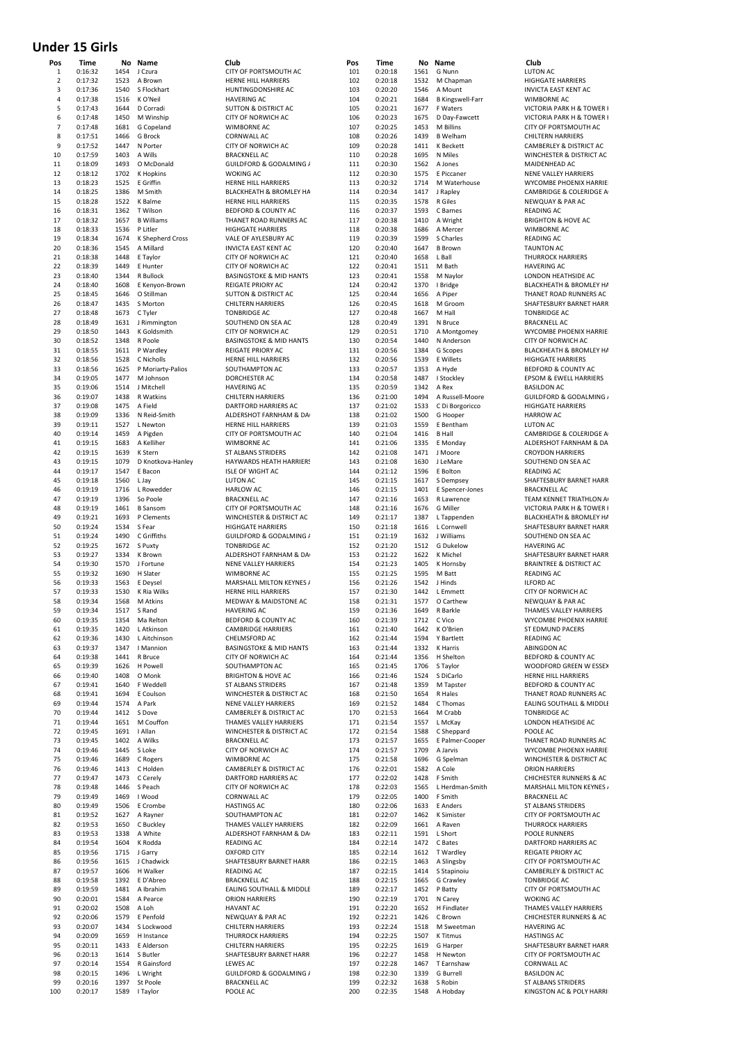## Under 15 Girls

| Pos | Time | No | Name | Club |
|---|---|---|---|---|
| 1 | 0:16:32 | 1454 | J Czura | CITY OF PORTSMOUTH AC |
| 2 | 0:17:32 | 1523 | A Brown | HERNE HILL HARRIERS |
| 3 | 0:17:36 | 1540 | S Flockhart | HUNTINGDONSHIRE AC |
| 4 | 0:17:38 | 1516 | K O'Neil | HAVERING AC |
| 5 | 0:17:43 | 1644 | D Corradi | SUTTON & DISTRICT AC |
| 6 | 0:17:48 | 1450 | M Winship | CITY OF NORWICH AC |
| 7 | 0:17:48 | 1681 | G Copeland | WIMBORNE AC |
| 8 | 0:17:51 | 1466 | G Brock | CORNWALL AC |
| 9 | 0:17:52 | 1447 | N Porter | CITY OF NORWICH AC |
| 10 | 0:17:59 | 1403 | A Wills | BRACKNELL AC |
| 11 | 0:18:09 | 1493 | O McDonald | GUILDFORD & GODALMING A |
| 12 | 0:18:12 | 1702 | K Hopkins | WOKING AC |
| 13 | 0:18:23 | 1525 | E Griffin | HERNE HILL HARRIERS |
| 14 | 0:18:25 | 1386 | M Smith | BLACKHEATH & BROMLEY HA |
| 15 | 0:18:28 | 1522 | K Balme | HERNE HILL HARRIERS |
| 16 | 0:18:31 | 1362 | T Wilson | BEDFORD & COUNTY AC |
| 17 | 0:18:32 | 1657 | B Williams | THANET ROAD RUNNERS AC |
| 18 | 0:18:33 | 1536 | P Litler | HIGHGATE HARRIERS |
| 19 | 0:18:34 | 1674 | K Shepherd Cross | VALE OF AYLESBURY AC |
| 20 | 0:18:36 | 1545 | A Millard | INVICTA EAST KENT AC |
| 21 | 0:18:38 | 1448 | E Taylor | CITY OF NORWICH AC |
| 22 | 0:18:39 | 1449 | E Hunter | CITY OF NORWICH AC |
| 23 | 0:18:40 | 1344 | R Bullock | BASINGSTOKE & MID HANTS |
| 24 | 0:18:40 | 1608 | E Kenyon-Brown | REIGATE PRIORY AC |
| 25 | 0:18:45 | 1646 | O Stillman | SUTTON & DISTRICT AC |
| 26 | 0:18:47 | 1435 | S Morton | CHILTERN HARRIERS |
| 27 | 0:18:48 | 1673 | C Tyler | TONBRIDGE AC |
| 28 | 0:18:49 | 1631 | J Rimmington | SOUTHEND ON SEA AC |
| 29 | 0:18:50 | 1443 | K Goldsmith | CITY OF NORWICH AC |
| 30 | 0:18:52 | 1348 | R Poole | BASINGSTOKE & MID HANTS |
| 31 | 0:18:55 | 1611 | P Wardley | REIGATE PRIORY AC |
| 32 | 0:18:56 | 1528 | C Nicholls | HERNE HILL HARRIERS |
| 33 | 0:18:56 | 1625 | P Moriarty-Palios | SOUTHAMPTON AC |
| 34 | 0:19:05 | 1477 | M Johnson | DORCHESTER AC |
| 35 | 0:19:06 | 1514 | J Mitchell | HAVERING AC |
| 36 | 0:19:07 | 1438 | R Watkins | CHILTERN HARRIERS |
| 37 | 0:19:08 | 1475 | A Field | DARTFORD HARRIERS AC |
| 38 | 0:19:09 | 1336 | N Reid-Smith | ALDERSHOT FARNHAM & DA |
| 39 | 0:19:11 | 1527 | L Newton | HERNE HILL HARRIERS |
| 40 | 0:19:14 | 1459 | A Pigden | CITY OF PORTSMOUTH AC |
| 41 | 0:19:15 | 1683 | A Kelliher | WIMBORNE AC |
| 42 | 0:19:15 | 1639 | K Stern | ST ALBANS STRIDERS |
| 43 | 0:19:15 | 1079 | D Knotkova-Hanley | HAYWARDS HEATH HARRIERS |
| 44 | 0:19:17 | 1547 | E Bacon | ISLE OF WIGHT AC |
| 45 | 0:19:18 | 1560 | L Jay | LUTON AC |
| 46 | 0:19:19 | 1716 | L Rowedder | HARLOW AC |
| 47 | 0:19:19 | 1396 | So Poole | BRACKNELL AC |
| 48 | 0:19:19 | 1461 | B Sansom | CITY OF PORTSMOUTH AC |
| 49 | 0:19:21 | 1693 | P Clements | WINCHESTER & DISTRICT AC |
| 50 | 0:19:24 | 1534 | S Fear | HIGHGATE HARRIERS |
| 51 | 0:19:24 | 1490 | C Griffiths | GUILDFORD & GODALMING A |
| 52 | 0:19:25 | 1672 | S Puxty | TONBRIDGE AC |
| 53 | 0:19:27 | 1334 | K Brown | ALDERSHOT FARNHAM & DA |
| 54 | 0:19:30 | 1570 | J Fortune | NENE VALLEY HARRIERS |
| 55 | 0:19:32 | 1690 | H Slater | WIMBORNE AC |
| 56 | 0:19:33 | 1563 | E Deysel | MARSHALL MILTON KEYNES A |
| 57 | 0:19:33 | 1530 | K Ria Wilks | HERNE HILL HARRIERS |
| 58 | 0:19:34 | 1568 | M Atkins | MEDWAY & MAIDSTONE AC |
| 59 | 0:19:34 | 1517 | S Rand | HAVERING AC |
| 60 | 0:19:35 | 1354 | Ma Relton | BEDFORD & COUNTY AC |
| 61 | 0:19:35 | 1420 | L Atkinson | CAMBRIDGE HARRIERS |
| 62 | 0:19:36 | 1430 | L Aitchinson | CHELMSFORD AC |
| 63 | 0:19:37 | 1347 | I Mannion | BASINGSTOKE & MID HANTS |
| 64 | 0:19:38 | 1441 | R Bruce | CITY OF NORWICH AC |
| 65 | 0:19:39 | 1626 | H Powell | SOUTHAMPTON AC |
| 66 | 0:19:40 | 1408 | O Monk | BRIGHTON & HOVE AC |
| 67 | 0:19:41 | 1640 | F Weddell | ST ALBANS STRIDERS |
| 68 | 0:19:41 | 1694 | E Coulson | WINCHESTER & DISTRICT AC |
| 69 | 0:19:44 | 1574 | A Park | NENE VALLEY HARRIERS |
| 70 | 0:19:44 | 1412 | S Dove | CAMBERLEY & DISTRICT AC |
| 71 | 0:19:44 | 1651 | M Couffon | THAMES VALLEY HARRIERS |
| 72 | 0:19:45 | 1691 | I Allan | WINCHESTER & DISTRICT AC |
| 73 | 0:19:45 | 1402 | A Wilks | BRACKNELL AC |
| 74 | 0:19:46 | 1445 | S Loke | CITY OF NORWICH AC |
| 75 | 0:19:46 | 1689 | C Rogers | WIMBORNE AC |
| 76 | 0:19:46 | 1413 | C Holden | CAMBERLEY & DISTRICT AC |
| 77 | 0:19:47 | 1473 | C Cerely | DARTFORD HARRIERS AC |
| 78 | 0:19:48 | 1446 | S Peach | CITY OF NORWICH AC |
| 79 | 0:19:49 | 1469 | I Wood | CORNWALL AC |
| 80 | 0:19:49 | 1506 | E Crombe | HASTINGS AC |
| 81 | 0:19:52 | 1627 | A Rayner | SOUTHAMPTON AC |
| 82 | 0:19:53 | 1650 | C Buckley | THAMES VALLEY HARRIERS |
| 83 | 0:19:53 | 1338 | A White | ALDERSHOT FARNHAM & DA |
| 84 | 0:19:54 | 1604 | K Rodda | READING AC |
| 85 | 0:19:56 | 1715 | J Garry | OXFORD CITY |
| 86 | 0:19:56 | 1615 | J Chadwick | SHAFTESBURY BARNET HARR |
| 87 | 0:19:57 | 1606 | H Walker | READING AC |
| 88 | 0:19:58 | 1392 | E D'Abreo | BRACKNELL AC |
| 89 | 0:19:59 | 1481 | A Ibrahim | EALING SOUTHALL & MIDDLE |
| 90 | 0:20:01 | 1584 | A Pearce | ORION HARRIERS |
| 91 | 0:20:02 | 1508 | A Loh | HAVANT AC |
| 92 | 0:20:06 | 1579 | E Penfold | NEWQUAY & PAR AC |
| 93 | 0:20:07 | 1434 | S Lockwood | CHILTERN HARRIERS |
| 94 | 0:20:09 | 1659 | H Instance | THURROCK HARRIERS |
| 95 | 0:20:11 | 1433 | E Alderson | CHILTERN HARRIERS |
| 96 | 0:20:13 | 1614 | S Butler | SHAFTESBURY BARNET HARR |
| 97 | 0:20:14 | 1554 | R Gainsford | LEWES AC |
| 98 | 0:20:15 | 1496 | L Wright | GUILDFORD & GODALMING A |
| 99 | 0:20:16 | 1397 | St Poole | BRACKNELL AC |
| 100 | 0:20:17 | 1589 | I Taylor | POOLE AC |
| 101 | 0:20:18 | 1561 | G Nunn | LUTON AC |
| 102 | 0:20:18 | 1532 | M Chapman | HIGHGATE HARRIERS |
| 103 | 0:20:20 | 1546 | A Mount | INVICTA EAST KENT AC |
| 104 | 0:20:21 | 1684 | B Kingswell-Farr | WIMBORNE AC |
| 105 | 0:20:21 | 1677 | F Waters | VICTORIA PARK H & TOWER H |
| 106 | 0:20:23 | 1675 | D Day-Fawcett | VICTORIA PARK H & TOWER H |
| 107 | 0:20:25 | 1453 | M Billins | CITY OF PORTSMOUTH AC |
| 108 | 0:20:26 | 1439 | B Welham | CHILTERN HARRIERS |
| 109 | 0:20:28 | 1411 | K Beckett | CAMBERLEY & DISTRICT AC |
| 110 | 0:20:28 | 1695 | N Miles | WINCHESTER & DISTRICT AC |
| 111 | 0:20:30 | 1562 | A Jones | MAIDENHEAD AC |
| 112 | 0:20:30 | 1575 | E Piccaner | NENE VALLEY HARRIERS |
| 113 | 0:20:32 | 1714 | M Waterhouse | WYCOMBE PHOENIX HARRIE |
| 114 | 0:20:34 | 1417 | J Rapley | CAMBRIDGE & COLERIDGE A |
| 115 | 0:20:35 | 1578 | R Giles | NEWQUAY & PAR AC |
| 116 | 0:20:37 | 1593 | C Barnes | READING AC |
| 117 | 0:20:38 | 1410 | A Wright | BRIGHTON & HOVE AC |
| 118 | 0:20:38 | 1686 | A Mercer | WIMBORNE AC |
| 119 | 0:20:39 | 1599 | S Charles | READING AC |
| 120 | 0:20:40 | 1647 | B Brown | TAUNTON AC |
| 121 | 0:20:40 | 1658 | L Ball | THURROCK HARRIERS |
| 122 | 0:20:41 | 1511 | M Bath | HAVERING AC |
| 123 | 0:20:41 | 1558 | M Naylor | LONDON HEATHSIDE AC |
| 124 | 0:20:42 | 1370 | I Bridge | BLACKHEATH & BROMLEY HA |
| 125 | 0:20:44 | 1656 | A Piper | THANET ROAD RUNNERS AC |
| 126 | 0:20:45 | 1618 | M Groom | SHAFTESBURY BARNET HARR |
| 127 | 0:20:48 | 1667 | M Hall | TONBRIDGE AC |
| 128 | 0:20:49 | 1391 | N Bruce | BRACKNELL AC |
| 129 | 0:20:51 | 1710 | A Montgomey | WYCOMBE PHOENIX HARRIE |
| 130 | 0:20:54 | 1440 | N Anderson | CITY OF NORWICH AC |
| 131 | 0:20:56 | 1384 | G Scopes | BLACKHEATH & BROMLEY HA |
| 132 | 0:20:56 | 1539 | E Willets | HIGHGATE HARRIERS |
| 133 | 0:20:57 | 1353 | A Hyde | BEDFORD & COUNTY AC |
| 134 | 0:20:58 | 1487 | I Stockley | EPSOM & EWELL HARRIERS |
| 135 | 0:20:59 | 1342 | A Rex | BASILDON AC |
| 136 | 0:21:00 | 1494 | A Russell-Moore | GUILDFORD & GODALMING A |
| 137 | 0:21:02 | 1533 | C Di Borgoricco | HIGHGATE HARRIERS |
| 138 | 0:21:02 | 1500 | G Hooper | HARROW AC |
| 139 | 0:21:03 | 1559 | E Bentham | LUTON AC |
| 140 | 0:21:04 | 1416 | B Hall | CAMBRIDGE & COLERIDGE A |
| 141 | 0:21:06 | 1335 | E Monday | ALDERSHOT FARNHAM & DA |
| 142 | 0:21:08 | 1471 | J Moore | CROYDON HARRIERS |
| 143 | 0:21:08 | 1630 | J LeMare | SOUTHEND ON SEA AC |
| 144 | 0:21:12 | 1596 | E Bolton | READING AC |
| 145 | 0:21:15 | 1617 | S Dempsey | SHAFTESBURY BARNET HARR |
| 146 | 0:21:15 | 1401 | E Spencer-Jones | BRACKNELL AC |
| 147 | 0:21:16 | 1653 | R Lawrence | TEAM KENNET TRIATHLON A |
| 148 | 0:21:16 | 1676 | G Miller | VICTORIA PARK H & TOWER H |
| 149 | 0:21:17 | 1387 | L Tappenden | BLACKHEATH & BROMLEY HA |
| 150 | 0:21:18 | 1616 | L Cornwell | SHAFTESBURY BARNET HARR |
| 151 | 0:21:19 | 1632 | J Williams | SOUTHEND ON SEA AC |
| 152 | 0:21:20 | 1512 | G Dukelow | HAVERING AC |
| 153 | 0:21:22 | 1622 | K Michel | SHAFTESBURY BARNET HARR |
| 154 | 0:21:23 | 1405 | K Hornsby | BRAINTREE & DISTRICT AC |
| 155 | 0:21:25 | 1595 | M Batt | READING AC |
| 156 | 0:21:26 | 1542 | J Hinds | ILFORD AC |
| 157 | 0:21:30 | 1442 | L Emmett | CITY OF NORWICH AC |
| 158 | 0:21:31 | 1577 | O Carthew | NEWQUAY & PAR AC |
| 159 | 0:21:36 | 1649 | R Barkle | THAMES VALLEY HARRIERS |
| 160 | 0:21:39 | 1712 | C Vico | WYCOMBE PHOENIX HARRIE |
| 161 | 0:21:40 | 1642 | K O'Brien | ST EDMUND PACERS |
| 162 | 0:21:44 | 1594 | Y Bartlett | READING AC |
| 163 | 0:21:44 | 1332 | K Harris | ABINGDON AC |
| 164 | 0:21:44 | 1356 | H Shelton | BEDFORD & COUNTY AC |
| 165 | 0:21:45 | 1706 | S Taylor | WOODFORD GREEN W ESSEX |
| 166 | 0:21:46 | 1524 | S DiCarlo | HERNE HILL HARRIERS |
| 167 | 0:21:48 | 1359 | M Tapster | BEDFORD & COUNTY AC |
| 168 | 0:21:50 | 1654 | R Hales | THANET ROAD RUNNERS AC |
| 169 | 0:21:52 | 1484 | C Thomas | EALING SOUTHALL & MIDDLE |
| 170 | 0:21:53 | 1664 | M Crabb | TONBRIDGE AC |
| 171 | 0:21:54 | 1557 | L McKay | LONDON HEATHSIDE AC |
| 172 | 0:21:54 | 1588 | C Sheppard | POOLE AC |
| 173 | 0:21:57 | 1655 | E Palmer-Cooper | THANET ROAD RUNNERS AC |
| 174 | 0:21:57 | 1709 | A Jarvis | WYCOMBE PHOENIX HARRIE |
| 175 | 0:21:58 | 1696 | G Spelman | WINCHESTER & DISTRICT AC |
| 176 | 0:22:01 | 1582 | A Cole | ORION HARRIERS |
| 177 | 0:22:02 | 1428 | F Smith | CHICHESTER RUNNERS & AC |
| 178 | 0:22:03 | 1565 | L Herdman-Smith | MARSHALL MILTON KEYNES A |
| 179 | 0:22:05 | 1400 | F Smith | BRACKNELL AC |
| 180 | 0:22:06 | 1633 | E Anders | ST ALBANS STRIDERS |
| 181 | 0:22:07 | 1462 | K Simister | CITY OF PORTSMOUTH AC |
| 182 | 0:22:09 | 1661 | A Raven | THURROCK HARRIERS |
| 183 | 0:22:11 | 1591 | L Short | POOLE RUNNERS |
| 184 | 0:22:14 | 1472 | C Bates | DARTFORD HARRIERS AC |
| 185 | 0:22:14 | 1612 | T Wardley | REIGATE PRIORY AC |
| 186 | 0:22:15 | 1463 | A Slingsby | CITY OF PORTSMOUTH AC |
| 187 | 0:22:15 | 1414 | S Stapinoiu | CAMBERLEY & DISTRICT AC |
| 188 | 0:22:15 | 1665 | G Crawley | TONBRIDGE AC |
| 189 | 0:22:17 | 1452 | P Batty | CITY OF PORTSMOUTH AC |
| 190 | 0:22:19 | 1701 | N Carey | WOKING AC |
| 191 | 0:22:20 | 1652 | H Findlater | THAMES VALLEY HARRIERS |
| 192 | 0:22:21 | 1426 | C Brown | CHICHESTER RUNNERS & AC |
| 193 | 0:22:24 | 1518 | M Sweetman | HAVERING AC |
| 194 | 0:22:25 | 1507 | K Titmus | HASTINGS AC |
| 195 | 0:22:25 | 1619 | G Harper | SHAFTESBURY BARNET HARR |
| 196 | 0:22:27 | 1458 | H Newton | CITY OF PORTSMOUTH AC |
| 197 | 0:22:28 | 1467 | T Earnshaw | CORNWALL AC |
| 198 | 0:22:30 | 1339 | G Burrell | BASILDON AC |
| 199 | 0:22:32 | 1638 | S Robin | ST ALBANS STRIDERS |
| 200 | 0:22:35 | 1548 | A Hobday | KINGSTON AC & POLY HARRI |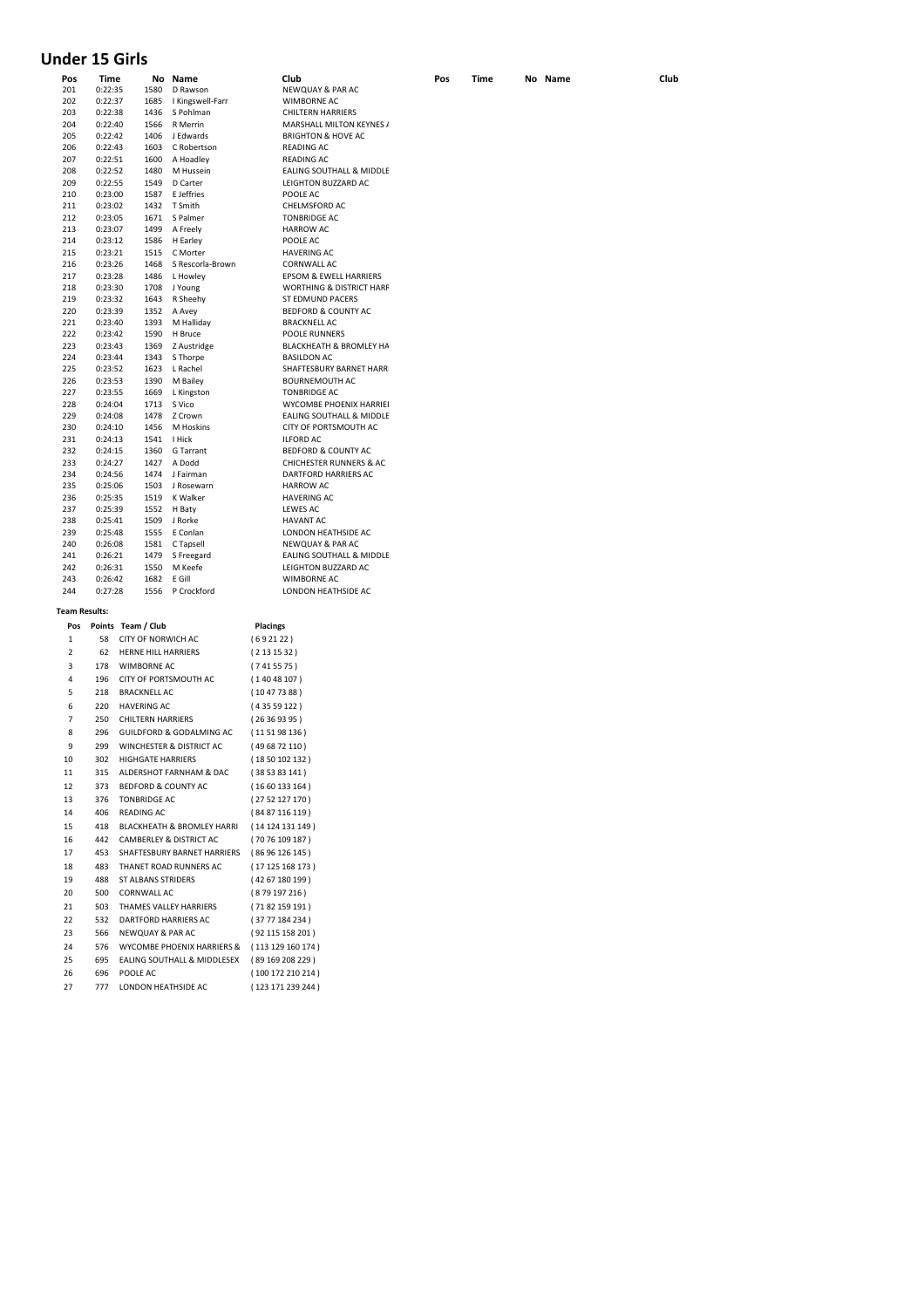## Under 15 Girls

| Pos | Time | No | Name | Club | Pos | Time | No | Name | Club |
|---|---|---|---|---|---|---|---|---|---|
| 201 | 0:22:35 | 1580 | D Rawson | NEWQUAY & PAR AC | | | | | |
| 202 | 0:22:37 | 1685 | I Kingswell-Farr | WIMBORNE AC | | | | | |
| 203 | 0:22:38 | 1436 | S Pohlman | CHILTERN HARRIERS | | | | | |
| 204 | 0:22:40 | 1566 | R Merrin | MARSHALL MILTON KEYNES A | | | | | |
| 205 | 0:22:42 | 1406 | J Edwards | BRIGHTON & HOVE AC | | | | | |
| 206 | 0:22:43 | 1603 | C Robertson | READING AC | | | | | |
| 207 | 0:22:51 | 1600 | A Hoadley | READING AC | | | | | |
| 208 | 0:22:52 | 1480 | M Hussein | EALING SOUTHALL & MIDDLE | | | | | |
| 209 | 0:22:55 | 1549 | D Carter | LEIGHTON BUZZARD AC | | | | | |
| 210 | 0:23:00 | 1587 | E Jeffries | POOLE AC | | | | | |
| 211 | 0:23:02 | 1432 | T Smith | CHELMSFORD AC | | | | | |
| 212 | 0:23:05 | 1671 | S Palmer | TONBRIDGE AC | | | | | |
| 213 | 0:23:07 | 1499 | A Freely | HARROW AC | | | | | |
| 214 | 0:23:12 | 1586 | H Earley | POOLE AC | | | | | |
| 215 | 0:23:21 | 1515 | C Morter | HAVERING AC | | | | | |
| 216 | 0:23:26 | 1468 | S Rescorla-Brown | CORNWALL AC | | | | | |
| 217 | 0:23:28 | 1486 | L Howley | EPSOM & EWELL HARRIERS | | | | | |
| 218 | 0:23:30 | 1708 | J Young | WORTHING & DISTRICT HARF | | | | | |
| 219 | 0:23:32 | 1643 | R Sheehy | ST EDMUND PACERS | | | | | |
| 220 | 0:23:39 | 1352 | A Avey | BEDFORD & COUNTY AC | | | | | |
| 221 | 0:23:40 | 1393 | M Halliday | BRACKNELL AC | | | | | |
| 222 | 0:23:42 | 1590 | H Bruce | POOLE RUNNERS | | | | | |
| 223 | 0:23:43 | 1369 | Z Austridge | BLACKHEATH & BROMLEY HA | | | | | |
| 224 | 0:23:44 | 1343 | S Thorpe | BASILDON AC | | | | | |
| 225 | 0:23:52 | 1623 | L Rachel | SHAFTESBURY BARNET HARR | | | | | |
| 226 | 0:23:53 | 1390 | M Bailey | BOURNEMOUTH AC | | | | | |
| 227 | 0:23:55 | 1669 | L Kingston | TONBRIDGE AC | | | | | |
| 228 | 0:24:04 | 1713 | S Vico | WYCOMBE PHOENIX HARRIEI | | | | | |
| 229 | 0:24:08 | 1478 | Z Crown | EALING SOUTHALL & MIDDLE | | | | | |
| 230 | 0:24:10 | 1456 | M Hoskins | CITY OF PORTSMOUTH AC | | | | | |
| 231 | 0:24:13 | 1541 | I Hick | ILFORD AC | | | | | |
| 232 | 0:24:15 | 1360 | G Tarrant | BEDFORD & COUNTY AC | | | | | |
| 233 | 0:24:27 | 1427 | A Dodd | CHICHESTER RUNNERS & AC | | | | | |
| 234 | 0:24:56 | 1474 | J Fairman | DARTFORD HARRIERS AC | | | | | |
| 235 | 0:25:06 | 1503 | J Rosewarn | HARROW AC | | | | | |
| 236 | 0:25:35 | 1519 | K Walker | HAVERING AC | | | | | |
| 237 | 0:25:39 | 1552 | H Baty | LEWES AC | | | | | |
| 238 | 0:25:41 | 1509 | J Rorke | HAVANT AC | | | | | |
| 239 | 0:25:48 | 1555 | E Conlan | LONDON HEATHSIDE AC | | | | | |
| 240 | 0:26:08 | 1581 | C Tapsell | NEWQUAY & PAR AC | | | | | |
| 241 | 0:26:21 | 1479 | S Freegard | EALING SOUTHALL & MIDDLE | | | | | |
| 242 | 0:26:31 | 1550 | M Keefe | LEIGHTON BUZZARD AC | | | | | |
| 243 | 0:26:42 | 1682 | E Gill | WIMBORNE AC | | | | | |
| 244 | 0:27:28 | 1556 | P Crockford | LONDON HEATHSIDE AC | | | | | |

**Team Results:**

| Pos | Points | Team / Club | Placings |
|---|---|---|---|
| 1 | 58 | CITY OF NORWICH AC | ( 6 9 21 22 ) |
| 2 | 62 | HERNE HILL HARRIERS | ( 2 13 15 32 ) |
| 3 | 178 | WIMBORNE AC | ( 7 41 55 75 ) |
| 4 | 196 | CITY OF PORTSMOUTH AC | ( 1 40 48 107 ) |
| 5 | 218 | BRACKNELL AC | ( 10 47 73 88 ) |
| 6 | 220 | HAVERING AC | ( 4 35 59 122 ) |
| 7 | 250 | CHILTERN HARRIERS | ( 26 36 93 95 ) |
| 8 | 296 | GUILDFORD & GODALMING AC | ( 11 51 98 136 ) |
| 9 | 299 | WINCHESTER & DISTRICT AC | ( 49 68 72 110 ) |
| 10 | 302 | HIGHGATE HARRIERS | ( 18 50 102 132 ) |
| 11 | 315 | ALDERSHOT FARNHAM & DAC | ( 38 53 83 141 ) |
| 12 | 373 | BEDFORD & COUNTY AC | ( 16 60 133 164 ) |
| 13 | 376 | TONBRIDGE AC | ( 27 52 127 170 ) |
| 14 | 406 | READING AC | ( 84 87 116 119 ) |
| 15 | 418 | BLACKHEATH & BROMLEY HARRI | ( 14 124 131 149 ) |
| 16 | 442 | CAMBERLEY & DISTRICT AC | ( 70 76 109 187 ) |
| 17 | 453 | SHAFTESBURY BARNET HARRIERS | ( 86 96 126 145 ) |
| 18 | 483 | THANET ROAD RUNNERS AC | ( 17 125 168 173 ) |
| 19 | 488 | ST ALBANS STRIDERS | ( 42 67 180 199 ) |
| 20 | 500 | CORNWALL AC | ( 8 79 197 216 ) |
| 21 | 503 | THAMES VALLEY HARRIERS | ( 71 82 159 191 ) |
| 22 | 532 | DARTFORD HARRIERS AC | ( 37 77 184 234 ) |
| 23 | 566 | NEWQUAY & PAR AC | ( 92 115 158 201 ) |
| 24 | 576 | WYCOMBE PHOENIX HARRIERS & | ( 113 129 160 174 ) |
| 25 | 695 | EALING SOUTHALL & MIDDLESEX | ( 89 169 208 229 ) |
| 26 | 696 | POOLE AC | ( 100 172 210 214 ) |
| 27 | 777 | LONDON HEATHSIDE AC | ( 123 171 239 244 ) |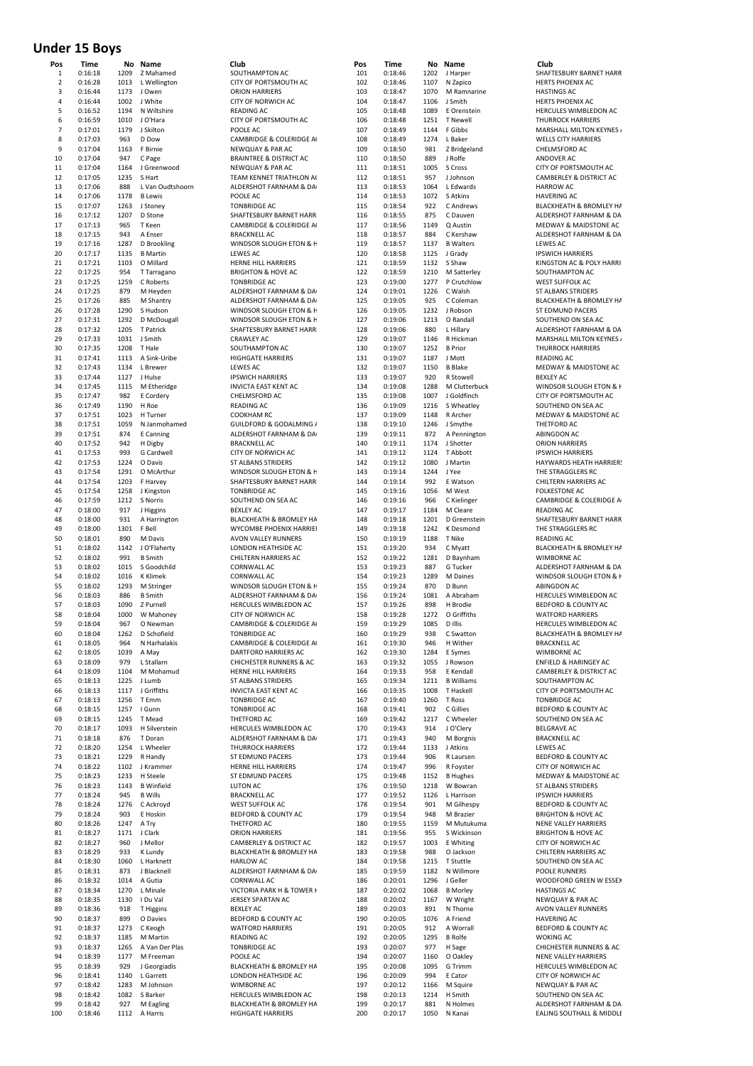# Under 15 Boys

| Pos | Time | No | Name | Club |
|---|---|---|---|---|
| 1 | 0:16:18 | 1209 | Z Mahamed | SOUTHAMPTON AC |
| 2 | 0:16:28 | 1013 | L Wellington | CITY OF PORTSMOUTH AC |
| 3 | 0:16:44 | 1173 | J Owen | ORION HARRIERS |
| 4 | 0:16:44 | 1002 | J White | CITY OF NORWICH AC |
| 5 | 0:16:52 | 1194 | N Wiltshire | READING AC |
| 6 | 0:16:59 | 1010 | J O'Hara | CITY OF PORTSMOUTH AC |
| 7 | 0:17:01 | 1179 | J Skilton | POOLE AC |
| 8 | 0:17:03 | 963 | D Dow | CAMBRIDGE & COLERIDGE A( |
| 9 | 0:17:04 | 1163 | F Birnie | NEWQUAY & PAR AC |
| 10 | 0:17:04 | 947 | C Page | BRAINTREE & DISTRICT AC |
| 11 | 0:17:04 | 1164 | J Greenwood | NEWQUAY & PAR AC |
| 12 | 0:17:05 | 1235 | S Hart | TEAM KENNET TRIATHLON A( |
| 13 | 0:17:06 | 888 | L Van Oudtshoorn | ALDERSHOT FARNHAM & DA |
| 14 | 0:17:06 | 1178 | B Lewis | POOLE AC |
| 15 | 0:17:07 | 1263 | J Stoney | TONBRIDGE AC |
| 16 | 0:17:12 | 1207 | D Stone | SHAFTESBURY BARNET HARR |
| 17 | 0:17:13 | 965 | T Keen | CAMBRIDGE & COLERIDGE A( |
| 18 | 0:17:15 | 943 | A Enser | BRACKNELL AC |
| 19 | 0:17:16 | 1287 | D Brookling | WINDSOR SLOUGH ETON & H |
| 20 | 0:17:17 | 1135 | B Martin | LEWES AC |
| 21 | 0:17:21 | 1103 | O Millard | HERNE HILL HARRIERS |
| 22 | 0:17:25 | 954 | T Tarragano | BRIGHTON & HOVE AC |
| 23 | 0:17:25 | 1259 | C Roberts | TONBRIDGE AC |
| 24 | 0:17:25 | 879 | M Heyden | ALDERSHOT FARNHAM & DA |
| 25 | 0:17:26 | 885 | M Shantry | ALDERSHOT FARNHAM & DA |
| 26 | 0:17:28 | 1290 | S Hudson | WINDSOR SLOUGH ETON & H |
| 27 | 0:17:31 | 1292 | D McDougall | WINDSOR SLOUGH ETON & H |
| 28 | 0:17:32 | 1205 | T Patrick | SHAFTESBURY BARNET HARR |
| 29 | 0:17:33 | 1031 | J Smith | CRAWLEY AC |
| 30 | 0:17:35 | 1208 | T Hale | SOUTHAMPTON AC |
| 31 | 0:17:41 | 1113 | A Sink-Uribe | HIGHGATE HARRIERS |
| 32 | 0:17:43 | 1134 | L Brewer | LEWES AC |
| 33 | 0:17:44 | 1127 | J Hulse | IPSWICH HARRIERS |
| 34 | 0:17:45 | 1115 | M Etheridge | INVICTA EAST KENT AC |
| 35 | 0:17:47 | 982 | E Cordery | CHELMSFORD AC |
| 36 | 0:17:49 | 1190 | H Roe | READING AC |
| 37 | 0:17:51 | 1023 | H Turner | COOKHAM RC |
| 38 | 0:17:51 | 1059 | N Janmohamed | GUILDFORD & GODALMING A |
| 39 | 0:17:51 | 874 | E Canning | ALDERSHOT FARNHAM & DA |
| 40 | 0:17:52 | 942 | H Digby | BRACKNELL AC |
| 41 | 0:17:53 | 993 | G Cardwell | CITY OF NORWICH AC |
| 42 | 0:17:53 | 1224 | O Davis | ST ALBANS STRIDERS |
| 43 | 0:17:54 | 1291 | O McArthur | WINDSOR SLOUGH ETON & H |
| 44 | 0:17:54 | 1203 | F Harvey | SHAFTESBURY BARNET HARR |
| 45 | 0:17:54 | 1258 | J Kingston | TONBRIDGE AC |
| 46 | 0:17:59 | 1212 | S Norris | SOUTHEND ON SEA AC |
| 47 | 0:18:00 | 917 | J Higgins | BEXLEY AC |
| 48 | 0:18:00 | 931 | A Harrington | BLACKHEATH & BROMLEY HA |
| 49 | 0:18:00 | 1301 | F Bell | WYCOMBE PHOENIX HARRIEI |
| 50 | 0:18:01 | 890 | M Davis | AVON VALLEY RUNNERS |
| 51 | 0:18:02 | 1142 | J O'Flaherty | LONDON HEATHSIDE AC |
| 52 | 0:18:02 | 991 | B Smith | CHILTERN HARRIERS AC |
| 53 | 0:18:02 | 1015 | S Goodchild | CORNWALL AC |
| 54 | 0:18:02 | 1016 | K Klimek | CORNWALL AC |
| 55 | 0:18:02 | 1293 | M Stringer | WINDSOR SLOUGH ETON & H |
| 56 | 0:18:03 | 886 | B Smith | ALDERSHOT FARNHAM & DA |
| 57 | 0:18:03 | 1090 | Z Purnell | HERCULES WIMBLEDON AC |
| 58 | 0:18:04 | 1000 | W Mahoney | CITY OF NORWICH AC |
| 59 | 0:18:04 | 967 | O Newman | CAMBRIDGE & COLERIDGE A( |
| 60 | 0:18:04 | 1262 | D Schofield | TONBRIDGE AC |
| 61 | 0:18:05 | 964 | N Harhalakis | CAMBRIDGE & COLERIDGE A( |
| 62 | 0:18:05 | 1039 | A May | DARTFORD HARRIERS AC |
| 63 | 0:18:09 | 979 | L Stallarn | CHICHESTER RUNNERS & AC |
| 64 | 0:18:09 | 1104 | M Mohamud | HERNE HILL HARRIERS |
| 65 | 0:18:13 | 1225 | J Lumb | ST ALBANS STRIDERS |
| 66 | 0:18:13 | 1117 | J Griffiths | INVICTA EAST KENT AC |
| 67 | 0:18:13 | 1256 | T Emm | TONBRIDGE AC |
| 68 | 0:18:15 | 1257 | I Gunn | TONBRIDGE AC |
| 69 | 0:18:15 | 1245 | T Mead | THETFORD AC |
| 70 | 0:18:17 | 1093 | H Silverstein | HERCULES WIMBLEDON AC |
| 71 | 0:18:18 | 876 | T Doran | ALDERSHOT FARNHAM & DA |
| 72 | 0:18:20 | 1254 | L Wheeler | THURROCK HARRIERS |
| 73 | 0:18:21 | 1229 | R Handy | ST EDMUND PACERS |
| 74 | 0:18:22 | 1102 | J Krammer | HERNE HILL HARRIERS |
| 75 | 0:18:23 | 1233 | H Steele | ST EDMUND PACERS |
| 76 | 0:18:23 | 1143 | B Winfield | LUTON AC |
| 77 | 0:18:24 | 945 | B Wills | BRACKNELL AC |
| 78 | 0:18:24 | 1276 | C Ackroyd | WEST SUFFOLK AC |
| 79 | 0:18:24 | 903 | E Hoskin | BEDFORD & COUNTY AC |
| 80 | 0:18:26 | 1247 | A Try | THETFORD AC |
| 81 | 0:18:27 | 1171 | J Clark | ORION HARRIERS |
| 82 | 0:18:27 | 960 | J Mellor | CAMBERLEY & DISTRICT AC |
| 83 | 0:18:29 | 933 | K Lundy | BLACKHEATH & BROMLEY HA |
| 84 | 0:18:30 | 1060 | L Harknett | HARLOW AC |
| 85 | 0:18:31 | 873 | J Blacknell | ALDERSHOT FARNHAM & DA |
| 86 | 0:18:32 | 1014 | A Gutia | CORNWALL AC |
| 87 | 0:18:34 | 1270 | L Minale | VICTORIA PARK H & TOWER H |
| 88 | 0:18:35 | 1130 | I Du Val | JERSEY SPARTAN AC |
| 89 | 0:18:36 | 918 | T Higgins | BEXLEY AC |
| 90 | 0:18:37 | 899 | O Davies | BEDFORD & COUNTY AC |
| 91 | 0:18:37 | 1273 | C Keogh | WATFORD HARRIERS |
| 92 | 0:18:37 | 1185 | M Martin | READING AC |
| 93 | 0:18:37 | 1265 | A Van Der Plas | TONBRIDGE AC |
| 94 | 0:18:39 | 1177 | M Freeman | POOLE AC |
| 95 | 0:18:39 | 929 | J Georgiadis | BLACKHEATH & BROMLEY HA |
| 96 | 0:18:41 | 1140 | L Garrett | LONDON HEATHSIDE AC |
| 97 | 0:18:42 | 1283 | M Johnson | WIMBORNE AC |
| 98 | 0:18:42 | 1082 | S Barker | HERCULES WIMBLEDON AC |
| 99 | 0:18:42 | 927 | M Eagling | BLACKHEATH & BROMLEY HA |
| 100 | 0:18:46 | 1112 | A Harris | HIGHGATE HARRIERS |
| 101 | 0:18:46 | 1202 | J Harper | SHAFTESBURY BARNET HARR |
| 102 | 0:18:46 | 1107 | N Zapico | HERTS PHOENIX AC |
| 103 | 0:18:47 | 1070 | M Ramnarine | HASTINGS AC |
| 104 | 0:18:47 | 1106 | J Smith | HERTS PHOENIX AC |
| 105 | 0:18:48 | 1089 | E Orenstein | HERCULES WIMBLEDON AC |
| 106 | 0:18:48 | 1251 | T Newell | THURROCK HARRIERS |
| 107 | 0:18:49 | 1144 | F Gibbs | MARSHALL MILTON KEYNES A |
| 108 | 0:18:49 | 1274 | L Baker | WELLS CITY HARRIERS |
| 109 | 0:18:50 | 981 | Z Bridgeland | CHELMSFORD AC |
| 110 | 0:18:50 | 889 | J Rolfe | ANDOVER AC |
| 111 | 0:18:51 | 1005 | S Cross | CITY OF PORTSMOUTH AC |
| 112 | 0:18:51 | 957 | J Johnson | CAMBERLEY & DISTRICT AC |
| 113 | 0:18:53 | 1064 | L Edwards | HARROW AC |
| 114 | 0:18:53 | 1072 | S Atkins | HAVERING AC |
| 115 | 0:18:54 | 922 | C Andrews | BLACKHEATH & BROMLEY HA |
| 116 | 0:18:55 | 875 | C Dauven | ALDERSHOT FARNHAM & DA |
| 117 | 0:18:56 | 1149 | Q Austin | MEDWAY & MAIDSTONE AC |
| 118 | 0:18:57 | 884 | C Kershaw | ALDERSHOT FARNHAM & DA |
| 119 | 0:18:57 | 1137 | B Walters | LEWES AC |
| 120 | 0:18:58 | 1125 | J Grady | IPSWICH HARRIERS |
| 121 | 0:18:59 | 1132 | S Shaw | KINGSTON AC & POLY HARRI |
| 122 | 0:18:59 | 1210 | M Satterley | SOUTHAMPTON AC |
| 123 | 0:19:00 | 1277 | P Crutchlow | WEST SUFFOLK AC |
| 124 | 0:19:01 | 1226 | C Walsh | ST ALBANS STRIDERS |
| 125 | 0:19:05 | 925 | C Coleman | BLACKHEATH & BROMLEY HA |
| 126 | 0:19:05 | 1232 | J Robson | ST EDMUND PACERS |
| 127 | 0:19:05 | 1213 | O Randall | SOUTHEND ON SEA AC |
| 128 | 0:19:06 | 880 | L Hillary | ALDERSHOT FARNHAM & DA |
| 129 | 0:19:07 | 1146 | R Hickman | MARSHALL MILTON KEYNES A |
| 130 | 0:19:07 | 1252 | B Prior | THURROCK HARRIERS |
| 131 | 0:19:07 | 1187 | J Mott | READING AC |
| 132 | 0:19:07 | 1150 | B Blake | MEDWAY & MAIDSTONE AC |
| 133 | 0:19:07 | 920 | R Stowell | BEXLEY AC |
| 134 | 0:19:08 | 1288 | M Clutterbuck | WINDSOR SLOUGH ETON & H |
| 135 | 0:19:08 | 1007 | J Goldfinch | CITY OF PORTSMOUTH AC |
| 136 | 0:19:09 | 1216 | S Wheatley | SOUTHEND ON SEA AC |
| 137 | 0:19:09 | 1148 | R Archer | MEDWAY & MAIDSTONE AC |
| 138 | 0:19:10 | 1246 | J Smythe | THETFORD AC |
| 139 | 0:19:11 | 872 | A Pennington | ABINGDON AC |
| 140 | 0:19:11 | 1174 | J Shotter | ORION HARRIERS |
| 141 | 0:19:12 | 1124 | T Abbott | IPSWICH HARRIERS |
| 142 | 0:19:12 | 1080 | J Martin | HAYWARDS HEATH HARRIERS |
| 143 | 0:19:14 | 1244 | J Yee | THE STRAGGLERS RC |
| 144 | 0:19:14 | 992 | E Watson | CHILTERN HARRIERS AC |
| 145 | 0:19:16 | 1056 | M West | FOLKESTONE AC |
| 146 | 0:19:16 | 966 | C Kielinger | CAMBRIDGE & COLERIDGE A |
| 147 | 0:19:17 | 1184 | M Cleare | READING AC |
| 148 | 0:19:18 | 1201 | D Greenstein | SHAFTESBURY BARNET HARR |
| 149 | 0:19:18 | 1242 | K Desmond | THE STRAGGLERS RC |
| 150 | 0:19:19 | 1188 | T Nike | READING AC |
| 151 | 0:19:20 | 934 | C Myatt | BLACKHEATH & BROMLEY HA |
| 152 | 0:19:22 | 1281 | D Baynham | WIMBORNE AC |
| 153 | 0:19:23 | 887 | G Tucker | ALDERSHOT FARNHAM & DA |
| 154 | 0:19:23 | 1289 | M Daines | WINDSOR SLOUGH ETON & H |
| 155 | 0:19:24 | 870 | D Bunn | ABINGDON AC |
| 156 | 0:19:24 | 1081 | A Abraham | HERCULES WIMBLEDON AC |
| 157 | 0:19:26 | 898 | H Brodie | BEDFORD & COUNTY AC |
| 158 | 0:19:28 | 1272 | O Griffiths | WATFORD HARRIERS |
| 159 | 0:19:29 | 1085 | D Illis | HERCULES WIMBLEDON AC |
| 160 | 0:19:29 | 938 | C Swatton | BLACKHEATH & BROMLEY HA |
| 161 | 0:19:30 | 946 | H Wither | BRACKNELL AC |
| 162 | 0:19:30 | 1284 | E Symes | WIMBORNE AC |
| 163 | 0:19:32 | 1055 | J Rowson | ENFIELD & HARINGEY AC |
| 164 | 0:19:33 | 958 | E Kendall | CAMBERLEY & DISTRICT AC |
| 165 | 0:19:34 | 1211 | B Williams | SOUTHAMPTON AC |
| 166 | 0:19:35 | 1008 | T Haskell | CITY OF PORTSMOUTH AC |
| 167 | 0:19:40 | 1260 | T Ross | TONBRIDGE AC |
| 168 | 0:19:41 | 902 | C Gillies | BEDFORD & COUNTY AC |
| 169 | 0:19:42 | 1217 | C Wheeler | SOUTHEND ON SEA AC |
| 170 | 0:19:43 | 914 | J O'Clery | BELGRAVE AC |
| 171 | 0:19:43 | 940 | M Borgnis | BRACKNELL AC |
| 172 | 0:19:44 | 1133 | J Atkins | LEWES AC |
| 173 | 0:19:44 | 906 | R Laursen | BEDFORD & COUNTY AC |
| 174 | 0:19:47 | 996 | R Foyster | CITY OF NORWICH AC |
| 175 | 0:19:48 | 1152 | B Hughes | MEDWAY & MAIDSTONE AC |
| 176 | 0:19:50 | 1218 | W Bowran | ST ALBANS STRIDERS |
| 177 | 0:19:52 | 1126 | L Harrison | IPSWICH HARRIERS |
| 178 | 0:19:54 | 901 | M Gilhespy | BEDFORD & COUNTY AC |
| 179 | 0:19:54 | 948 | M Brazier | BRIGHTON & HOVE AC |
| 180 | 0:19:55 | 1159 | M Mutukuma | NENE VALLEY HARRIERS |
| 181 | 0:19:56 | 955 | S Wickinson | BRIGHTON & HOVE AC |
| 182 | 0:19:57 | 1003 | E Whiting | CITY OF NORWICH AC |
| 183 | 0:19:58 | 988 | O Jackson | CHILTERN HARRIERS AC |
| 184 | 0:19:58 | 1215 | T Stuttle | SOUTHEND ON SEA AC |
| 185 | 0:19:59 | 1182 | N Willmore | POOLE RUNNERS |
| 186 | 0:20:01 | 1296 | J Geller | WOODFORD GREEN W ESSEX |
| 187 | 0:20:02 | 1068 | B Morley | HASTINGS AC |
| 188 | 0:20:02 | 1167 | W Wright | NEWQUAY & PAR AC |
| 189 | 0:20:03 | 891 | N Thorne | AVON VALLEY RUNNERS |
| 190 | 0:20:05 | 1076 | A Friend | HAVERING AC |
| 191 | 0:20:05 | 912 | A Worrall | BEDFORD & COUNTY AC |
| 192 | 0:20:05 | 1295 | B Rolfe | WOKING AC |
| 193 | 0:20:07 | 977 | H Sage | CHICHESTER RUNNERS & AC |
| 194 | 0:20:07 | 1160 | O Oakley | NENE VALLEY HARRIERS |
| 195 | 0:20:08 | 1095 | G Trimm | HERCULES WIMBLEDON AC |
| 196 | 0:20:09 | 994 | E Cator | CITY OF NORWICH AC |
| 197 | 0:20:12 | 1166 | M Squire | NEWQUAY & PAR AC |
| 198 | 0:20:13 | 1214 | H Smith | SOUTHEND ON SEA AC |
| 199 | 0:20:17 | 881 | N Holmes | ALDERSHOT FARNHAM & DA |
| 200 | 0:20:17 | 1050 | N Kanai | EALING SOUTHALL & MIDDLE |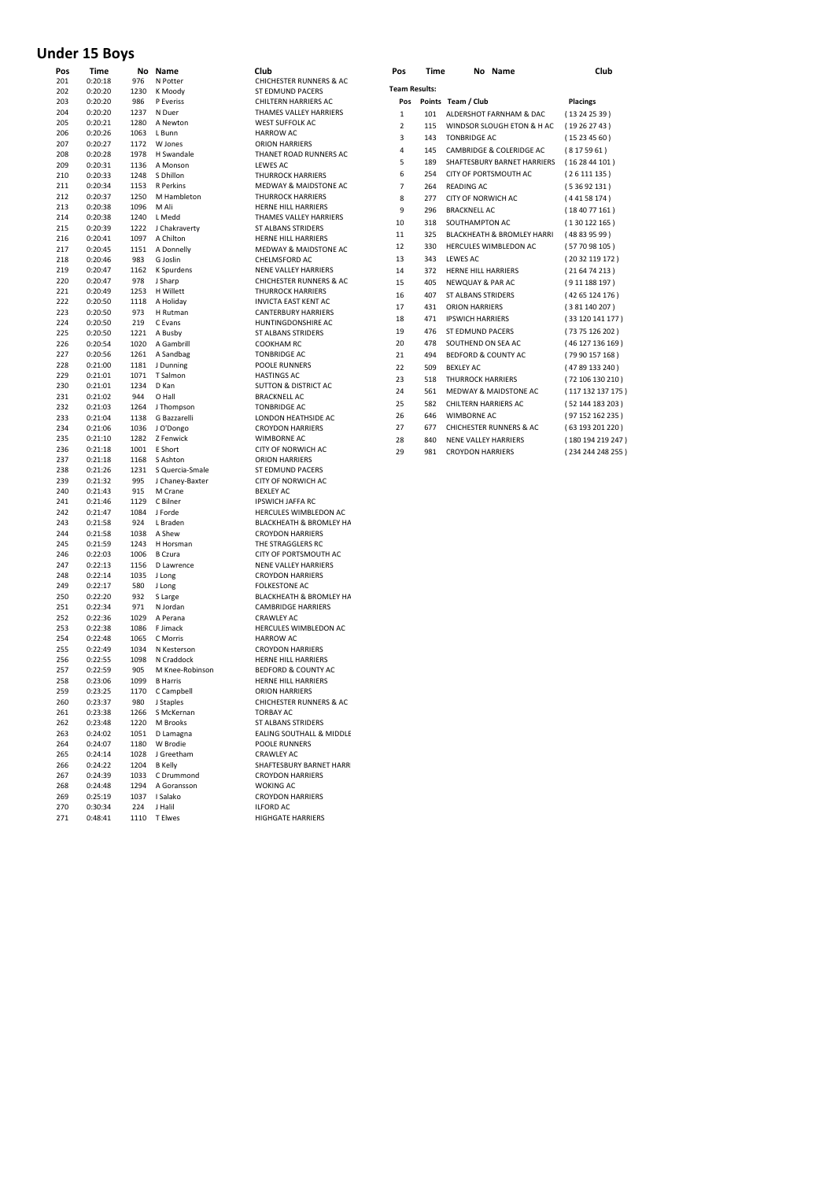## Under 15 Boys

| Pos | Time | No | Name | Club |
|---|---|---|---|---|
| 201 | 0:20:18 | 976 | N Potter | CHICHESTER RUNNERS & AC |
| 202 | 0:20:20 | 1230 | K Moody | ST EDMUND PACERS |
| 203 | 0:20:20 | 986 | P Everiss | CHILTERN HARRIERS AC |
| 204 | 0:20:20 | 1237 | N Duer | THAMES VALLEY HARRIERS |
| 205 | 0:20:21 | 1280 | A Newton | WEST SUFFOLK AC |
| 206 | 0:20:26 | 1063 | L Bunn | HARROW AC |
| 207 | 0:20:27 | 1172 | W Jones | ORION HARRIERS |
| 208 | 0:20:28 | 1978 | H Swandale | THANET ROAD RUNNERS AC |
| 209 | 0:20:31 | 1136 | A Monson | LEWES AC |
| 210 | 0:20:33 | 1248 | S Dhillon | THURROCK HARRIERS |
| 211 | 0:20:34 | 1153 | R Perkins | MEDWAY & MAIDSTONE AC |
| 212 | 0:20:37 | 1250 | M Hambleton | THURROCK HARRIERS |
| 213 | 0:20:38 | 1096 | M Ali | HERNE HILL HARRIERS |
| 214 | 0:20:38 | 1240 | L Medd | THAMES VALLEY HARRIERS |
| 215 | 0:20:39 | 1222 | J Chakraverty | ST ALBANS STRIDERS |
| 216 | 0:20:41 | 1097 | A Chilton | HERNE HILL HARRIERS |
| 217 | 0:20:45 | 1151 | A Donnelly | MEDWAY & MAIDSTONE AC |
| 218 | 0:20:46 | 983 | G Joslin | CHELMSFORD AC |
| 219 | 0:20:47 | 1162 | K Spurdens | NENE VALLEY HARRIERS |
| 220 | 0:20:47 | 978 | J Sharp | CHICHESTER RUNNERS & AC |
| 221 | 0:20:49 | 1253 | H Willett | THURROCK HARRIERS |
| 222 | 0:20:50 | 1118 | A Holiday | INVICTA EAST KENT AC |
| 223 | 0:20:50 | 973 | H Rutman | CANTERBURY HARRIERS |
| 224 | 0:20:50 | 219 | C Evans | HUNTINGDONSHIRE AC |
| 225 | 0:20:50 | 1221 | A Busby | ST ALBANS STRIDERS |
| 226 | 0:20:54 | 1020 | A Gambrill | COOKHAM RC |
| 227 | 0:20:56 | 1261 | A Sandbag | TONBRIDGE AC |
| 228 | 0:21:00 | 1181 | J Dunning | POOLE RUNNERS |
| 229 | 0:21:01 | 1071 | T Salmon | HASTINGS AC |
| 230 | 0:21:01 | 1234 | D Kan | SUTTON & DISTRICT AC |
| 231 | 0:21:02 | 944 | O Hall | BRACKNELL AC |
| 232 | 0:21:03 | 1264 | J Thompson | TONBRIDGE AC |
| 233 | 0:21:04 | 1138 | G Bazzarelli | LONDON HEATHSIDE AC |
| 234 | 0:21:06 | 1036 | J O'Dongo | CROYDON HARRIERS |
| 235 | 0:21:10 | 1282 | Z Fenwick | WIMBORNE AC |
| 236 | 0:21:18 | 1001 | E Short | CITY OF NORWICH AC |
| 237 | 0:21:18 | 1168 | S Ashton | ORION HARRIERS |
| 238 | 0:21:26 | 1231 | S Quercia-Smale | ST EDMUND PACERS |
| 239 | 0:21:32 | 995 | J Chaney-Baxter | CITY OF NORWICH AC |
| 240 | 0:21:43 | 915 | M Crane | BEXLEY AC |
| 241 | 0:21:46 | 1129 | C Bilner | IPSWICH JAFFA RC |
| 242 | 0:21:47 | 1084 | J Forde | HERCULES WIMBLEDON AC |
| 243 | 0:21:58 | 924 | L Braden | BLACKHEATH & BROMLEY HA |
| 244 | 0:21:58 | 1038 | A Shew | CROYDON HARRIERS |
| 245 | 0:21:59 | 1243 | H Horsman | THE STRAGGLERS RC |
| 246 | 0:22:03 | 1006 | B Czura | CITY OF PORTSMOUTH AC |
| 247 | 0:22:13 | 1156 | D Lawrence | NENE VALLEY HARRIERS |
| 248 | 0:22:14 | 1035 | J Long | CROYDON HARRIERS |
| 249 | 0:22:17 | 580 | J Long | FOLKESTONE AC |
| 250 | 0:22:20 | 932 | S Large | BLACKHEATH & BROMLEY HA |
| 251 | 0:22:34 | 971 | N Jordan | CAMBRIDGE HARRIERS |
| 252 | 0:22:36 | 1029 | A Perana | CRAWLEY AC |
| 253 | 0:22:38 | 1086 | F Jimack | HERCULES WIMBLEDON AC |
| 254 | 0:22:48 | 1065 | C Morris | HARROW AC |
| 255 | 0:22:49 | 1034 | N Kesterson | CROYDON HARRIERS |
| 256 | 0:22:55 | 1098 | N Craddock | HERNE HILL HARRIERS |
| 257 | 0:22:59 | 905 | M Knee-Robinson | BEDFORD & COUNTY AC |
| 258 | 0:23:06 | 1099 | B Harris | HERNE HILL HARRIERS |
| 259 | 0:23:25 | 1170 | C Campbell | ORION HARRIERS |
| 260 | 0:23:37 | 980 | J Staples | CHICHESTER RUNNERS & AC |
| 261 | 0:23:38 | 1266 | S McKernan | TORBAY AC |
| 262 | 0:23:48 | 1220 | M Brooks | ST ALBANS STRIDERS |
| 263 | 0:24:02 | 1051 | D Lamagna | EALING SOUTHALL & MIDDLE |
| 264 | 0:24:07 | 1180 | W Brodie | POOLE RUNNERS |
| 265 | 0:24:14 | 1028 | J Greetham | CRAWLEY AC |
| 266 | 0:24:22 | 1204 | B Kelly | SHAFTESBURY BARNET HARR |
| 267 | 0:24:39 | 1033 | C Drummond | CROYDON HARRIERS |
| 268 | 0:24:48 | 1294 | A Goransson | WOKING AC |
| 269 | 0:25:19 | 1037 | I Salako | CROYDON HARRIERS |
| 270 | 0:30:34 | 224 | J Halil | ILFORD AC |
| 271 | 0:48:41 | 1110 | T Elwes | HIGHGATE HARRIERS |

**Team Results:**

| Pos | Points | Team / Club | Placings |
|---|---|---|---|
| 1 | 101 | ALDERSHOT FARNHAM & DAC | ( 13 24 25 39 ) |
| 2 | 115 | WINDSOR SLOUGH ETON & H AC | ( 19 26 27 43 ) |
| 3 | 143 | TONBRIDGE AC | ( 15 23 45 60 ) |
| 4 | 145 | CAMBRIDGE & COLERIDGE AC | ( 8 17 59 61 ) |
| 5 | 189 | SHAFTESBURY BARNET HARRIERS | ( 16 28 44 101 ) |
| 6 | 254 | CITY OF PORTSMOUTH AC | ( 2 6 111 135 ) |
| 7 | 264 | READING AC | ( 5 36 92 131 ) |
| 8 | 277 | CITY OF NORWICH AC | ( 4 41 58 174 ) |
| 9 | 296 | BRACKNELL AC | ( 18 40 77 161 ) |
| 10 | 318 | SOUTHAMPTON AC | ( 1 30 122 165 ) |
| 11 | 325 | BLACKHEATH & BROMLEY HARRI | ( 48 83 95 99 ) |
| 12 | 330 | HERCULES WIMBLEDON AC | ( 57 70 98 105 ) |
| 13 | 343 | LEWES AC | ( 20 32 119 172 ) |
| 14 | 372 | HERNE HILL HARRIERS | ( 21 64 74 213 ) |
| 15 | 405 | NEWQUAY & PAR AC | ( 9 11 188 197 ) |
| 16 | 407 | ST ALBANS STRIDERS | ( 42 65 124 176 ) |
| 17 | 431 | ORION HARRIERS | ( 3 81 140 207 ) |
| 18 | 471 | IPSWICH HARRIERS | ( 33 120 141 177 ) |
| 19 | 476 | ST EDMUND PACERS | ( 73 75 126 202 ) |
| 20 | 478 | SOUTHEND ON SEA AC | ( 46 127 136 169 ) |
| 21 | 494 | BEDFORD & COUNTY AC | ( 79 90 157 168 ) |
| 22 | 509 | BEXLEY AC | ( 47 89 133 240 ) |
| 23 | 518 | THURROCK HARRIERS | ( 72 106 130 210 ) |
| 24 | 561 | MEDWAY & MAIDSTONE AC | ( 117 132 137 175 ) |
| 25 | 582 | CHILTERN HARRIERS AC | ( 52 144 183 203 ) |
| 26 | 646 | WIMBORNE AC | ( 97 152 162 235 ) |
| 27 | 677 | CHICHESTER RUNNERS & AC | ( 63 193 201 220 ) |
| 28 | 840 | NENE VALLEY HARRIERS | ( 180 194 219 247 ) |
| 29 | 981 | CROYDON HARRIERS | ( 234 244 248 255 ) |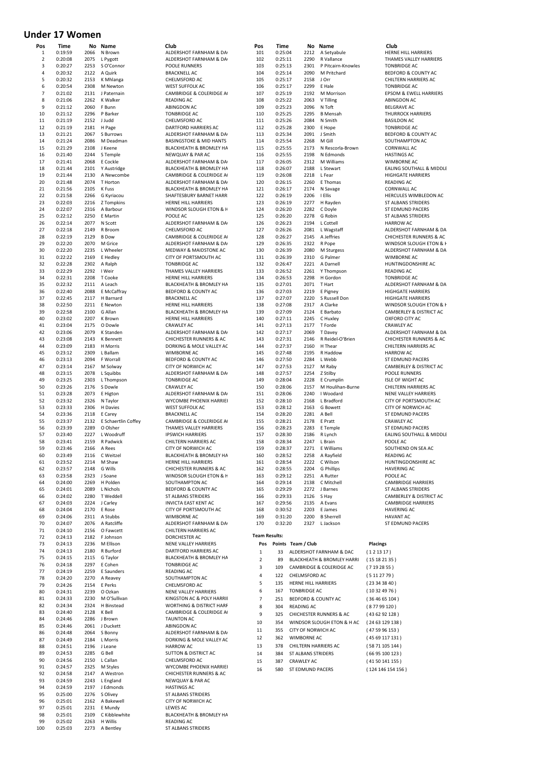# Under 17 Women

| Pos | Time | No | Name | Club |
|---|---|---|---|---|
| 1 | 0:19:59 | 2066 | N Brown | ALDERSHOT FARNHAM & DA |
| 2 | 0:20:08 | 2075 | L Pygott | ALDERSHOT FARNHAM & DA |
| 3 | 0:20:27 | 2253 | S O'Connor | POOLE RUNNERS |
| 4 | 0:20:32 | 2122 | A Quirk | BRACKNELL AC |
| 5 | 0:20:32 | 2153 | K Mhlanga | CHELMSFORD AC |
| 6 | 0:20:54 | 2308 | M Newton | WEST SUFFOLK AC |
| 7 | 0:21:02 | 2131 | J Paternain | CAMBRIDGE & COLERIDGE AC |
| 8 | 0:21:06 | 2262 | K Walker | READING AC |
| 9 | 0:21:12 | 2060 | F Bunn | ABINGDON AC |
| 10 | 0:21:12 | 2296 | P Barker | TONBRIDGE AC |
| 11 | 0:21:19 | 2152 | J Judd | CHELMSFORD AC |
| 12 | 0:21:19 | 2181 | H Page | DARTFORD HARRIERS AC |
| 13 | 0:21:21 | 2067 | S Burrows | ALDERSHOT FARNHAM & DA |
| 14 | 0:21:24 | 2086 | M Deadman | BASINGSTOKE & MID HANTS |
| 15 | 0:21:29 | 2108 | J Keene | BLACKHEATH & BROMLEY HA |
| 16 | 0:21:40 | 2244 | S Temple | NEWQUAY & PAR AC |
| 17 | 0:21:41 | 2068 | E Cockle | ALDERSHOT FARNHAM & DA |
| 18 | 0:21:44 | 2101 | Y Austridge | BLACKHEATH & BROMLEY HA |
| 19 | 0:21:44 | 2130 | A Newcombe | CAMBRIDGE & COLERIDGE AC |
| 20 | 0:21:48 | 2074 | T Horton | ALDERSHOT FARNHAM & DA |
| 21 | 0:21:56 | 2105 | K Fuss | BLACKHEATH & BROMLEY HA |
| 22 | 0:21:58 | 2266 | G Kyriacou | SHAFTESBURY BARNET HARR |
| 23 | 0:22:03 | 2216 | Z Tompkins | HERNE HILL HARRIERS |
| 24 | 0:22:07 | 2316 | A Barbour | WINDSOR SLOUGH ETON & H |
| 25 | 0:22:12 | 2250 | E Martin | POOLE AC |
| 26 | 0:22:14 | 2077 | N Scott | ALDERSHOT FARNHAM & DA |
| 27 | 0:22:18 | 2149 | R Broom | CHELMSFORD AC |
| 28 | 0:22:19 | 2129 | B Dow | CAMBRIDGE & COLERIDGE AC |
| 29 | 0:22:20 | 2070 | M Grice | ALDERSHOT FARNHAM & DA |
| 30 | 0:22:20 | 2235 | L Wheeler | MEDWAY & MAIDSTONE AC |
| 31 | 0:22:22 | 2169 | E Hedley | CITY OF PORTSMOUTH AC |
| 32 | 0:22:28 | 2302 | A Ralph | TONBRIDGE AC |
| 33 | 0:22:29 | 2292 | I Weir | THAMES VALLEY HARRIERS |
| 34 | 0:22:31 | 2208 | T Cooke | HERNE HILL HARRIERS |
| 35 | 0:22:32 | 2111 | A Leach | BLACKHEATH & BROMLEY HA |
| 36 | 0:22:40 | 2088 | E McCaffray | BEDFORD & COUNTY AC |
| 37 | 0:22:45 | 2117 | H Barnard | BRACKNELL AC |
| 38 | 0:22:50 | 2211 | E Newton | HERNE HILL HARRIERS |
| 39 | 0:22:58 | 2100 | G Allan | BLACKHEATH & BROMLEY HA |
| 40 | 0:23:02 | 2207 | K Brown | HERNE HILL HARRIERS |
| 41 | 0:23:04 | 2175 | O Dowle | CRAWLEY AC |
| 42 | 0:23:06 | 2079 | K Standen | ALDERSHOT FARNHAM & DA |
| 43 | 0:23:08 | 2143 | K Bennett | CHICHESTER RUNNERS & AC |
| 44 | 0:23:09 | 2183 | H Morris | DORKING & MOLE VALLEY AC |
| 45 | 0:23:12 | 2309 | L Ballam | WIMBORNE AC |
| 46 | 0:23:13 | 2094 | F Worrall | BEDFORD & COUNTY AC |
| 47 | 0:23:14 | 2167 | M Solway | CITY OF NORWICH AC |
| 48 | 0:23:15 | 2078 | L Squibbs | ALDERSHOT FARNHAM & DA |
| 49 | 0:23:25 | 2303 | L Thompson | TONBRIDGE AC |
| 50 | 0:23:26 | 2176 | S Dowle | CRAWLEY AC |
| 51 | 0:23:28 | 2073 | E Higton | ALDERSHOT FARNHAM & DA |
| 52 | 0:23:32 | 2326 | N Taylor | WYCOMBE PHOENIX HARRIE |
| 53 | 0:23:33 | 2306 | H Davies | WEST SUFFOLK AC |
| 54 | 0:23:36 | 2118 | E Carey | BRACKNELL AC |
| 55 | 0:23:37 | 2132 | E Schaertlin Coffey | CAMBRIDGE & COLERIDGE AC |
| 56 | 0:23:39 | 2289 | O Olsher | THAMES VALLEY HARRIERS |
| 57 | 0:23:40 | 2227 | L Woodruff | IPSWICH HARRIERS |
| 58 | 0:23:41 | 2159 | R Padwick | CHILTERN HARRIERS AC |
| 59 | 0:23:46 | 2166 | A Rees | CITY OF NORWICH AC |
| 60 | 0:23:49 | 2116 | C Weitzel | BLACKHEATH & BROMLEY HA |
| 61 | 0:23:52 | 2214 | M Shaw | HERNE HILL HARRIERS |
| 62 | 0:23:57 | 2148 | G Wills | CHICHESTER RUNNERS & AC |
| 63 | 0:23:58 | 2323 | J Soane | WINDSOR SLOUGH ETON & H |
| 64 | 0:24:00 | 2269 | H Polden | SOUTHAMPTON AC |
| 65 | 0:24:01 | 2089 | L Nichols | BEDFORD & COUNTY AC |
| 66 | 0:24:02 | 2280 | T Weddell | ST ALBANS STRIDERS |
| 67 | 0:24:03 | 2224 | J Carley | INVICTA EAST KENT AC |
| 68 | 0:24:04 | 2170 | E Rose | CITY OF PORTSMOUTH AC |
| 69 | 0:24:06 | 2311 | A Stubbs | WIMBORNE AC |
| 70 | 0:24:07 | 2076 | A Ratcliffe | ALDERSHOT FARNHAM & DA |
| 71 | 0:24:10 | 2156 | O Fawcett | CHILTERN HARRIERS AC |
| 72 | 0:24:13 | 2182 | F Johnson | DORCHESTER AC |
| 73 | 0:24:13 | 2236 | M Ellison | NENE VALLEY HARRIERS |
| 74 | 0:24:13 | 2180 | R Burford | DARTFORD HARRIERS AC |
| 75 | 0:24:15 | 2115 | G Taylor | BLACKHEATH & BROMLEY HA |
| 76 | 0:24:18 | 2297 | E Cohen | TONBRIDGE AC |
| 77 | 0:24:19 | 2259 | E Saunders | READING AC |
| 78 | 0:24:20 | 2270 | A Reavey | SOUTHAMPTON AC |
| 79 | 0:24:26 | 2154 | E Perks | CHELMSFORD AC |
| 80 | 0:24:31 | 2239 | O Ozkan | NENE VALLEY HARRIERS |
| 81 | 0:24:33 | 2230 | M O'Sullivan | KINGSTON AC & POLY HARRII |
| 82 | 0:24:34 | 2324 | H Binstead | WORTHING & DISTRICT HARR |
| 83 | 0:24:40 | 2128 | K Bell | CAMBRIDGE & COLERIDGE AC |
| 84 | 0:24:46 | 2286 | J Brown | TAUNTON AC |
| 85 | 0:24:46 | 2061 | J Duckett | ABINGDON AC |
| 86 | 0:24:48 | 2064 | S Bonny | ALDERSHOT FARNHAM & DA |
| 87 | 0:24:49 | 2184 | L Morris | DORKING & MOLE VALLEY AC |
| 88 | 0:24:51 | 2196 | J Leane | HARROW AC |
| 89 | 0:24:53 | 2285 | G Bell | SUTTON & DISTRICT AC |
| 90 | 0:24:56 | 2150 | L Callan | CHELMSFORD AC |
| 91 | 0:24:57 | 2325 | M Styles | WYCOMBE PHOENIX HARRIE |
| 92 | 0:24:58 | 2147 | A Westron | CHICHESTER RUNNERS & AC |
| 93 | 0:24:59 | 2243 | L England | NEWQUAY & PAR AC |
| 94 | 0:24:59 | 2197 | J Edmonds | HASTINGS AC |
| 95 | 0:25:00 | 2276 | S Olivey | ST ALBANS STRIDERS |
| 96 | 0:25:01 | 2162 | A Bakewell | CITY OF NORWICH AC |
| 97 | 0:25:01 | 2231 | E Mundy | LEWES AC |
| 98 | 0:25:01 | 2109 | C Kibblewhite | BLACKHEATH & BROMLEY HA |
| 99 | 0:25:02 | 2263 | H Willis | READING AC |
| 100 | 0:25:03 | 2273 | A Bentley | ST ALBANS STRIDERS |
| 101 | 0:25:04 | 2212 | A Setyabule | HERNE HILL HARRIERS |
| 102 | 0:25:11 | 2290 | R Vallance | THAMES VALLEY HARRIERS |
| 103 | 0:25:13 | 2301 | P Pitcairn-Knowles | TONBRIDGE AC |
| 104 | 0:25:14 | 2090 | M Pritchard | BEDFORD & COUNTY AC |
| 105 | 0:25:17 | 2158 | J Orr | CHILTERN HARRIERS AC |
| 106 | 0:25:17 | 2299 | E Hale | TONBRIDGE AC |
| 107 | 0:25:19 | 2192 | M Morrison | EPSOM & EWELL HARRIERS |
| 108 | 0:25:22 | 2063 | V Tilling | ABINGDON AC |
| 109 | 0:25:23 | 2096 | N Toft | BELGRAVE AC |
| 110 | 0:25:25 | 2295 | B Mensah | THURROCK HARRIERS |
| 111 | 0:25:26 | 2084 | N Smith | BASILDON AC |
| 112 | 0:25:28 | 2300 | E Hope | TONBRIDGE AC |
| 113 | 0:25:34 | 2091 | J Smith | BEDFORD & COUNTY AC |
| 114 | 0:25:54 | 2268 | M Gill | SOUTHAMPTON AC |
| 115 | 0:25:55 | 2173 | N Rescorla-Brown | CORNWALL AC |
| 116 | 0:25:55 | 2198 | N Edmonds | HASTINGS AC |
| 117 | 0:26:05 | 2312 | M Williams | WIMBORNE AC |
| 118 | 0:26:07 | 2188 | L Stewart | EALING SOUTHALL & MIDDLE |
| 119 | 0:26:08 | 2218 | L Fear | HIGHGATE HARRIERS |
| 120 | 0:26:15 | 2260 | E Thomas | READING AC |
| 121 | 0:26:17 | 2174 | N Savage | CORNWALL AC |
| 122 | 0:26:19 | 2206 | I Ellis | HERCULES WIMBLEDON AC |
| 123 | 0:26:19 | 2277 | H Rayden | ST ALBANS STRIDERS |
| 124 | 0:26:20 | 2282 | C Doyle | ST EDMUND PACERS |
| 125 | 0:26:20 | 2278 | G Robin | ST ALBANS STRIDERS |
| 126 | 0:26:23 | 2194 | L Cottell | HARROW AC |
| 127 | 0:26:26 | 2081 | L Wagstaff | ALDERSHOT FARNHAM & DA |
| 128 | 0:26:27 | 2145 | A Jeffries | CHICHESTER RUNNERS & AC |
| 129 | 0:26:35 | 2322 | R Pope | WINDSOR SLOUGH ETON & H |
| 130 | 0:26:39 | 2080 | M Sturgess | ALDERSHOT FARNHAM & DA |
| 131 | 0:26:39 | 2310 | G Palmer | WIMBORNE AC |
| 132 | 0:26:47 | 2221 | A Darnell | HUNTINGDONSHIRE AC |
| 133 | 0:26:52 | 2261 | Y Thompson | READING AC |
| 134 | 0:26:53 | 2298 | H Gordon | TONBRIDGE AC |
| 135 | 0:27:01 | 2071 | T Hart | ALDERSHOT FARNHAM & DA |
| 136 | 0:27:03 | 2219 | E Pigney | HIGHGATE HARRIERS |
| 137 | 0:27:07 | 2220 | S Russell Don | HIGHGATE HARRIERS |
| 138 | 0:27:08 | 2317 | A Clarke | WINDSOR SLOUGH ETON & H |
| 139 | 0:27:09 | 2124 | E Barbato | CAMBERLEY & DISTRICT AC |
| 140 | 0:27:11 | 2245 | C Huxley | OXFORD CITY AC |
| 141 | 0:27:13 | 2177 | T Forde | CRAWLEY AC |
| 142 | 0:27:17 | 2069 | T Davey | ALDERSHOT FARNHAM & DA |
| 143 | 0:27:31 | 2146 | R Reidel-O'Brien | CHICHESTER RUNNERS & AC |
| 144 | 0:27:37 | 2160 | H Thear | CHILTERN HARRIERS AC |
| 145 | 0:27:48 | 2195 | R Haddow | HARROW AC |
| 146 | 0:27:50 | 2284 | L Webb | ST EDMUND PACERS |
| 147 | 0:27:53 | 2127 | M Raby | CAMBERLEY & DISTRICT AC |
| 148 | 0:27:57 | 2254 | Z Stilby | POOLE RUNNERS |
| 149 | 0:28:04 | 2228 | E Crumplin | ISLE OF WIGHT AC |
| 150 | 0:28:06 | 2157 | M Houlihan-Burne | CHILTERN HARRIERS AC |
| 151 | 0:28:06 | 2240 | I Woodard | NENE VALLEY HARRIERS |
| 152 | 0:28:10 | 2168 | L Bradford | CITY OF PORTSMOUTH AC |
| 153 | 0:28:12 | 2163 | G Bowett | CITY OF NORWICH AC |
| 154 | 0:28:20 | 2281 | A Bell | ST EDMUND PACERS |
| 155 | 0:28:21 | 2178 | E Pratt | CRAWLEY AC |
| 156 | 0:28:23 | 2283 | E Temple | ST EDMUND PACERS |
| 157 | 0:28:30 | 2186 | R Lynch | EALING SOUTHALL & MIDDLE |
| 158 | 0:28:34 | 2247 | L Brain | POOLE AC |
| 159 | 0:28:37 | 2271 | E Williams | SOUTHEND ON SEA AC |
| 160 | 0:28:52 | 2258 | A Rayfield | READING AC |
| 161 | 0:28:54 | 2222 | C Wilson | HUNTINGDONSHIRE AC |
| 162 | 0:28:55 | 2204 | G Phillips | HAVERING AC |
| 163 | 0:29:12 | 2251 | A Rutter | POOLE AC |
| 164 | 0:29:14 | 2138 | C Mitchell | CAMBRIDGE HARRIERS |
| 165 | 0:29:29 | 2272 | J Barnes | ST ALBANS STRIDERS |
| 166 | 0:29:33 | 2126 | S Hay | CAMBERLEY & DISTRICT AC |
| 167 | 0:29:56 | 2135 | A Evans | CAMBRIDGE HARRIERS |
| 168 | 0:30:52 | 2203 | E James | HAVERING AC |
| 169 | 0:31:20 | 2200 | B Sherrell | HAVANT AC |
| 170 | 0:32:20 | 2327 | L Jackson | ST EDMUND PACERS |

**Team Results:**

| Pos | Points | Team / Club | Placings |
|---|---|---|---|
| 1 | 33 | ALDERSHOT FARNHAM & DAC | ( 1 2 13 17 ) |
| 2 | 89 | BLACKHEATH & BROMLEY HARRI | ( 15 18 21 35 ) |
| 3 | 109 | CAMBRIDGE & COLERIDGE AC | ( 7 19 28 55 ) |
| 4 | 122 | CHELMSFORD AC | ( 5 11 27 79 ) |
| 5 | 135 | HERNE HILL HARRIERS | ( 23 34 38 40 ) |
| 6 | 167 | TONBRIDGE AC | ( 10 32 49 76 ) |
| 7 | 251 | BEDFORD & COUNTY AC | ( 36 46 65 104 ) |
| 8 | 304 | READING AC | ( 8 77 99 120 ) |
| 9 | 325 | CHICHESTER RUNNERS & AC | ( 43 62 92 128 ) |
| 10 | 354 | WINDSOR SLOUGH ETON & H AC | ( 24 63 129 138 ) |
| 11 | 355 | CITY OF NORWICH AC | ( 47 59 96 153 ) |
| 12 | 362 | WIMBORNE AC | ( 45 69 117 131 ) |
| 13 | 378 | CHILTERN HARRIERS AC | ( 58 71 105 144 ) |
| 14 | 384 | ST ALBANS STRIDERS | ( 66 95 100 123 ) |
| 15 | 387 | CRAWLEY AC | ( 41 50 141 155 ) |
| 16 | 580 | ST EDMUND PACERS | ( 124 146 154 156 ) |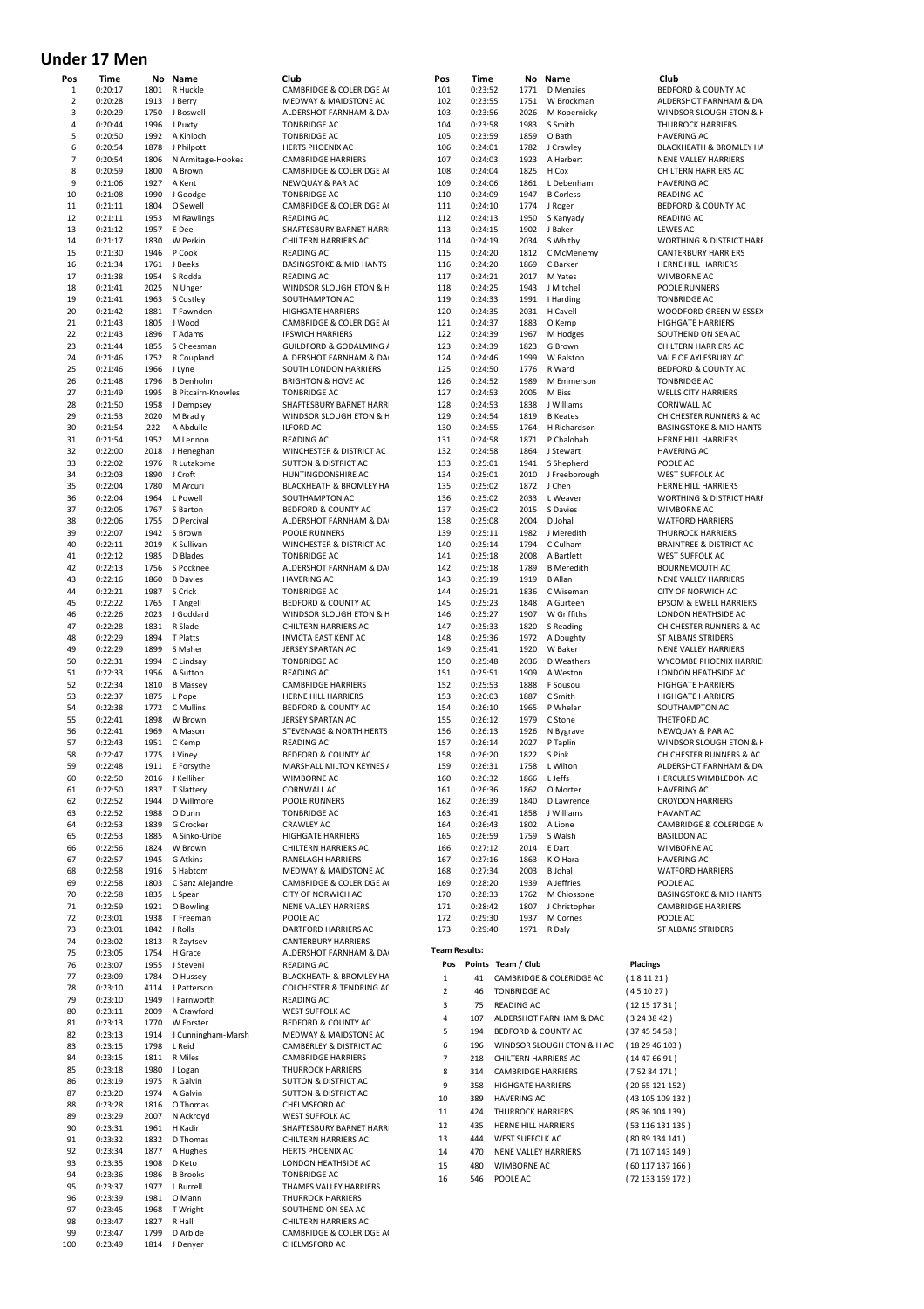# Under 17 Men

| Pos | Time | No | Name | Club |
|---|---|---|---|---|
| 1 | 0:20:17 | 1801 | R Huckle | CAMBRIDGE & COLERIDGE A( |
| 2 | 0:20:28 | 1913 | J Berry | MEDWAY & MAIDSTONE AC |
| 3 | 0:20:29 | 1750 | J Boswell | ALDERSHOT FARNHAM & DA( |
| 4 | 0:20:44 | 1996 | J Puxty | TONBRIDGE AC |
| 5 | 0:20:50 | 1992 | A Kinloch | TONBRIDGE AC |
| 6 | 0:20:54 | 1878 | J Philpott | HERTS PHOENIX AC |
| 7 | 0:20:54 | 1806 | N Armitage-Hookes | CAMBRIDGE HARRIERS |
| 8 | 0:20:59 | 1800 | A Brown | CAMBRIDGE & COLERIDGE A( |
| 9 | 0:21:06 | 1927 | A Kent | NEWQUAY & PAR AC |
| 10 | 0:21:08 | 1990 | J Goodge | TONBRIDGE AC |
| 11 | 0:21:11 | 1804 | O Sewell | CAMBRIDGE & COLERIDGE A( |
| 12 | 0:21:11 | 1953 | M Rawlings | READING AC |
| 13 | 0:21:12 | 1957 | E Dee | SHAFTESBURY BARNET HARR |
| 14 | 0:21:17 | 1830 | W Perkin | CHILTERN HARRIERS AC |
| 15 | 0:21:30 | 1946 | P Cook | READING AC |
| 16 | 0:21:34 | 1761 | J Beeks | BASINGSTOKE & MID HANTS |
| 17 | 0:21:38 | 1954 | S Rodda | READING AC |
| 18 | 0:21:41 | 2025 | N Unger | WINDSOR SLOUGH ETON & H |
| 19 | 0:21:41 | 1963 | S Costley | SOUTHAMPTON AC |
| 20 | 0:21:42 | 1881 | T Fawnden | HIGHGATE HARRIERS |
| 21 | 0:21:43 | 1805 | J Wood | CAMBRIDGE & COLERIDGE A( |
| 22 | 0:21:43 | 1896 | T Adams | IPSWICH HARRIERS |
| 23 | 0:21:44 | 1855 | S Cheesman | GUILDFORD & GODALMING / |
| 24 | 0:21:46 | 1752 | R Coupland | ALDERSHOT FARNHAM & DA( |
| 25 | 0:21:46 | 1966 | J Lyne | SOUTH LONDON HARRIERS |
| 26 | 0:21:48 | 1796 | B Denholm | BRIGHTON & HOVE AC |
| 27 | 0:21:49 | 1995 | B Pitcairn-Knowles | TONBRIDGE AC |
| 28 | 0:21:50 | 1958 | J Dempsey | SHAFTESBURY BARNET HARR |
| 29 | 0:21:53 | 2020 | M Bradly | WINDSOR SLOUGH ETON & H |
| 30 | 0:21:54 | 222 | A Abdulle | ILFORD AC |
| 31 | 0:21:54 | 1952 | M Lennon | READING AC |
| 32 | 0:22:00 | 2018 | J Heneghan | WINCHESTER & DISTRICT AC |
| 33 | 0:22:02 | 1976 | R Lutakome | SUTTON & DISTRICT AC |
| 34 | 0:22:03 | 1890 | J Croft | HUNTINGDONSHIRE AC |
| 35 | 0:22:04 | 1780 | M Arcuri | BLACKHEATH & BROMLEY HA |
| 36 | 0:22:04 | 1964 | L Powell | SOUTHAMPTON AC |
| 37 | 0:22:05 | 1767 | S Barton | BEDFORD & COUNTY AC |
| 38 | 0:22:06 | 1755 | O Percival | ALDERSHOT FARNHAM & DA( |
| 39 | 0:22:07 | 1942 | S Brown | POOLE RUNNERS |
| 40 | 0:22:11 | 2019 | K Sullivan | WINCHESTER & DISTRICT AC |
| 41 | 0:22:12 | 1985 | D Blades | TONBRIDGE AC |
| 42 | 0:22:13 | 1756 | S Pocknee | ALDERSHOT FARNHAM & DA( |
| 43 | 0:22:16 | 1860 | B Davies | HAVERING AC |
| 44 | 0:22:21 | 1987 | S Crick | TONBRIDGE AC |
| 45 | 0:22:22 | 1765 | T Angell | BEDFORD & COUNTY AC |
| 46 | 0:22:26 | 2023 | J Goddard | WINDSOR SLOUGH ETON & H |
| 47 | 0:22:28 | 1831 | R Slade | CHILTERN HARRIERS AC |
| 48 | 0:22:29 | 1894 | T Platts | INVICTA EAST KENT AC |
| 49 | 0:22:29 | 1899 | S Maher | JERSEY SPARTAN AC |
| 50 | 0:22:31 | 1994 | C Lindsay | TONBRIDGE AC |
| 51 | 0:22:33 | 1956 | A Sutton | READING AC |
| 52 | 0:22:34 | 1810 | B Massey | CAMBRIDGE HARRIERS |
| 53 | 0:22:37 | 1875 | L Pope | HERNE HILL HARRIERS |
| 54 | 0:22:38 | 1772 | C Mullins | BEDFORD & COUNTY AC |
| 55 | 0:22:41 | 1898 | W Brown | JERSEY SPARTAN AC |
| 56 | 0:22:41 | 1969 | A Mason | STEVENAGE & NORTH HERTS |
| 57 | 0:22:43 | 1951 | C Kemp | READING AC |
| 58 | 0:22:47 | 1775 | J Viney | BEDFORD & COUNTY AC |
| 59 | 0:22:48 | 1911 | E Forsythe | MARSHALL MILTON KEYNES / |
| 60 | 0:22:50 | 2016 | J Kelliher | WIMBORNE AC |
| 61 | 0:22:50 | 1837 | T Slattery | CORNWALL AC |
| 62 | 0:22:52 | 1944 | D Willmore | POOLE RUNNERS |
| 63 | 0:22:52 | 1988 | O Dunn | TONBRIDGE AC |
| 64 | 0:22:53 | 1839 | G Crocker | CRAWLEY AC |
| 65 | 0:22:53 | 1885 | A Sinko-Uribe | HIGHGATE HARRIERS |
| 66 | 0:22:56 | 1824 | W Brown | CHILTERN HARRIERS AC |
| 67 | 0:22:57 | 1945 | G Atkins | RANELAGH HARRIERS |
| 68 | 0:22:58 | 1916 | S Habtom | MEDWAY & MAIDSTONE AC |
| 69 | 0:22:58 | 1803 | C Sanz Alejandre | CAMBRIDGE & COLERIDGE A( |
| 70 | 0:22:58 | 1835 | L Spear | CITY OF NORWICH AC |
| 71 | 0:22:59 | 1921 | O Bowling | NENE VALLEY HARRIERS |
| 72 | 0:23:01 | 1938 | T Freeman | POOLE AC |
| 73 | 0:23:01 | 1842 | J Rolls | DARTFORD HARRIERS AC |
| 74 | 0:23:02 | 1813 | R Zaytsev | CANTERBURY HARRIERS |
| 75 | 0:23:05 | 1754 | H Grace | ALDERSHOT FARNHAM & DA( |
| 76 | 0:23:07 | 1955 | J Steveni | READING AC |
| 77 | 0:23:09 | 1784 | O Hussey | BLACKHEATH & BROMLEY HA |
| 78 | 0:23:10 | 4114 | J Patterson | COLCHESTER & TENDRING AC |
| 79 | 0:23:10 | 1949 | I Farnworth | READING AC |
| 80 | 0:23:11 | 2009 | A Crawford | WEST SUFFOLK AC |
| 81 | 0:23:13 | 1770 | W Forster | BEDFORD & COUNTY AC |
| 82 | 0:23:13 | 1914 | J Cunningham-Marsh | MEDWAY & MAIDSTONE AC |
| 83 | 0:23:15 | 1798 | L Reid | CAMBERLEY & DISTRICT AC |
| 84 | 0:23:15 | 1811 | R Miles | CAMBRIDGE HARRIERS |
| 85 | 0:23:18 | 1980 | J Logan | THURROCK HARRIERS |
| 86 | 0:23:19 | 1975 | R Galvin | SUTTON & DISTRICT AC |
| 87 | 0:23:20 | 1974 | A Galvin | SUTTON & DISTRICT AC |
| 88 | 0:23:28 | 1816 | O Thomas | CHELMSFORD AC |
| 89 | 0:23:29 | 2007 | N Ackroyd | WEST SUFFOLK AC |
| 90 | 0:23:31 | 1961 | H Kadir | SHAFTESBURY BARNET HARR |
| 91 | 0:23:32 | 1832 | D Thomas | CHILTERN HARRIERS AC |
| 92 | 0:23:34 | 1877 | A Hughes | HERTS PHOENIX AC |
| 93 | 0:23:35 | 1908 | D Keto | LONDON HEATHSIDE AC |
| 94 | 0:23:36 | 1986 | B Brooks | TONBRIDGE AC |
| 95 | 0:23:37 | 1977 | L Burrell | THAMES VALLEY HARRIERS |
| 96 | 0:23:39 | 1981 | O Mann | THURROCK HARRIERS |
| 97 | 0:23:45 | 1968 | T Wright | SOUTHEND ON SEA AC |
| 98 | 0:23:47 | 1827 | R Hall | CHILTERN HARRIERS AC |
| 99 | 0:23:47 | 1799 | D Arbide | CAMBRIDGE & COLERIDGE A( |
| 100 | 0:23:49 | 1814 | J Denyer | CHELMSFORD AC |
| 101 | 0:23:52 | 1771 | D Menzies | BEDFORD & COUNTY AC |
| 102 | 0:23:55 | 1751 | W Brockman | ALDERSHOT FARNHAM & DA |
| 103 | 0:23:56 | 2026 | M Kopernicky | WINDSOR SLOUGH ETON & H |
| 104 | 0:23:58 | 1983 | S Smith | THURROCK HARRIERS |
| 105 | 0:23:59 | 1859 | O Bath | HAVERING AC |
| 106 | 0:24:01 | 1782 | J Crawley | BLACKHEATH & BROMLEY HA |
| 107 | 0:24:03 | 1923 | A Herbert | NENE VALLEY HARRIERS |
| 108 | 0:24:04 | 1825 | H Cox | CHILTERN HARRIERS AC |
| 109 | 0:24:06 | 1861 | L Debenham | HAVERING AC |
| 110 | 0:24:09 | 1947 | B Corless | READING AC |
| 111 | 0:24:10 | 1774 | J Roger | BEDFORD & COUNTY AC |
| 112 | 0:24:13 | 1950 | S Kanyady | READING AC |
| 113 | 0:24:15 | 1902 | J Baker | LEWES AC |
| 114 | 0:24:19 | 2034 | S Whitby | WORTHING & DISTRICT HARI |
| 115 | 0:24:20 | 1812 | C McMenemy | CANTERBURY HARRIERS |
| 116 | 0:24:20 | 1869 | C Barker | HERNE HILL HARRIERS |
| 117 | 0:24:21 | 2017 | M Yates | WIMBORNE AC |
| 118 | 0:24:25 | 1943 | J Mitchell | POOLE RUNNERS |
| 119 | 0:24:33 | 1991 | I Harding | TONBRIDGE AC |
| 120 | 0:24:35 | 2031 | H Cavell | WOODFORD GREEN W ESSEX |
| 121 | 0:24:37 | 1883 | O Kemp | HIGHGATE HARRIERS |
| 122 | 0:24:39 | 1967 | M Hodges | SOUTHEND ON SEA AC |
| 123 | 0:24:39 | 1823 | G Brown | CHILTERN HARRIERS AC |
| 124 | 0:24:46 | 1999 | W Ralston | VALE OF AYLESBURY AC |
| 125 | 0:24:50 | 1776 | R Ward | BEDFORD & COUNTY AC |
| 126 | 0:24:52 | 1989 | M Emmerson | TONBRIDGE AC |
| 127 | 0:24:53 | 2005 | M Biss | WELLS CITY HARRIERS |
| 128 | 0:24:53 | 1838 | J Williams | CORNWALL AC |
| 129 | 0:24:54 | 1819 | B Keates | CHICHESTER RUNNERS & AC |
| 130 | 0:24:55 | 1764 | H Richardson | BASINGSTOKE & MID HANTS |
| 131 | 0:24:58 | 1871 | P Chalobah | HERNE HILL HARRIERS |
| 132 | 0:24:58 | 1864 | J Stewart | HAVERING AC |
| 133 | 0:25:01 | 1941 | S Shepherd | POOLE AC |
| 134 | 0:25:01 | 2010 | J Freeborough | WEST SUFFOLK AC |
| 135 | 0:25:02 | 1872 | J Chen | HERNE HILL HARRIERS |
| 136 | 0:25:02 | 2033 | L Weaver | WORTHING & DISTRICT HARI |
| 137 | 0:25:02 | 2015 | S Davies | WIMBORNE AC |
| 138 | 0:25:08 | 2004 | D Johal | WATFORD HARRIERS |
| 139 | 0:25:11 | 1982 | J Meredith | THURROCK HARRIERS |
| 140 | 0:25:14 | 1794 | C Culham | BRAINTREE & DISTRICT AC |
| 141 | 0:25:18 | 2008 | A Bartlett | WEST SUFFOLK AC |
| 142 | 0:25:18 | 1789 | B Meredith | BOURNEMOUTH AC |
| 143 | 0:25:19 | 1919 | B Allan | NENE VALLEY HARRIERS |
| 144 | 0:25:21 | 1836 | C Wiseman | CITY OF NORWICH AC |
| 145 | 0:25:23 | 1848 | A Gurteen | EPSOM & EWELL HARRIERS |
| 146 | 0:25:27 | 1907 | W Griffiths | LONDON HEATHSIDE AC |
| 147 | 0:25:33 | 1820 | S Reading | CHICHESTER RUNNERS & AC |
| 148 | 0:25:36 | 1972 | A Doughty | ST ALBANS STRIDERS |
| 149 | 0:25:41 | 1920 | W Baker | NENE VALLEY HARRIERS |
| 150 | 0:25:48 | 2036 | D Weathers | WYCOMBE PHOENIX HARRIE |
| 151 | 0:25:51 | 1909 | A Weston | LONDON HEATHSIDE AC |
| 152 | 0:25:53 | 1888 | F Sousou | HIGHGATE HARRIERS |
| 153 | 0:26:03 | 1887 | C Smith | HIGHGATE HARRIERS |
| 154 | 0:26:10 | 1965 | P Whelan | SOUTHAMPTON AC |
| 155 | 0:26:12 | 1979 | C Stone | THETFORD AC |
| 156 | 0:26:13 | 1926 | N Bygrave | NEWQUAY & PAR AC |
| 157 | 0:26:14 | 2027 | P Taplin | WINDSOR SLOUGH ETON & H |
| 158 | 0:26:20 | 1822 | S Pink | CHICHESTER RUNNERS & AC |
| 159 | 0:26:31 | 1758 | L Wilton | ALDERSHOT FARNHAM & DA |
| 160 | 0:26:32 | 1866 | L Jeffs | HERCULES WIMBLEDON AC |
| 161 | 0:26:36 | 1862 | O Morter | HAVERING AC |
| 162 | 0:26:39 | 1840 | D Lawrence | CROYDON HARRIERS |
| 163 | 0:26:41 | 1858 | J Williams | HAVANT AC |
| 164 | 0:26:43 | 1802 | A Lione | CAMBRIDGE & COLERIDGE A |
| 165 | 0:26:59 | 1759 | S Walsh | BASILDON AC |
| 166 | 0:27:12 | 2014 | E Dart | WIMBORNE AC |
| 167 | 0:27:16 | 1863 | K O'Hara | HAVERING AC |
| 168 | 0:27:34 | 2003 | B Johal | WATFORD HARRIERS |
| 169 | 0:28:20 | 1939 | A Jeffries | POOLE AC |
| 170 | 0:28:33 | 1762 | M Chiossone | BASINGSTOKE & MID HANTS |
| 171 | 0:28:42 | 1807 | J Christopher | CAMBRIDGE HARRIERS |
| 172 | 0:29:30 | 1937 | M Cornes | POOLE AC |
| 173 | 0:29:40 | 1971 | R Daly | ST ALBANS STRIDERS |

**Team Results:**

| Pos | Points | Team / Club | Placings |
|---|---|---|---|
| 1 | 41 | CAMBRIDGE & COLERIDGE AC | ( 1 8 11 21 ) |
| 2 | 46 | TONBRIDGE AC | ( 4 5 10 27 ) |
| 3 | 75 | READING AC | ( 12 15 17 31 ) |
| 4 | 107 | ALDERSHOT FARNHAM & DAC | ( 3 24 38 42 ) |
| 5 | 194 | BEDFORD & COUNTY AC | ( 37 45 54 58 ) |
| 6 | 196 | WINDSOR SLOUGH ETON & H AC | ( 18 29 46 103 ) |
| 7 | 218 | CHILTERN HARRIERS AC | ( 14 47 66 91 ) |
| 8 | 314 | CAMBRIDGE HARRIERS | ( 7 52 84 171 ) |
| 9 | 358 | HIGHGATE HARRIERS | ( 20 65 121 152 ) |
| 10 | 389 | HAVERING AC | ( 43 105 109 132 ) |
| 11 | 424 | THURROCK HARRIERS | ( 85 96 104 139 ) |
| 12 | 435 | HERNE HILL HARRIERS | ( 53 116 131 135 ) |
| 13 | 444 | WEST SUFFOLK AC | ( 80 89 134 141 ) |
| 14 | 470 | NENE VALLEY HARRIERS | ( 71 107 143 149 ) |
| 15 | 480 | WIMBORNE AC | ( 60 117 137 166 ) |
| 16 | 546 | POOLE AC | ( 72 133 169 172 ) |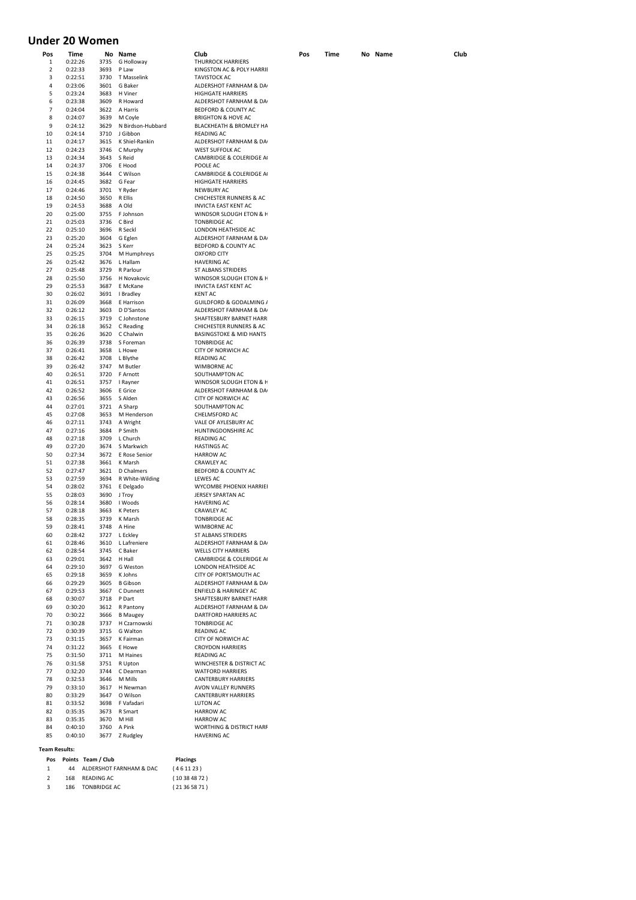# Under 20 Women

| Pos | Time | No | Name | Club |
|---|---|---|---|---|
| 1 | 0:22:26 | 3735 | G Holloway | THURROCK HARRIERS |
| 2 | 0:22:33 | 3693 | P Law | KINGSTON AC & POLY HARRII |
| 3 | 0:22:51 | 3730 | T Masselink | TAVISTOCK AC |
| 4 | 0:23:06 | 3601 | G Baker | ALDERSHOT FARNHAM & DA |
| 5 | 0:23:24 | 3683 | H Viner | HIGHGATE HARRIERS |
| 6 | 0:23:38 | 3609 | R Howard | ALDERSHOT FARNHAM & DA |
| 7 | 0:24:04 | 3622 | A Harris | BEDFORD & COUNTY AC |
| 8 | 0:24:07 | 3639 | M Coyle | BRIGHTON & HOVE AC |
| 9 | 0:24:12 | 3629 | N Birdson-Hubbard | BLACKHEATH & BROMLEY HA |
| 10 | 0:24:14 | 3710 | J Gibbon | READING AC |
| 11 | 0:24:17 | 3615 | K Shiel-Rankin | ALDERSHOT FARNHAM & DA |
| 12 | 0:24:23 | 3746 | C Murphy | WEST SUFFOLK AC |
| 13 | 0:24:34 | 3643 | S Reid | CAMBRIDGE & COLERIDGE A |
| 14 | 0:24:37 | 3706 | E Hood | POOLE AC |
| 15 | 0:24:38 | 3644 | C Wilson | CAMBRIDGE & COLERIDGE A |
| 16 | 0:24:45 | 3682 | G Fear | HIGHGATE HARRIERS |
| 17 | 0:24:46 | 3701 | Y Ryder | NEWBURY AC |
| 18 | 0:24:50 | 3650 | R Ellis | CHICHESTER RUNNERS & AC |
| 19 | 0:24:53 | 3688 | A Old | INVICTA EAST KENT AC |
| 20 | 0:25:00 | 3755 | F Johnson | WINDSOR SLOUGH ETON & H |
| 21 | 0:25:03 | 3736 | C Bird | TONBRIDGE AC |
| 22 | 0:25:10 | 3696 | R Seckl | LONDON HEATHSIDE AC |
| 23 | 0:25:20 | 3604 | G Eglen | ALDERSHOT FARNHAM & DA |
| 24 | 0:25:24 | 3623 | S Kerr | BEDFORD & COUNTY AC |
| 25 | 0:25:25 | 3704 | M Humphreys | OXFORD CITY |
| 26 | 0:25:42 | 3676 | L Hallam | HAVERING AC |
| 27 | 0:25:48 | 3729 | R Parlour | ST ALBANS STRIDERS |
| 28 | 0:25:50 | 3756 | H Novakovic | WINDSOR SLOUGH ETON & H |
| 29 | 0:25:53 | 3687 | E McKane | INVICTA EAST KENT AC |
| 30 | 0:26:02 | 3691 | I Bradley | KENT AC |
| 31 | 0:26:09 | 3668 | E Harrison | GUILDFORD & GODALMING / |
| 32 | 0:26:12 | 3603 | D D'Santos | ALDERSHOT FARNHAM & DA |
| 33 | 0:26:15 | 3719 | C Johnstone | SHAFTESBURY BARNET HARR |
| 34 | 0:26:18 | 3652 | C Reading | CHICHESTER RUNNERS & AC |
| 35 | 0:26:26 | 3620 | C Chalwin | BASINGSTOKE & MID HANTS |
| 36 | 0:26:39 | 3738 | S Foreman | TONBRIDGE AC |
| 37 | 0:26:41 | 3658 | L Howe | CITY OF NORWICH AC |
| 38 | 0:26:42 | 3708 | L Blythe | READING AC |
| 39 | 0:26:42 | 3747 | M Butler | WIMBORNE AC |
| 40 | 0:26:51 | 3720 | F Arnott | SOUTHAMPTON AC |
| 41 | 0:26:51 | 3757 | I Rayner | WINDSOR SLOUGH ETON & H |
| 42 | 0:26:52 | 3606 | E Grice | ALDERSHOT FARNHAM & DA |
| 43 | 0:26:56 | 3655 | S Alden | CITY OF NORWICH AC |
| 44 | 0:27:01 | 3721 | A Sharp | SOUTHAMPTON AC |
| 45 | 0:27:08 | 3653 | M Henderson | CHELMSFORD AC |
| 46 | 0:27:11 | 3743 | A Wright | VALE OF AYLESBURY AC |
| 47 | 0:27:16 | 3684 | P Smith | HUNTINGDONSHIRE AC |
| 48 | 0:27:18 | 3709 | L Church | READING AC |
| 49 | 0:27:20 | 3674 | S Markwich | HASTINGS AC |
| 50 | 0:27:34 | 3672 | E Rose Senior | HARROW AC |
| 51 | 0:27:38 | 3661 | K Marsh | CRAWLEY AC |
| 52 | 0:27:47 | 3621 | D Chalmers | BEDFORD & COUNTY AC |
| 53 | 0:27:59 | 3694 | R White-Wilding | LEWES AC |
| 54 | 0:28:02 | 3761 | E Delgado | WYCOMBE PHOENIX HARRIEI |
| 55 | 0:28:03 | 3690 | J Troy | JERSEY SPARTAN AC |
| 56 | 0:28:14 | 3680 | I Woods | HAVERING AC |
| 57 | 0:28:18 | 3663 | K Peters | CRAWLEY AC |
| 58 | 0:28:35 | 3739 | K Marsh | TONBRIDGE AC |
| 59 | 0:28:41 | 3748 | A Hine | WIMBORNE AC |
| 60 | 0:28:42 | 3727 | L Eckley | ST ALBANS STRIDERS |
| 61 | 0:28:46 | 3610 | L Lafreniere | ALDERSHOT FARNHAM & DA |
| 62 | 0:28:54 | 3745 | C Baker | WELLS CITY HARRIERS |
| 63 | 0:29:01 | 3642 | H Hall | CAMBRIDGE & COLERIDGE A |
| 64 | 0:29:10 | 3697 | G Weston | LONDON HEATHSIDE AC |
| 65 | 0:29:18 | 3659 | K Johns | CITY OF PORTSMOUTH AC |
| 66 | 0:29:29 | 3605 | B Gibson | ALDERSHOT FARNHAM & DA |
| 67 | 0:29:53 | 3667 | C Dunnett | ENFIELD & HARINGEY AC |
| 68 | 0:30:07 | 3718 | P Dart | SHAFTESBURY BARNET HARR |
| 69 | 0:30:20 | 3612 | R Pantony | ALDERSHOT FARNHAM & DA |
| 70 | 0:30:22 | 3666 | B Maugey | DARTFORD HARRIERS AC |
| 71 | 0:30:28 | 3737 | H Czarnowski | TONBRIDGE AC |
| 72 | 0:30:39 | 3715 | G Walton | READING AC |
| 73 | 0:31:15 | 3657 | K Fairman | CITY OF NORWICH AC |
| 74 | 0:31:22 | 3665 | E Howe | CROYDON HARRIERS |
| 75 | 0:31:50 | 3711 | M Haines | READING AC |
| 76 | 0:31:58 | 3751 | R Upton | WINCHESTER & DISTRICT AC |
| 77 | 0:32:20 | 3744 | C Dearman | WATFORD HARRIERS |
| 78 | 0:32:53 | 3646 | M Mills | CANTERBURY HARRIERS |
| 79 | 0:33:10 | 3617 | H Newman | AVON VALLEY RUNNERS |
| 80 | 0:33:29 | 3647 | O Wilson | CANTERBURY HARRIERS |
| 81 | 0:33:52 | 3698 | F Vafadari | LUTON AC |
| 82 | 0:35:35 | 3673 | R Smart | HARROW AC |
| 83 | 0:35:35 | 3670 | M Hill | HARROW AC |
| 84 | 0:40:10 | 3760 | A Pink | WORTHING & DISTRICT HARF |
| 85 | 0:40:10 | 3677 | Z Rudgley | HAVERING AC |

**Team Results:**

| Pos | Points | Team / Club | Placings |
|---|---|---|---|
| 1 | 44 | ALDERSHOT FARNHAM & DAC | ( 4 6 11 23 ) |
| 2 | 168 | READING AC | ( 10 38 48 72 ) |
| 3 | 186 | TONBRIDGE AC | ( 21 36 58 71 ) |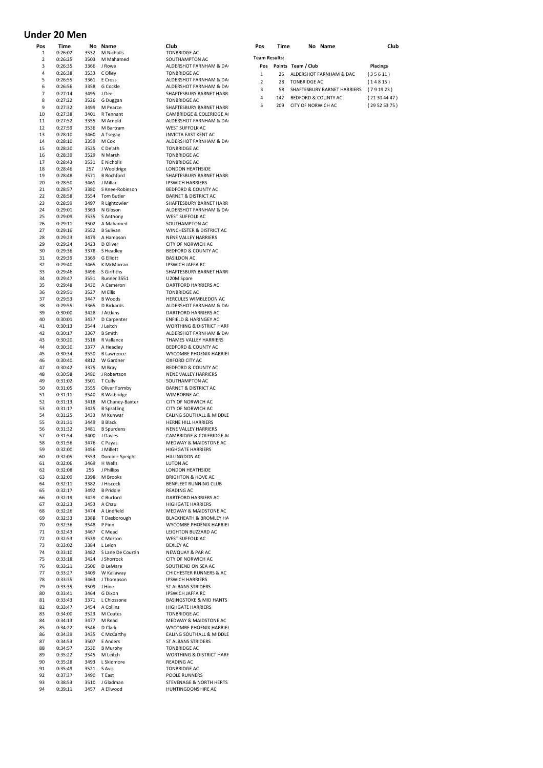# Under 20 Men

| Pos | Time | No | Name | Club |
|---|---|---|---|---|
| 1 | 0:26:02 | 3532 | M Nicholls | TONBRIDGE AC |
| 2 | 0:26:25 | 3503 | M Mahamed | SOUTHAMPTON AC |
| 3 | 0:26:35 | 3366 | J Rowe | ALDERSHOT FARNHAM & DA |
| 4 | 0:26:38 | 3533 | C Olley | TONBRIDGE AC |
| 5 | 0:26:55 | 3361 | E Cross | ALDERSHOT FARNHAM & DA |
| 6 | 0:26:56 | 3358 | G Cockle | ALDERSHOT FARNHAM & DA |
| 7 | 0:27:14 | 3495 | J Dee | SHAFTESBURY BARNET HARR |
| 8 | 0:27:22 | 3526 | G Duggan | TONBRIDGE AC |
| 9 | 0:27:32 | 3499 | M Pearce | SHAFTESBURY BARNET HARR |
| 10 | 0:27:38 | 3401 | R Tennant | CAMBRIDGE & COLERIDGE A |
| 11 | 0:27:52 | 3355 | M Arnold | ALDERSHOT FARNHAM & DA |
| 12 | 0:27:59 | 3536 | M Bartram | WEST SUFFOLK AC |
| 13 | 0:28:10 | 3460 | A Tsegay | INVICTA EAST KENT AC |
| 14 | 0:28:10 | 3359 | M Cox | ALDERSHOT FARNHAM & DA |
| 15 | 0:28:20 | 3525 | C De'ath | TONBRIDGE AC |
| 16 | 0:28:39 | 3529 | N Marsh | TONBRIDGE AC |
| 17 | 0:28:43 | 3531 | E Nicholls | TONBRIDGE AC |
| 18 | 0:28:46 | 257 | J Wooldrige | LONDON HEATHSIDE |
| 19 | 0:28:48 | 3571 | B Rochford | SHAFTESBURY BARNET HARR |
| 20 | 0:28:50 | 3461 | J Millar | IPSWICH HARRIERS |
| 21 | 0:28:57 | 3380 | S Knee-Robinson | BEDFORD & COUNTY AC |
| 22 | 0:28:58 | 3554 | Tom Butler | BARNET & DISTRICT AC |
| 23 | 0:28:59 | 3497 | R Lightowler | SHAFTESBURY BARNET HARR |
| 24 | 0:29:01 | 3363 | N Gibson | ALDERSHOT FARNHAM & DA |
| 25 | 0:29:09 | 3535 | S Anthony | WEST SUFFOLK AC |
| 26 | 0:29:11 | 3502 | A Mahamed | SOUTHAMPTON AC |
| 27 | 0:29:16 | 3552 | B Sulivan | WINCHESTER & DISTRICT AC |
| 28 | 0:29:23 | 3479 | A Hampson | NENE VALLEY HARRIERS |
| 29 | 0:29:24 | 3423 | D Oliver | CITY OF NORWICH AC |
| 30 | 0:29:36 | 3378 | S Headley | BEDFORD & COUNTY AC |
| 31 | 0:29:39 | 3369 | G Elliott | BASILDON AC |
| 32 | 0:29:40 | 3465 | K McMorran | IPSWICH JAFFA RC |
| 33 | 0:29:46 | 3496 | S Girffiths | SHAFTESBURY BARNET HARR |
| 34 | 0:29:47 | 3551 | Runner 3551 | U20M Spare |
| 35 | 0:29:48 | 3430 | A Cameron | DARTFORD HARRIERS AC |
| 36 | 0:29:51 | 3527 | M Ellis | TONBRIDGE AC |
| 37 | 0:29:53 | 3447 | B Woods | HERCULES WIMBLEDON AC |
| 38 | 0:29:55 | 3365 | D Rickards | ALDERSHOT FARNHAM & DA |
| 39 | 0:30:00 | 3428 | J Attkins | DARTFORD HARRIERS AC |
| 40 | 0:30:01 | 3437 | D Carpenter | ENFIELD & HARINGEY AC |
| 41 | 0:30:13 | 3544 | J Leitch | WORTHING & DISTRICT HARF |
| 42 | 0:30:17 | 3367 | B Smith | ALDERSHOT FARNHAM & DA |
| 43 | 0:30:20 | 3518 | R Vallance | THAMES VALLEY HARRIERS |
| 44 | 0:30:30 | 3377 | A Headley | BEDFORD & COUNTY AC |
| 45 | 0:30:34 | 3550 | B Lawrence | WYCOMBE PHOENIX HARRIEI |
| 46 | 0:30:40 | 4812 | W Gardner | OXFORD CITY AC |
| 47 | 0:30:42 | 3375 | M Bray | BEDFORD & COUNTY AC |
| 48 | 0:30:58 | 3480 | J Robertson | NENE VALLEY HARRIERS |
| 49 | 0:31:02 | 3501 | T Cully | SOUTHAMPTON AC |
| 50 | 0:31:05 | 3555 | Oliver Formby | BARNET & DISTRICT AC |
| 51 | 0:31:11 | 3540 | R Walbridge | WIMBORNE AC |
| 52 | 0:31:13 | 3418 | M Chaney-Baxter | CITY OF NORWICH AC |
| 53 | 0:31:17 | 3425 | B Spratling | CITY OF NORWICH AC |
| 54 | 0:31:25 | 3433 | M Kunwar | EALING SOUTHALL & MIDDLE |
| 55 | 0:31:31 | 3449 | B Black | HERNE HILL HARRIERS |
| 56 | 0:31:32 | 3481 | B Spurdens | NENE VALLEY HARRIERS |
| 57 | 0:31:54 | 3400 | J Davies | CAMBRIDGE & COLERIDGE A |
| 58 | 0:31:56 | 3476 | C Payas | MEDWAY & MAIDSTONE AC |
| 59 | 0:32:00 | 3456 | J Millett | HIGHGATE HARRIERS |
| 60 | 0:32:05 | 3553 | Dominic Speight | HILLINGDON AC |
| 61 | 0:32:06 | 3469 | H Wells | LUTON AC |
| 62 | 0:32:08 | 256 | J Phillips | LONDON HEATHSIDE |
| 63 | 0:32:09 | 3398 | M Brooks | BRIGHTON & HOVE AC |
| 64 | 0:32:11 | 3382 | J Hiscock | BENFLEET RUNNING CLUB |
| 65 | 0:32:17 | 3492 | B Priddle | READING AC |
| 66 | 0:32:19 | 3429 | C Burford | DARTFORD HARRIERS AC |
| 67 | 0:32:23 | 3453 | A Chau | HIGHGATE HARRIERS |
| 68 | 0:32:26 | 3474 | A Lindfield | MEDWAY & MAIDSTONE AC |
| 69 | 0:32:33 | 3388 | T Desborough | BLACKHEATH & BROMLEY HA |
| 70 | 0:32:36 | 3548 | P Finn | WYCOMBE PHOENIX HARRIEI |
| 71 | 0:32:43 | 3467 | C Mead | LEIGHTON BUZZARD AC |
| 72 | 0:32:53 | 3539 | C Morton | WEST SUFFOLK AC |
| 73 | 0:33:02 | 3384 | L Lelon | BEXLEY AC |
| 74 | 0:33:10 | 3482 | S Lane De Courtin | NEWQUAY & PAR AC |
| 75 | 0:33:18 | 3424 | J Shorrock | CITY OF NORWICH AC |
| 76 | 0:33:21 | 3506 | D LeMare | SOUTHEND ON SEA AC |
| 77 | 0:33:27 | 3409 | W Kallaway | CHICHESTER RUNNERS & AC |
| 78 | 0:33:35 | 3463 | J Thompson | IPSWICH HARRIERS |
| 79 | 0:33:35 | 3509 | J Hine | ST ALBANS STRIDERS |
| 80 | 0:33:41 | 3464 | G Dixon | IPSWICH JAFFA RC |
| 81 | 0:33:43 | 3371 | L Chiossone | BASINGSTOKE & MID HANTS |
| 82 | 0:33:47 | 3454 | A Collins | HIGHGATE HARRIERS |
| 83 | 0:34:00 | 3523 | M Coates | TONBRIDGE AC |
| 84 | 0:34:13 | 3477 | M Read | MEDWAY & MAIDSTONE AC |
| 85 | 0:34:22 | 3546 | D Clark | WYCOMBE PHOENIX HARRIEI |
| 86 | 0:34:39 | 3435 | C McCarthy | EALING SOUTHALL & MIDDLE |
| 87 | 0:34:53 | 3507 | E Anders | ST ALBANS STRIDERS |
| 88 | 0:34:57 | 3530 | B Murphy | TONBRIDGE AC |
| 89 | 0:35:22 | 3545 | M Leitch | WORTHING & DISTRICT HARF |
| 90 | 0:35:28 | 3493 | L Skidmore | READING AC |
| 91 | 0:35:49 | 3521 | S Avis | TONBRIDGE AC |
| 92 | 0:37:37 | 3490 | T East | POOLE RUNNERS |
| 93 | 0:38:53 | 3510 | J Gladman | STEVENAGE & NORTH HERTS |
| 94 | 0:39:11 | 3457 | A Ellwood | HUNTINGDONSHIRE AC |

**Team Results:**

| Pos | Points | Team / Club | Placings |
|---|---|---|---|
| 1 | 25 | ALDERSHOT FARNHAM & DAC | ( 3 5 6 11 ) |
| 2 | 28 | TONBRIDGE AC | ( 1 4 8 15 ) |
| 3 | 58 | SHAFTESBURY BARNET HARRIERS | ( 7 9 19 23 ) |
| 4 | 142 | BEDFORD & COUNTY AC | ( 21 30 44 47 ) |
| 5 | 209 | CITY OF NORWICH AC | ( 29 52 53 75 ) |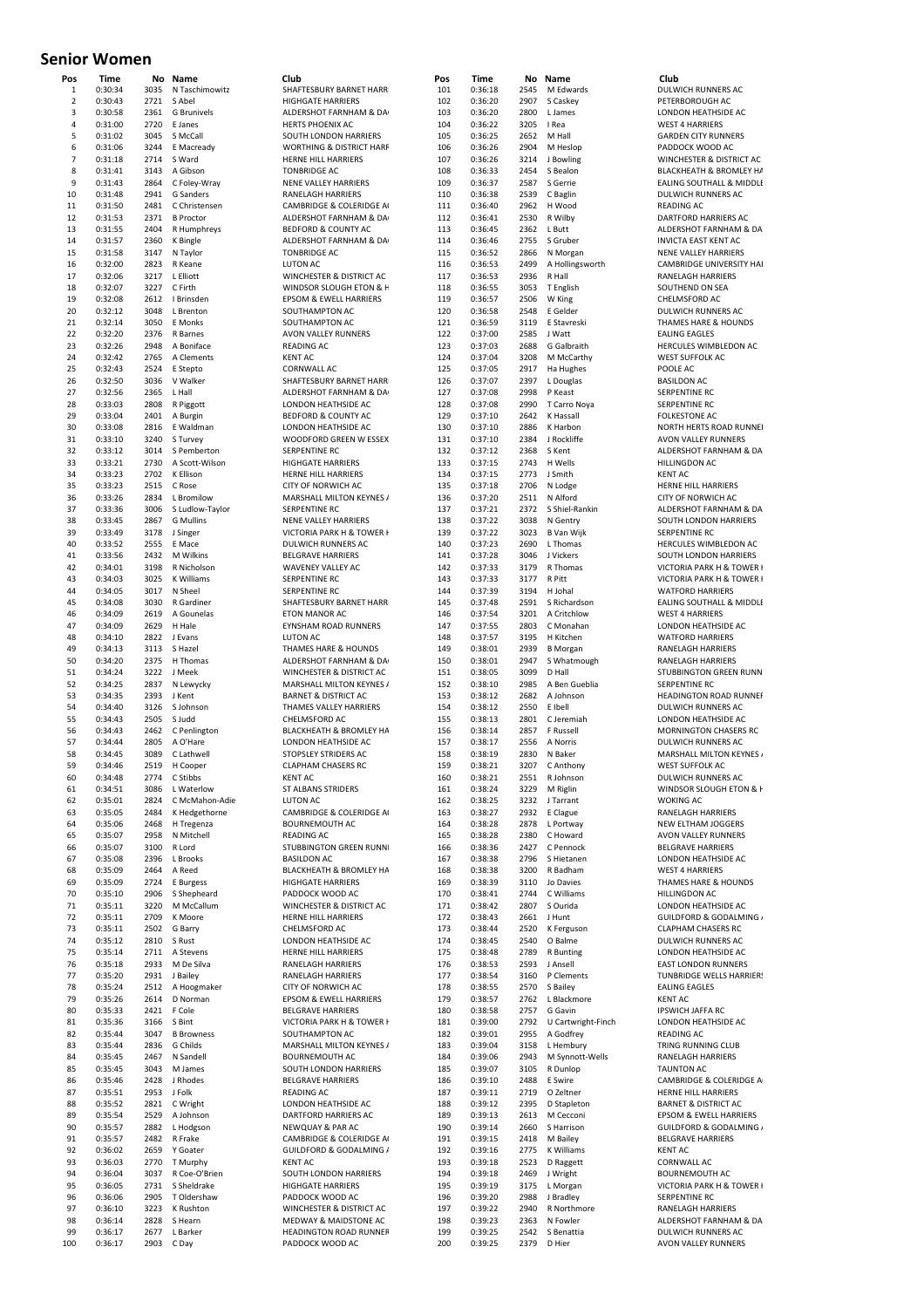## Senior Women

| Pos | Time | No | Name | Club |
|---|---|---|---|---|
| 1 | 0:30:34 | 3035 | N Taschimowitz | SHAFTESBURY BARNET HARR |
| 2 | 0:30:43 | 2721 | S Abel | HIGHGATE HARRIERS |
| 3 | 0:30:58 | 2361 | G Brunivels | ALDERSHOT FARNHAM & DA |
| 4 | 0:31:00 | 2720 | E Janes | HERTS PHOENIX AC |
| 5 | 0:31:02 | 3045 | S McCall | SOUTH LONDON HARRIERS |
| 6 | 0:31:06 | 3244 | E Macready | WORTHING & DISTRICT HARF |
| 7 | 0:31:18 | 2714 | S Ward | HERNE HILL HARRIERS |
| 8 | 0:31:41 | 3143 | A Gibson | TONBRIDGE AC |
| 9 | 0:31:43 | 2864 | C Foley-Wray | NENE VALLEY HARRIERS |
| 10 | 0:31:48 | 2941 | G Sanders | RANELAGH HARRIERS |
| 11 | 0:31:50 | 2481 | C Christensen | CAMBRIDGE & COLERIDGE A |
| 12 | 0:31:53 | 2371 | B Proctor | ALDERSHOT FARNHAM & DA |
| 13 | 0:31:55 | 2404 | R Humphreys | BEDFORD & COUNTY AC |
| 14 | 0:31:57 | 2360 | K Bingle | ALDERSHOT FARNHAM & DA |
| 15 | 0:31:58 | 3147 | N Taylor | TONBRIDGE AC |
| 16 | 0:32:00 | 2823 | R Keane | LUTON AC |
| 17 | 0:32:06 | 3217 | L Elliott | WINCHESTER & DISTRICT AC |
| 18 | 0:32:07 | 3227 | C Firth | WINDSOR SLOUGH ETON & H |
| 19 | 0:32:08 | 2612 | I Brinsden | EPSOM & EWELL HARRIERS |
| 20 | 0:32:12 | 3048 | L Brenton | SOUTHAMPTON AC |
| 21 | 0:32:14 | 3050 | E Monks | SOUTHAMPTON AC |
| 22 | 0:32:20 | 2376 | R Barnes | AVON VALLEY RUNNERS |
| 23 | 0:32:26 | 2948 | A Boniface | READING AC |
| 24 | 0:32:42 | 2765 | A Clements | KENT AC |
| 25 | 0:32:43 | 2524 | E Stepto | CORNWALL AC |
| 26 | 0:32:50 | 3036 | V Walker | SHAFTESBURY BARNET HARR |
| 27 | 0:32:56 | 2365 | L Hall | ALDERSHOT FARNHAM & DA |
| 28 | 0:33:03 | 2808 | R Piggott | LONDON HEATHSIDE AC |
| 29 | 0:33:04 | 2401 | A Burgin | BEDFORD & COUNTY AC |
| 30 | 0:33:08 | 2816 | E Waldman | LONDON HEATHSIDE AC |
| 31 | 0:33:10 | 3240 | S Turvey | WOODFORD GREEN W ESSEX |
| 32 | 0:33:12 | 3014 | S Pemberton | SERPENTINE RC |
| 33 | 0:33:21 | 2730 | A Scott-Wilson | HIGHGATE HARRIERS |
| 34 | 0:33:23 | 2702 | K Ellison | HERNE HILL HARRIERS |
| 35 | 0:33:23 | 2515 | C Rose | CITY OF NORWICH AC |
| 36 | 0:33:26 | 2834 | L Bromilow | MARSHALL MILTON KEYNES A |
| 37 | 0:33:36 | 3006 | S Ludlow-Taylor | SERPENTINE RC |
| 38 | 0:33:45 | 2867 | G Mullins | NENE VALLEY HARRIERS |
| 39 | 0:33:49 | 3178 | J Singer | VICTORIA PARK H & TOWER H |
| 40 | 0:33:52 | 2555 | E Mace | DULWICH RUNNERS AC |
| 41 | 0:33:56 | 2432 | M Wilkins | BELGRAVE HARRIERS |
| 42 | 0:34:01 | 3198 | R Nicholson | WAVENEY VALLEY AC |
| 43 | 0:34:03 | 3025 | K Williams | SERPENTINE RC |
| 44 | 0:34:05 | 3017 | N Sheel | SERPENTINE RC |
| 45 | 0:34:08 | 3030 | R Gardiner | SHAFTESBURY BARNET HARR |
| 46 | 0:34:09 | 2619 | A Gounelas | ETON MANOR AC |
| 47 | 0:34:09 | 2629 | H Hale | EYNSHAM ROAD RUNNERS |
| 48 | 0:34:10 | 2822 | J Evans | LUTON AC |
| 49 | 0:34:13 | 3113 | S Hazel | THAMES HARE & HOUNDS |
| 50 | 0:34:20 | 2375 | H Thomas | ALDERSHOT FARNHAM & DA |
| 51 | 0:34:24 | 3222 | J Meek | WINCHESTER & DISTRICT AC |
| 52 | 0:34:25 | 2837 | N Lewycky | MARSHALL MILTON KEYNES A |
| 53 | 0:34:35 | 2393 | J Kent | BARNET & DISTRICT AC |
| 54 | 0:34:40 | 3126 | S Johnson | THAMES VALLEY HARRIERS |
| 55 | 0:34:43 | 2505 | S Judd | CHELMSFORD AC |
| 56 | 0:34:43 | 2462 | C Penlington | BLACKHEATH & BROMLEY HA |
| 57 | 0:34:44 | 2805 | A O'Hare | LONDON HEATHSIDE AC |
| 58 | 0:34:45 | 3089 | C Lathwell | STOPSLEY STRIDERS AC |
| 59 | 0:34:46 | 2519 | H Cooper | CLAPHAM CHASERS RC |
| 60 | 0:34:48 | 2774 | C Stibbs | KENT AC |
| 61 | 0:34:51 | 3086 | L Waterlow | ST ALBANS STRIDERS |
| 62 | 0:35:01 | 2824 | C McMahon-Adie | LUTON AC |
| 63 | 0:35:05 | 2484 | K Hedgethorne | CAMBRIDGE & COLERIDGE A |
| 64 | 0:35:06 | 2468 | H Tregenza | BOURNEMOUTH AC |
| 65 | 0:35:07 | 2958 | N Mitchell | READING AC |
| 66 | 0:35:07 | 3100 | R Lord | STUBBINGTON GREEN RUNNI |
| 67 | 0:35:08 | 2396 | L Brooks | BASILDON AC |
| 68 | 0:35:09 | 2464 | A Reed | BLACKHEATH & BROMLEY HA |
| 69 | 0:35:09 | 2724 | E Burgess | HIGHGATE HARRIERS |
| 70 | 0:35:10 | 2906 | S Shepheard | PADDOCK WOOD AC |
| 71 | 0:35:11 | 3220 | M McCallum | WINCHESTER & DISTRICT AC |
| 72 | 0:35:11 | 2709 | K Moore | HERNE HILL HARRIERS |
| 73 | 0:35:11 | 2502 | G Barry | CHELMSFORD AC |
| 74 | 0:35:12 | 2810 | S Rust | LONDON HEATHSIDE AC |
| 75 | 0:35:14 | 2711 | A Stevens | HERNE HILL HARRIERS |
| 76 | 0:35:18 | 2933 | M De Silva | RANELAGH HARRIERS |
| 77 | 0:35:20 | 2931 | J Bailey | RANELAGH HARRIERS |
| 78 | 0:35:24 | 2512 | A Hoogmaker | CITY OF NORWICH AC |
| 79 | 0:35:26 | 2614 | D Norman | EPSOM & EWELL HARRIERS |
| 80 | 0:35:33 | 2421 | F Cole | BELGRAVE HARRIERS |
| 81 | 0:35:36 | 3166 | S Bint | VICTORIA PARK H & TOWER H |
| 82 | 0:35:44 | 3047 | B Browness | SOUTHAMPTON AC |
| 83 | 0:35:44 | 2836 | G Childs | MARSHALL MILTON KEYNES A |
| 84 | 0:35:45 | 2467 | N Sandell | BOURNEMOUTH AC |
| 85 | 0:35:45 | 3043 | M James | SOUTH LONDON HARRIERS |
| 86 | 0:35:46 | 2428 | J Rhodes | BELGRAVE HARRIERS |
| 87 | 0:35:51 | 2953 | J Folk | READING AC |
| 88 | 0:35:52 | 2821 | C Wright | LONDON HEATHSIDE AC |
| 89 | 0:35:54 | 2529 | A Johnson | DARTFORD HARRIERS AC |
| 90 | 0:35:57 | 2882 | L Hodgson | NEWQUAY & PAR AC |
| 91 | 0:35:57 | 2482 | R Frake | CAMBRIDGE & COLERIDGE A |
| 92 | 0:36:02 | 2659 | Y Goater | GUILDFORD & GODALMING A |
| 93 | 0:36:03 | 2770 | T Murphy | KENT AC |
| 94 | 0:36:04 | 3037 | R Coe-O'Brien | SOUTH LONDON HARRIERS |
| 95 | 0:36:05 | 2731 | S Sheldrake | HIGHGATE HARRIERS |
| 96 | 0:36:06 | 2905 | T Oldershaw | PADDOCK WOOD AC |
| 97 | 0:36:10 | 3223 | K Rushton | WINCHESTER & DISTRICT AC |
| 98 | 0:36:14 | 2828 | S Hearn | MEDWAY & MAIDSTONE AC |
| 99 | 0:36:17 | 2677 | L Barker | HEADINGTON ROAD RUNNER |
| 100 | 0:36:17 | 2903 | C Day | PADDOCK WOOD AC |
| 101 | 0:36:18 | 2545 | M Edwards | DULWICH RUNNERS AC |
| 102 | 0:36:20 | 2907 | S Caskey | PETERBOROUGH AC |
| 103 | 0:36:20 | 2800 | L James | LONDON HEATHSIDE AC |
| 104 | 0:36:22 | 3205 | I Rea | WEST 4 HARRIERS |
| 105 | 0:36:25 | 2652 | M Hall | GARDEN CITY RUNNERS |
| 106 | 0:36:26 | 2904 | M Heslop | PADDOCK WOOD AC |
| 107 | 0:36:26 | 3214 | J Bowling | WINCHESTER & DISTRICT AC |
| 108 | 0:36:33 | 2454 | S Bealon | BLACKHEATH & BROMLEY HA |
| 109 | 0:36:37 | 2587 | S Gerrie | EALING SOUTHALL & MIDDLE |
| 110 | 0:36:38 | 2539 | C Baglin | DULWICH RUNNERS AC |
| 111 | 0:36:40 | 2962 | H Wood | READING AC |
| 112 | 0:36:41 | 2530 | R Wilby | DARTFORD HARRIERS AC |
| 113 | 0:36:45 | 2362 | L Butt | ALDERSHOT FARNHAM & DA |
| 114 | 0:36:46 | 2755 | S Gruber | INVICTA EAST KENT AC |
| 115 | 0:36:52 | 2866 | N Morgan | NENE VALLEY HARRIERS |
| 116 | 0:36:53 | 2499 | A Hollingsworth | CAMBRIDGE UNIVERSITY HAI |
| 117 | 0:36:53 | 2936 | R Hall | RANELAGH HARRIERS |
| 118 | 0:36:55 | 3053 | T English | SOUTHEND ON SEA |
| 119 | 0:36:57 | 2506 | W King | CHELMSFORD AC |
| 120 | 0:36:58 | 2548 | E Gelder | DULWICH RUNNERS AC |
| 121 | 0:36:59 | 3119 | E Stavreski | THAMES HARE & HOUNDS |
| 122 | 0:37:00 | 2585 | J Watt | EALING EAGLES |
| 123 | 0:37:03 | 2688 | G Galbraith | HERCULES WIMBLEDON AC |
| 124 | 0:37:04 | 3208 | M McCarthy | WEST SUFFOLK AC |
| 125 | 0:37:05 | 2917 | Ha Hughes | POOLE AC |
| 126 | 0:37:07 | 2397 | L Douglas | BASILDON AC |
| 127 | 0:37:08 | 2998 | P Keast | SERPENTINE RC |
| 128 | 0:37:08 | 2990 | T Carro Noya | SERPENTINE RC |
| 129 | 0:37:10 | 2642 | K Hassall | FOLKESTONE AC |
| 130 | 0:37:10 | 2886 | K Harbon | NORTH HERTS ROAD RUNNEI |
| 131 | 0:37:10 | 2384 | J Rockliffe | AVON VALLEY RUNNERS |
| 132 | 0:37:12 | 2368 | S Kent | ALDERSHOT FARNHAM & DA |
| 133 | 0:37:15 | 2743 | H Wells | HILLINGDON AC |
| 134 | 0:37:15 | 2773 | J Smith | KENT AC |
| 135 | 0:37:18 | 2706 | N Lodge | HERNE HILL HARRIERS |
| 136 | 0:37:20 | 2511 | N Alford | CITY OF NORWICH AC |
| 137 | 0:37:21 | 2372 | S Shiel-Rankin | ALDERSHOT FARNHAM & DA |
| 138 | 0:37:22 | 3038 | N Gentry | SOUTH LONDON HARRIERS |
| 139 | 0:37:22 | 3023 | B Van Wijk | SERPENTINE RC |
| 140 | 0:37:23 | 2690 | L Thomas | HERCULES WIMBLEDON AC |
| 141 | 0:37:28 | 3046 | J Vickers | SOUTH LONDON HARRIERS |
| 142 | 0:37:33 | 3179 | R Thomas | VICTORIA PARK H & TOWER H |
| 143 | 0:37:33 | 3177 | R Pitt | VICTORIA PARK H & TOWER H |
| 144 | 0:37:39 | 3194 | H Johal | WATFORD HARRIERS |
| 145 | 0:37:48 | 2591 | S Richardson | EALING SOUTHALL & MIDDLE |
| 146 | 0:37:54 | 3201 | A Critchlow | WEST 4 HARRIERS |
| 147 | 0:37:55 | 2803 | C Monahan | LONDON HEATHSIDE AC |
| 148 | 0:37:57 | 3195 | H Kitchen | WATFORD HARRIERS |
| 149 | 0:38:01 | 2939 | B Morgan | RANELAGH HARRIERS |
| 150 | 0:38:01 | 2947 | S Whatmough | RANELAGH HARRIERS |
| 151 | 0:38:05 | 3099 | D Hall | STUBBINGTON GREEN RUNN |
| 152 | 0:38:10 | 2985 | A Ben Gueblia | SERPENTINE RC |
| 153 | 0:38:12 | 2682 | A Johnson | HEADINGTON ROAD RUNNEF |
| 154 | 0:38:12 | 2550 | E Ibell | DULWICH RUNNERS AC |
| 155 | 0:38:13 | 2801 | C Jeremiah | LONDON HEATHSIDE AC |
| 156 | 0:38:14 | 2857 | F Russell | MORNINGTON CHASERS RC |
| 157 | 0:38:17 | 2556 | A Norris | DULWICH RUNNERS AC |
| 158 | 0:38:19 | 2830 | N Baker | MARSHALL MILTON KEYNES A |
| 159 | 0:38:21 | 3207 | C Anthony | WEST SUFFOLK AC |
| 160 | 0:38:21 | 2551 | R Johnson | DULWICH RUNNERS AC |
| 161 | 0:38:24 | 3229 | M Riglin | WINDSOR SLOUGH ETON & H |
| 162 | 0:38:25 | 3232 | J Tarrant | WOKING AC |
| 163 | 0:38:27 | 2932 | E Clague | RANELAGH HARRIERS |
| 164 | 0:38:28 | 2878 | L Portway | NEW ELTHAM JOGGERS |
| 165 | 0:38:28 | 2380 | C Howard | AVON VALLEY RUNNERS |
| 166 | 0:38:36 | 2427 | C Pennock | BELGRAVE HARRIERS |
| 167 | 0:38:38 | 2796 | S Hietanen | LONDON HEATHSIDE AC |
| 168 | 0:38:38 | 3200 | R Badham | WEST 4 HARRIERS |
| 169 | 0:38:39 | 3110 | Jo Davies | THAMES HARE & HOUNDS |
| 170 | 0:38:41 | 2744 | C Williams | HILLINGDON AC |
| 171 | 0:38:42 | 2807 | S Ourida | LONDON HEATHSIDE AC |
| 172 | 0:38:43 | 2661 | J Hunt | GUILDFORD & GODALMING A |
| 173 | 0:38:44 | 2520 | K Ferguson | CLAPHAM CHASERS RC |
| 174 | 0:38:45 | 2540 | O Balme | DULWICH RUNNERS AC |
| 175 | 0:38:48 | 2789 | R Bunting | LONDON HEATHSIDE AC |
| 176 | 0:38:53 | 2593 | J Ansell | EAST LONDON RUNNERS |
| 177 | 0:38:54 | 3160 | P Clements | TUNBRIDGE WELLS HARRIERS |
| 178 | 0:38:55 | 2570 | S Bailey | EALING EAGLES |
| 179 | 0:38:57 | 2762 | L Blackmore | KENT AC |
| 180 | 0:38:58 | 2757 | G Gavin | IPSWICH JAFFA RC |
| 181 | 0:39:00 | 2792 | U Cartwright-Finch | LONDON HEATHSIDE AC |
| 182 | 0:39:01 | 2955 | A Godfrey | READING AC |
| 183 | 0:39:04 | 3158 | L Hembury | TRING RUNNING CLUB |
| 184 | 0:39:06 | 2943 | M Synnott-Wells | RANELAGH HARRIERS |
| 185 | 0:39:07 | 3105 | R Dunlop | TAUNTON AC |
| 186 | 0:39:10 | 2488 | E Swire | CAMBRIDGE & COLERIDGE A |
| 187 | 0:39:11 | 2719 | O Zeltner | HERNE HILL HARRIERS |
| 188 | 0:39:12 | 2395 | D Stapleton | BARNET & DISTRICT AC |
| 189 | 0:39:13 | 2613 | M Cecconi | EPSOM & EWELL HARRIERS |
| 190 | 0:39:14 | 2660 | S Harrison | GUILDFORD & GODALMING A |
| 191 | 0:39:15 | 2418 | M Bailey | BELGRAVE HARRIERS |
| 192 | 0:39:16 | 2775 | K Williams | KENT AC |
| 193 | 0:39:18 | 2523 | D Raggett | CORNWALL AC |
| 194 | 0:39:18 | 2469 | J Wright | BOURNEMOUTH AC |
| 195 | 0:39:19 | 3175 | L Morgan | VICTORIA PARK H & TOWER H |
| 196 | 0:39:20 | 2988 | J Bradley | SERPENTINE RC |
| 197 | 0:39:22 | 2940 | R Northmore | RANELAGH HARRIERS |
| 198 | 0:39:23 | 2363 | N Fowler | ALDERSHOT FARNHAM & DA |
| 199 | 0:39:25 | 2542 | S Benattia | DULWICH RUNNERS AC |
| 200 | 0:39:25 | 2379 | D Hier | AVON VALLEY RUNNERS |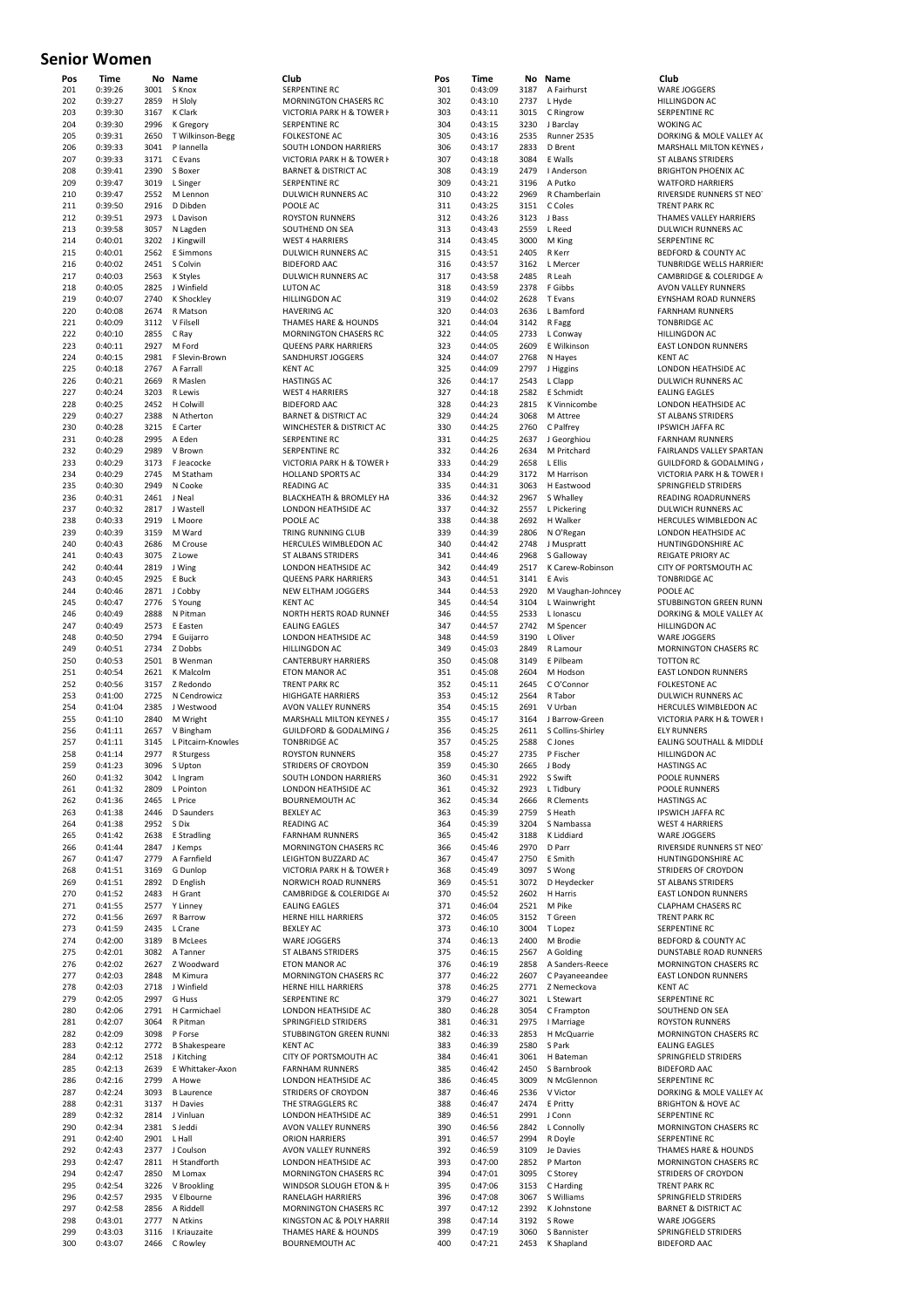## Senior Women

| Pos | Time | No | Name | Club |
|---|---|---|---|---|
| 201 | 0:39:26 | 3001 | S Knox | SERPENTINE RC |
| 202 | 0:39:27 | 2859 | H Sloly | MORNINGTON CHASERS RC |
| 203 | 0:39:30 | 3167 | K Clark | VICTORIA PARK H & TOWER H |
| 204 | 0:39:30 | 2996 | K Gregory | SERPENTINE RC |
| 205 | 0:39:31 | 2650 | T Wilkinson-Begg | FOLKESTONE AC |
| 206 | 0:39:33 | 3041 | P Iannella | SOUTH LONDON HARRIERS |
| 207 | 0:39:33 | 3171 | C Evans | VICTORIA PARK H & TOWER H |
| 208 | 0:39:41 | 2390 | S Boxer | BARNET & DISTRICT AC |
| 209 | 0:39:47 | 3019 | L Singer | SERPENTINE RC |
| 210 | 0:39:47 | 2552 | M Lennon | DULWICH RUNNERS AC |
| 211 | 0:39:50 | 2916 | D Dibden | POOLE AC |
| 212 | 0:39:51 | 2973 | L Davison | ROYSTON RUNNERS |
| 213 | 0:39:58 | 3057 | N Lagden | SOUTHEND ON SEA |
| 214 | 0:40:01 | 3202 | J Kingwill | WEST 4 HARRIERS |
| 215 | 0:40:01 | 2562 | E Simmons | DULWICH RUNNERS AC |
| 216 | 0:40:02 | 2451 | S Colvin | BIDEFORD AAC |
| 217 | 0:40:03 | 2563 | K Styles | DULWICH RUNNERS AC |
| 218 | 0:40:05 | 2825 | J Winfield | LUTON AC |
| 219 | 0:40:07 | 2740 | K Shockley | HILLINGDON AC |
| 220 | 0:40:08 | 2674 | R Matson | HAVERING AC |
| 221 | 0:40:09 | 3112 | V Filsell | THAMES HARE & HOUNDS |
| 222 | 0:40:10 | 2855 | C Ray | MORNINGTON CHASERS RC |
| 223 | 0:40:11 | 2927 | M Ford | QUEENS PARK HARRIERS |
| 224 | 0:40:15 | 2981 | F Slevin-Brown | SANDHURST JOGGERS |
| 225 | 0:40:18 | 2767 | A Farrall | KENT AC |
| 226 | 0:40:21 | 2669 | R Maslen | HASTINGS AC |
| 227 | 0:40:24 | 3203 | R Lewis | WEST 4 HARRIERS |
| 228 | 0:40:25 | 2452 | H Colwill | BIDEFORD AAC |
| 229 | 0:40:27 | 2388 | N Atherton | BARNET & DISTRICT AC |
| 230 | 0:40:28 | 3215 | E Carter | WINCHESTER & DISTRICT AC |
| 231 | 0:40:28 | 2995 | A Eden | SERPENTINE RC |
| 232 | 0:40:29 | 2989 | V Brown | SERPENTINE RC |
| 233 | 0:40:29 | 3173 | F Jeacocke | VICTORIA PARK H & TOWER H |
| 234 | 0:40:29 | 2745 | M Statham | HOLLAND SPORTS AC |
| 235 | 0:40:30 | 2949 | N Cooke | READING AC |
| 236 | 0:40:31 | 2461 | J Neal | BLACKHEATH & BROMLEY HA |
| 237 | 0:40:32 | 2817 | J Wastell | LONDON HEATHSIDE AC |
| 238 | 0:40:33 | 2919 | L Moore | POOLE AC |
| 239 | 0:40:39 | 3159 | M Ward | TRING RUNNING CLUB |
| 240 | 0:40:43 | 2686 | M Crouse | HERCULES WIMBLEDON AC |
| 241 | 0:40:43 | 3075 | Z Lowe | ST ALBANS STRIDERS |
| 242 | 0:40:44 | 2819 | J Wing | LONDON HEATHSIDE AC |
| 243 | 0:40:45 | 2925 | E Buck | QUEENS PARK HARRIERS |
| 244 | 0:40:46 | 2871 | J Cobby | NEW ELTHAM JOGGERS |
| 245 | 0:40:47 | 2776 | S Young | KENT AC |
| 246 | 0:40:49 | 2888 | N Pitman | NORTH HERTS ROAD RUNNEI |
| 247 | 0:40:49 | 2573 | E Easten | EALING EAGLES |
| 248 | 0:40:50 | 2794 | E Guijarro | LONDON HEATHSIDE AC |
| 249 | 0:40:51 | 2734 | Z Dobbs | HILLINGDON AC |
| 250 | 0:40:53 | 2501 | B Wenman | CANTERBURY HARRIERS |
| 251 | 0:40:54 | 2621 | K Malcolm | ETON MANOR AC |
| 252 | 0:40:56 | 3157 | Z Redondo | TRENT PARK RC |
| 253 | 0:41:00 | 2725 | N Cendrowicz | HIGHGATE HARRIERS |
| 254 | 0:41:04 | 2385 | J Westwood | AVON VALLEY RUNNERS |
| 255 | 0:41:10 | 2840 | M Wright | MARSHALL MILTON KEYNES / |
| 256 | 0:41:11 | 2657 | V Bingham | GUILDFORD & GODALMING / |
| 257 | 0:41:11 | 3145 | L Pitcairn-Knowles | TONBRIDGE AC |
| 258 | 0:41:14 | 2977 | R Sturgess | ROYSTON RUNNERS |
| 259 | 0:41:23 | 3096 | S Upton | STRIDERS OF CROYDON |
| 260 | 0:41:32 | 3042 | L Ingram | SOUTH LONDON HARRIERS |
| 261 | 0:41:32 | 2809 | L Pointon | LONDON HEATHSIDE AC |
| 262 | 0:41:36 | 2465 | L Price | BOURNEMOUTH AC |
| 263 | 0:41:38 | 2446 | D Saunders | BEXLEY AC |
| 264 | 0:41:38 | 2952 | S Dix | READING AC |
| 265 | 0:41:42 | 2638 | E Stradling | FARNHAM RUNNERS |
| 266 | 0:41:44 | 2847 | J Kemps | MORNINGTON CHASERS RC |
| 267 | 0:41:47 | 2779 | A Farnfield | LEIGHTON BUZZARD AC |
| 268 | 0:41:51 | 3169 | G Dunlop | VICTORIA PARK H & TOWER H |
| 269 | 0:41:51 | 2892 | D English | NORWICH ROAD RUNNERS |
| 270 | 0:41:52 | 2483 | H Grant | CAMBRIDGE & COLERIDGE A |
| 271 | 0:41:55 | 2577 | Y Linney | EALING EAGLES |
| 272 | 0:41:56 | 2697 | R Barrow | HERNE HILL HARRIERS |
| 273 | 0:41:59 | 2435 | L Crane | BEXLEY AC |
| 274 | 0:42:00 | 3189 | B McLees | WARE JOGGERS |
| 275 | 0:42:01 | 3082 | A Tanner | ST ALBANS STRIDERS |
| 276 | 0:42:02 | 2627 | Z Woodward | ETON MANOR AC |
| 277 | 0:42:03 | 2848 | M Kimura | MORNINGTON CHASERS RC |
| 278 | 0:42:03 | 2718 | J Winfield | HERNE HILL HARRIERS |
| 279 | 0:42:05 | 2997 | G Huss | SERPENTINE RC |
| 280 | 0:42:06 | 2791 | H Carmichael | LONDON HEATHSIDE AC |
| 281 | 0:42:07 | 3064 | R Pitman | SPRINGFIELD STRIDERS |
| 282 | 0:42:09 | 3098 | P Forse | STUBBINGTON GREEN RUNNI |
| 283 | 0:42:12 | 2772 | B Shakespeare | KENT AC |
| 284 | 0:42:12 | 2518 | J Kitching | CITY OF PORTSMOUTH AC |
| 285 | 0:42:13 | 2639 | E Whittaker-Axon | FARNHAM RUNNERS |
| 286 | 0:42:16 | 2799 | A Howe | LONDON HEATHSIDE AC |
| 287 | 0:42:24 | 3093 | B Laurence | STRIDERS OF CROYDON |
| 288 | 0:42:31 | 3137 | H Davies | THE STRAGGLERS RC |
| 289 | 0:42:32 | 2814 | J Vinluan | LONDON HEATHSIDE AC |
| 290 | 0:42:34 | 2381 | S Jeddi | AVON VALLEY RUNNERS |
| 291 | 0:42:40 | 2901 | L Hall | ORION HARRIERS |
| 292 | 0:42:43 | 2377 | J Coulson | AVON VALLEY RUNNERS |
| 293 | 0:42:47 | 2811 | H Standforth | LONDON HEATHSIDE AC |
| 294 | 0:42:47 | 2850 | M Lomax | MORNINGTON CHASERS RC |
| 295 | 0:42:54 | 3226 | V Brookling | WINDSOR SLOUGH ETON & H |
| 296 | 0:42:57 | 2935 | V Elbourne | RANELAGH HARRIERS |
| 297 | 0:42:58 | 2856 | A Riddell | MORNINGTON CHASERS RC |
| 298 | 0:43:01 | 2777 | N Atkins | KINGSTON AC & POLY HARRII |
| 299 | 0:43:03 | 3116 | I Kriauzaite | THAMES HARE & HOUNDS |
| 300 | 0:43:07 | 2466 | C Rowley | BOURNEMOUTH AC |
| 301 | 0:43:09 | 3187 | A Fairhurst | WARE JOGGERS |
| 302 | 0:43:10 | 2737 | L Hyde | HILLINGDON AC |
| 303 | 0:43:11 | 3015 | C Ringrow | SERPENTINE RC |
| 304 | 0:43:15 | 3230 | J Barclay | WOKING AC |
| 305 | 0:43:16 | 2535 | Runner 2535 | DORKING & MOLE VALLEY AC |
| 306 | 0:43:17 | 2833 | D Brent | MARSHALL MILTON KEYNES / |
| 307 | 0:43:18 | 3084 | E Walls | ST ALBANS STRIDERS |
| 308 | 0:43:19 | 2479 | I Anderson | BRIGHTON PHOENIX AC |
| 309 | 0:43:21 | 3196 | A Putko | WATFORD HARRIERS |
| 310 | 0:43:22 | 2969 | R Chamberlain | RIVERSIDE RUNNERS ST NEO |
| 311 | 0:43:25 | 3151 | C Coles | TRENT PARK RC |
| 312 | 0:43:26 | 3123 | J Bass | THAMES VALLEY HARRIERS |
| 313 | 0:43:43 | 2559 | L Reed | DULWICH RUNNERS AC |
| 314 | 0:43:45 | 3000 | M King | SERPENTINE RC |
| 315 | 0:43:51 | 2405 | R Kerr | BEDFORD & COUNTY AC |
| 316 | 0:43:57 | 3162 | L Mercer | TUNBRIDGE WELLS HARRIER |
| 317 | 0:43:58 | 2485 | R Leah | CAMBRIDGE & COLERIDGE A |
| 318 | 0:43:59 | 2378 | F Gibbs | AVON VALLEY RUNNERS |
| 319 | 0:44:02 | 2628 | T Evans | EYNSHAM ROAD RUNNERS |
| 320 | 0:44:03 | 2636 | L Bamford | FARNHAM RUNNERS |
| 321 | 0:44:04 | 3142 | R Fagg | TONBRIDGE AC |
| 322 | 0:44:05 | 2733 | L Conway | HILLINGDON AC |
| 323 | 0:44:05 | 2609 | E Wilkinson | EAST LONDON RUNNERS |
| 324 | 0:44:07 | 2768 | N Hayes | KENT AC |
| 325 | 0:44:09 | 2797 | J Higgins | LONDON HEATHSIDE AC |
| 326 | 0:44:17 | 2543 | L Clapp | DULWICH RUNNERS AC |
| 327 | 0:44:18 | 2582 | E Schmidt | EALING EAGLES |
| 328 | 0:44:23 | 2815 | K Vinnicombe | LONDON HEATHSIDE AC |
| 329 | 0:44:24 | 3068 | M Attree | ST ALBANS STRIDERS |
| 330 | 0:44:25 | 2760 | C Palfrey | IPSWICH JAFFA RC |
| 331 | 0:44:25 | 2637 | J Georghiou | FARNHAM RUNNERS |
| 332 | 0:44:26 | 2634 | M Pritchard | FAIRLANDS VALLEY SPARTAN |
| 333 | 0:44:29 | 2658 | L Ellis | GUILDFORD & GODALMING / |
| 334 | 0:44:29 | 3172 | M Harrison | VICTORIA PARK H & TOWER H |
| 335 | 0:44:31 | 3063 | H Eastwood | SPRINGFIELD STRIDERS |
| 336 | 0:44:32 | 2967 | S Whalley | READING ROADRUNNERS |
| 337 | 0:44:32 | 2557 | L Pickering | DULWICH RUNNERS AC |
| 338 | 0:44:38 | 2692 | H Walker | HERCULES WIMBLEDON AC |
| 339 | 0:44:39 | 2806 | N O'Regan | LONDON HEATHSIDE AC |
| 340 | 0:44:42 | 2748 | J Muspratt | HUNTINGDONSHIRE AC |
| 341 | 0:44:46 | 2968 | S Galloway | REIGATE PRIORY AC |
| 342 | 0:44:49 | 2517 | K Carew-Robinson | CITY OF PORTSMOUTH AC |
| 343 | 0:44:51 | 3141 | E Avis | TONBRIDGE AC |
| 344 | 0:44:53 | 2920 | M Vaughan-Johncey | POOLE AC |
| 345 | 0:44:54 | 3104 | L Wainwright | STUBBINGTON GREEN RUNN |
| 346 | 0:44:55 | 2533 | L Ionascu | DORKING & MOLE VALLEY AC |
| 347 | 0:44:57 | 2742 | M Spencer | HILLINGDON AC |
| 348 | 0:44:59 | 3190 | L Oliver | WARE JOGGERS |
| 349 | 0:45:03 | 2849 | R Lamour | MORNINGTON CHASERS RC |
| 350 | 0:45:08 | 3149 | E Pilbeam | TOTTON RC |
| 351 | 0:45:08 | 2604 | M Hodson | EAST LONDON RUNNERS |
| 352 | 0:45:11 | 2645 | C O'Connor | FOLKESTONE AC |
| 353 | 0:45:12 | 2564 | R Tabor | DULWICH RUNNERS AC |
| 354 | 0:45:15 | 2691 | V Urban | HERCULES WIMBLEDON AC |
| 355 | 0:45:17 | 3164 | J Barrow-Green | VICTORIA PARK H & TOWER H |
| 356 | 0:45:25 | 2611 | S Collins-Shirley | ELY RUNNERS |
| 357 | 0:45:25 | 2588 | C Jones | EALING SOUTHALL & MIDDLE |
| 358 | 0:45:27 | 2735 | P Fischer | HILLINGDON AC |
| 359 | 0:45:30 | 2665 | J Body | HASTINGS AC |
| 360 | 0:45:31 | 2922 | S Swift | POOLE RUNNERS |
| 361 | 0:45:32 | 2923 | L Tidbury | POOLE RUNNERS |
| 362 | 0:45:34 | 2666 | R Clements | HASTINGS AC |
| 363 | 0:45:39 | 2759 | S Heath | IPSWICH JAFFA RC |
| 364 | 0:45:39 | 3204 | S Nambassa | WEST 4 HARRIERS |
| 365 | 0:45:42 | 3188 | K Liddiard | WARE JOGGERS |
| 366 | 0:45:46 | 2970 | D Parr | RIVERSIDE RUNNERS ST NEO |
| 367 | 0:45:47 | 2750 | E Smith | HUNTINGDONSHIRE AC |
| 368 | 0:45:49 | 3097 | S Wong | STRIDERS OF CROYDON |
| 369 | 0:45:51 | 3072 | D Heydecker | ST ALBANS STRIDERS |
| 370 | 0:45:52 | 2602 | H Harris | EAST LONDON RUNNERS |
| 371 | 0:46:04 | 2521 | M Pike | CLAPHAM CHASERS RC |
| 372 | 0:46:05 | 3152 | T Green | TRENT PARK RC |
| 373 | 0:46:10 | 3004 | T Lopez | SERPENTINE RC |
| 374 | 0:46:13 | 2400 | M Brodie | BEDFORD & COUNTY AC |
| 375 | 0:46:15 | 2567 | A Golding | DUNSTABLE ROAD RUNNERS |
| 376 | 0:46:19 | 2858 | A Sanders-Reece | MORNINGTON CHASERS RC |
| 377 | 0:46:22 | 2607 | C Payaneeandee | EAST LONDON RUNNERS |
| 378 | 0:46:25 | 2771 | Z Nemeckova | KENT AC |
| 379 | 0:46:27 | 3021 | L Stewart | SERPENTINE RC |
| 380 | 0:46:28 | 3054 | C Frampton | SOUTHEND ON SEA |
| 381 | 0:46:31 | 2975 | I Marriage | ROYSTON RUNNERS |
| 382 | 0:46:33 | 2853 | H McQuarrie | MORNINGTON CHASERS RC |
| 383 | 0:46:39 | 2580 | S Park | EALING EAGLES |
| 384 | 0:46:41 | 3061 | H Bateman | SPRINGFIELD STRIDERS |
| 385 | 0:46:42 | 2450 | S Barnbrook | BIDEFORD AAC |
| 386 | 0:46:45 | 3009 | N McGlennon | SERPENTINE RC |
| 387 | 0:46:46 | 2536 | V Victor | DORKING & MOLE VALLEY AC |
| 388 | 0:46:47 | 2474 | E Pritty | BRIGHTON & HOVE AC |
| 389 | 0:46:51 | 2991 | J Conn | SERPENTINE RC |
| 390 | 0:46:56 | 2842 | L Connolly | MORNINGTON CHASERS RC |
| 391 | 0:46:57 | 2994 | R Doyle | SERPENTINE RC |
| 392 | 0:46:59 | 3109 | Je Davies | THAMES HARE & HOUNDS |
| 393 | 0:47:00 | 2852 | P Marton | MORNINGTON CHASERS RC |
| 394 | 0:47:01 | 3095 | C Storey | STRIDERS OF CROYDON |
| 395 | 0:47:06 | 3153 | C Harding | TRENT PARK RC |
| 396 | 0:47:08 | 3067 | S Williams | SPRINGFIELD STRIDERS |
| 397 | 0:47:12 | 2392 | K Johnstone | BARNET & DISTRICT AC |
| 398 | 0:47:14 | 3192 | S Rowe | WARE JOGGERS |
| 399 | 0:47:19 | 3060 | S Bannister | SPRINGFIELD STRIDERS |
| 400 | 0:47:21 | 2453 | K Shapland | BIDEFORD AAC |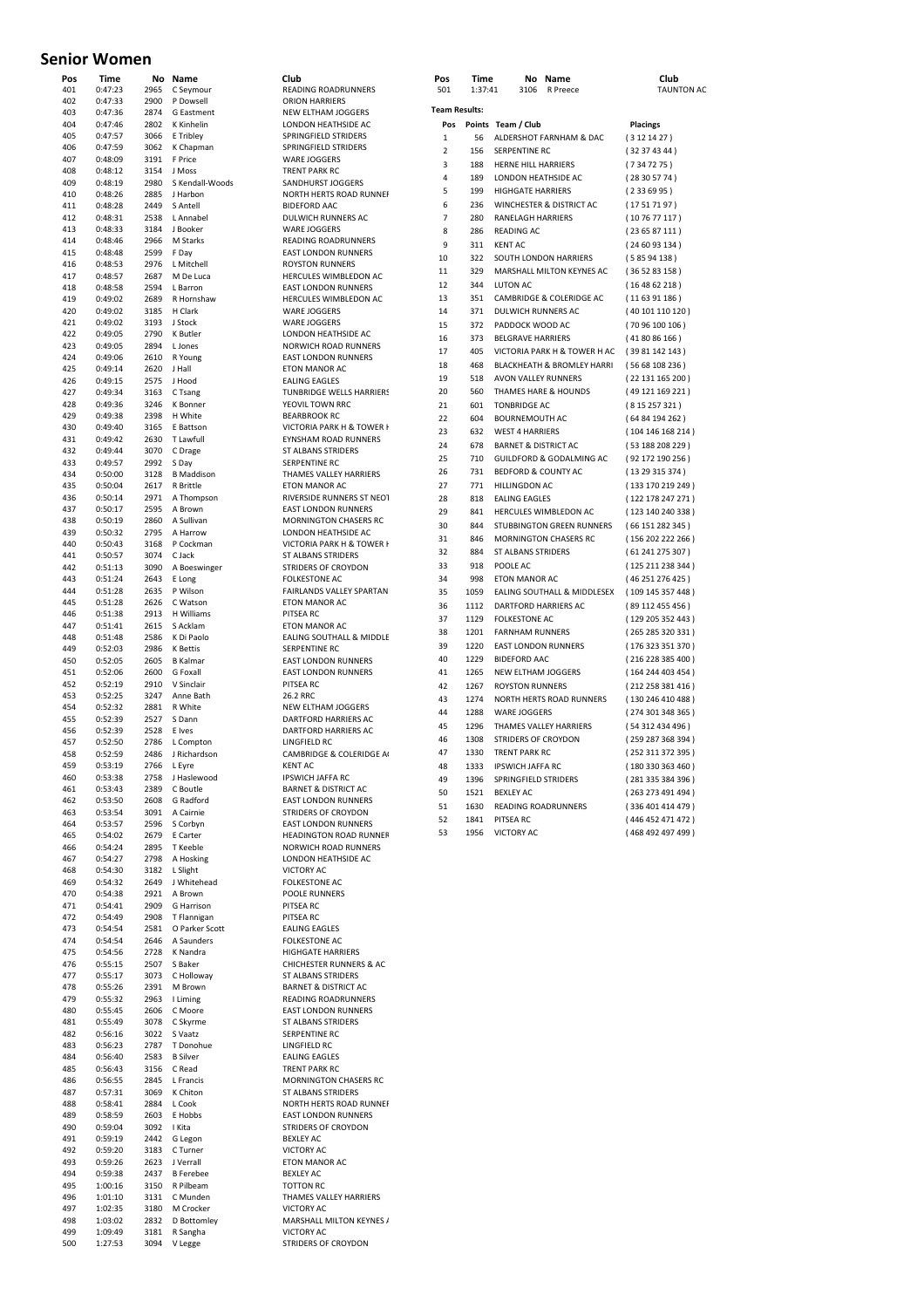# Senior Women

| Pos | Time | No | Name | Club |
|---|---|---|---|---|
| 401 | 0:47:23 | 2965 | C Seymour | READING ROADRUNNERS |
| 402 | 0:47:33 | 2900 | P Dowsell | ORION HARRIERS |
| 403 | 0:47:36 | 2874 | G Eastment | NEW ELTHAM JOGGERS |
| 404 | 0:47:46 | 2802 | K Kinhelin | LONDON HEATHSIDE AC |
| 405 | 0:47:57 | 3066 | E Tribley | SPRINGFIELD STRIDERS |
| 406 | 0:47:59 | 3062 | K Chapman | SPRINGFIELD STRIDERS |
| 407 | 0:48:09 | 3191 | F Price | WARE JOGGERS |
| 408 | 0:48:12 | 3154 | J Moss | TRENT PARK RC |
| 409 | 0:48:19 | 2980 | S Kendall-Woods | SANDHURST JOGGERS |
| 410 | 0:48:26 | 2885 | J Harbon | NORTH HERTS ROAD RUNNEF |
| 411 | 0:48:28 | 2449 | S Antell | BIDEFORD AAC |
| 412 | 0:48:31 | 2538 | L Annabel | DULWICH RUNNERS AC |
| 413 | 0:48:33 | 3184 | J Booker | WARE JOGGERS |
| 414 | 0:48:46 | 2966 | M Starks | READING ROADRUNNERS |
| 415 | 0:48:48 | 2599 | F Day | EAST LONDON RUNNERS |
| 416 | 0:48:53 | 2976 | L Mitchell | ROYSTON RUNNERS |
| 417 | 0:48:57 | 2687 | M De Luca | HERCULES WIMBLEDON AC |
| 418 | 0:48:58 | 2594 | L Barron | EAST LONDON RUNNERS |
| 419 | 0:49:02 | 2689 | R Hornshaw | HERCULES WIMBLEDON AC |
| 420 | 0:49:02 | 3185 | H Clark | WARE JOGGERS |
| 421 | 0:49:02 | 3193 | J Stock | WARE JOGGERS |
| 422 | 0:49:05 | 2790 | K Butler | LONDON HEATHSIDE AC |
| 423 | 0:49:05 | 2894 | L Jones | NORWICH ROAD RUNNERS |
| 424 | 0:49:06 | 2610 | R Young | EAST LONDON RUNNERS |
| 425 | 0:49:14 | 2620 | J Hall | ETON MANOR AC |
| 426 | 0:49:15 | 2575 | J Hood | EALING EAGLES |
| 427 | 0:49:34 | 3163 | C Tsang | TUNBRIDGE WELLS HARRIERS |
| 428 | 0:49:36 | 3246 | K Bonner | YEOVIL TOWN RRC |
| 429 | 0:49:38 | 2398 | H White | BEARBROOK RC |
| 430 | 0:49:40 | 3165 | E Battson | VICTORIA PARK H & TOWER H |
| 431 | 0:49:42 | 2630 | T Lawfull | EYNSHAM ROAD RUNNERS |
| 432 | 0:49:44 | 3070 | C Drage | ST ALBANS STRIDERS |
| 433 | 0:49:57 | 2992 | S Day | SERPENTINE RC |
| 434 | 0:50:00 | 3128 | B Maddison | THAMES VALLEY HARRIERS |
| 435 | 0:50:04 | 2617 | R Brittle | ETON MANOR AC |
| 436 | 0:50:14 | 2971 | A Thompson | RIVERSIDE RUNNERS ST NEOT |
| 437 | 0:50:17 | 2595 | A Brown | EAST LONDON RUNNERS |
| 438 | 0:50:19 | 2860 | A Sullivan | MORNINGTON CHASERS RC |
| 439 | 0:50:32 | 2795 | A Harrow | LONDON HEATHSIDE AC |
| 440 | 0:50:43 | 3168 | P Cockman | VICTORIA PARK H & TOWER H |
| 441 | 0:50:57 | 3074 | C Jack | ST ALBANS STRIDERS |
| 442 | 0:51:13 | 3090 | A Boeswinger | STRIDERS OF CROYDON |
| 443 | 0:51:24 | 2643 | E Long | FOLKESTONE AC |
| 444 | 0:51:28 | 2635 | P Wilson | FAIRLANDS VALLEY SPARTAN |
| 445 | 0:51:28 | 2626 | C Watson | ETON MANOR AC |
| 446 | 0:51:38 | 2913 | H Williams | PITSEA RC |
| 447 | 0:51:41 | 2615 | S Acklam | ETON MANOR AC |
| 448 | 0:51:48 | 2586 | K Di Paolo | EALING SOUTHALL & MIDDLE |
| 449 | 0:52:03 | 2986 | K Bettis | SERPENTINE RC |
| 450 | 0:52:05 | 2605 | B Kalmar | EAST LONDON RUNNERS |
| 451 | 0:52:06 | 2600 | G Foxall | EAST LONDON RUNNERS |
| 452 | 0:52:19 | 2910 | V Sinclair | PITSEA RC |
| 453 | 0:52:25 | 3247 | Anne Bath | 26.2 RRC |
| 454 | 0:52:32 | 2881 | R White | NEW ELTHAM JOGGERS |
| 455 | 0:52:39 | 2527 | S Dann | DARTFORD HARRIERS AC |
| 456 | 0:52:39 | 2528 | E Ives | DARTFORD HARRIERS AC |
| 457 | 0:52:50 | 2786 | L Compton | LINGFIELD RC |
| 458 | 0:52:59 | 2486 | J Richardson | CAMBRIDGE & COLERIDGE A( |
| 459 | 0:53:19 | 2766 | L Eyre | KENT AC |
| 460 | 0:53:38 | 2758 | J Haslewood | IPSWICH JAFFA RC |
| 461 | 0:53:43 | 2389 | C Boutle | BARNET & DISTRICT AC |
| 462 | 0:53:50 | 2608 | G Radford | EAST LONDON RUNNERS |
| 463 | 0:53:54 | 3091 | A Cairnie | STRIDERS OF CROYDON |
| 464 | 0:53:57 | 2596 | S Corbyn | EAST LONDON RUNNERS |
| 465 | 0:54:02 | 2679 | E Carter | HEADINGTON ROAD RUNNEF |
| 466 | 0:54:24 | 2895 | T Keeble | NORWICH ROAD RUNNERS |
| 467 | 0:54:27 | 2798 | A Hosking | LONDON HEATHSIDE AC |
| 468 | 0:54:30 | 3182 | L Slight | VICTORY AC |
| 469 | 0:54:32 | 2649 | J Whitehead | FOLKESTONE AC |
| 470 | 0:54:38 | 2921 | A Brown | POOLE RUNNERS |
| 471 | 0:54:41 | 2909 | G Harrison | PITSEA RC |
| 472 | 0:54:49 | 2908 | T Flannigan | PITSEA RC |
| 473 | 0:54:54 | 2581 | O Parker Scott | EALING EAGLES |
| 474 | 0:54:54 | 2646 | A Saunders | FOLKESTONE AC |
| 475 | 0:54:56 | 2728 | K Nandra | HIGHGATE HARRIERS |
| 476 | 0:55:15 | 2507 | S Baker | CHICHESTER RUNNERS & AC |
| 477 | 0:55:17 | 3073 | C Holloway | ST ALBANS STRIDERS |
| 478 | 0:55:26 | 2391 | M Brown | BARNET & DISTRICT AC |
| 479 | 0:55:32 | 2963 | I Liming | READING ROADRUNNERS |
| 480 | 0:55:45 | 2606 | C Moore | EAST LONDON RUNNERS |
| 481 | 0:55:49 | 3078 | C Skyrme | ST ALBANS STRIDERS |
| 482 | 0:56:16 | 3022 | S Vaatz | SERPENTINE RC |
| 483 | 0:56:23 | 2787 | T Donohue | LINGFIELD RC |
| 484 | 0:56:40 | 2583 | B Silver | EALING EAGLES |
| 485 | 0:56:43 | 3156 | C Read | TRENT PARK RC |
| 486 | 0:56:55 | 2845 | L Francis | MORNINGTON CHASERS RC |
| 487 | 0:57:31 | 3069 | K Chiton | ST ALBANS STRIDERS |
| 488 | 0:58:41 | 2884 | L Cook | NORTH HERTS ROAD RUNNEF |
| 489 | 0:58:59 | 2603 | E Hobbs | EAST LONDON RUNNERS |
| 490 | 0:59:04 | 3092 | I Kita | STRIDERS OF CROYDON |
| 491 | 0:59:19 | 2442 | G Legon | BEXLEY AC |
| 492 | 0:59:20 | 3183 | C Turner | VICTORY AC |
| 493 | 0:59:26 | 2623 | J Verrall | ETON MANOR AC |
| 494 | 0:59:38 | 2437 | B Ferebee | BEXLEY AC |
| 495 | 1:00:16 | 3150 | R Pilbeam | TOTTON RC |
| 496 | 1:01:10 | 3131 | C Munden | THAMES VALLEY HARRIERS |
| 497 | 1:02:35 | 3180 | M Crocker | VICTORY AC |
| 498 | 1:03:02 | 2832 | D Bottomley | MARSHALL MILTON KEYNES A |
| 499 | 1:09:49 | 3181 | R Sangha | VICTORY AC |
| 500 | 1:27:53 | 3094 | V Legge | STRIDERS OF CROYDON |
| 501 | 1:37:41 | 3106 | R Preece | TAUNTON AC |

**Team Results:**

| Pos | Points | Team / Club | Placings |
|---|---|---|---|
| 1 | 56 | ALDERSHOT FARNHAM & DAC | ( 3 12 14 27 ) |
| 2 | 156 | SERPENTINE RC | ( 32 37 43 44 ) |
| 3 | 188 | HERNE HILL HARRIERS | ( 7 34 72 75 ) |
| 4 | 189 | LONDON HEATHSIDE AC | ( 28 30 57 74 ) |
| 5 | 199 | HIGHGATE HARRIERS | ( 2 33 69 95 ) |
| 6 | 236 | WINCHESTER & DISTRICT AC | ( 17 51 71 97 ) |
| 7 | 280 | RANELAGH HARRIERS | ( 10 76 77 117 ) |
| 8 | 286 | READING AC | ( 23 65 87 111 ) |
| 9 | 311 | KENT AC | ( 24 60 93 134 ) |
| 10 | 322 | SOUTH LONDON HARRIERS | ( 5 85 94 138 ) |
| 11 | 329 | MARSHALL MILTON KEYNES AC | ( 36 52 83 158 ) |
| 12 | 344 | LUTON AC | ( 16 48 62 218 ) |
| 13 | 351 | CAMBRIDGE & COLERIDGE AC | ( 11 63 91 186 ) |
| 14 | 371 | DULWICH RUNNERS AC | ( 40 101 110 120 ) |
| 15 | 372 | PADDOCK WOOD AC | ( 70 96 100 106 ) |
| 16 | 373 | BELGRAVE HARRIERS | ( 41 80 86 166 ) |
| 17 | 405 | VICTORIA PARK H & TOWER H AC | ( 39 81 142 143 ) |
| 18 | 468 | BLACKHEATH & BROMLEY HARRI | ( 56 68 108 236 ) |
| 19 | 518 | AVON VALLEY RUNNERS | ( 22 131 165 200 ) |
| 20 | 560 | THAMES HARE & HOUNDS | ( 49 121 169 221 ) |
| 21 | 601 | TONBRIDGE AC | ( 8 15 257 321 ) |
| 22 | 604 | BOURNEMOUTH AC | ( 64 84 194 262 ) |
| 23 | 632 | WEST 4 HARRIERS | ( 104 146 168 214 ) |
| 24 | 678 | BARNET & DISTRICT AC | ( 53 188 208 229 ) |
| 25 | 710 | GUILDFORD & GODALMING AC | ( 92 172 190 256 ) |
| 26 | 731 | BEDFORD & COUNTY AC | ( 13 29 315 374 ) |
| 27 | 771 | HILLINGDON AC | ( 133 170 219 249 ) |
| 28 | 818 | EALING EAGLES | ( 122 178 247 271 ) |
| 29 | 841 | HERCULES WIMBLEDON AC | ( 123 140 240 338 ) |
| 30 | 844 | STUBBINGTON GREEN RUNNERS | ( 66 151 282 345 ) |
| 31 | 846 | MORNINGTON CHASERS RC | ( 156 202 222 266 ) |
| 32 | 884 | ST ALBANS STRIDERS | ( 61 241 275 307 ) |
| 33 | 918 | POOLE AC | ( 125 211 238 344 ) |
| 34 | 998 | ETON MANOR AC | ( 46 251 276 425 ) |
| 35 | 1059 | EALING SOUTHALL & MIDDLESEX | ( 109 145 357 448 ) |
| 36 | 1112 | DARTFORD HARRIERS AC | ( 89 112 455 456 ) |
| 37 | 1129 | FOLKESTONE AC | ( 129 205 352 443 ) |
| 38 | 1201 | FARNHAM RUNNERS | ( 265 285 320 331 ) |
| 39 | 1220 | EAST LONDON RUNNERS | ( 176 323 351 370 ) |
| 40 | 1229 | BIDEFORD AAC | ( 216 228 385 400 ) |
| 41 | 1265 | NEW ELTHAM JOGGERS | ( 164 244 403 454 ) |
| 42 | 1267 | ROYSTON RUNNERS | ( 212 258 381 416 ) |
| 43 | 1274 | NORTH HERTS ROAD RUNNERS | ( 130 246 410 488 ) |
| 44 | 1288 | WARE JOGGERS | ( 274 301 348 365 ) |
| 45 | 1296 | THAMES VALLEY HARRIERS | ( 54 312 434 496 ) |
| 46 | 1308 | STRIDERS OF CROYDON | ( 259 287 368 394 ) |
| 47 | 1330 | TRENT PARK RC | ( 252 311 372 395 ) |
| 48 | 1333 | IPSWICH JAFFA RC | ( 180 330 363 460 ) |
| 49 | 1396 | SPRINGFIELD STRIDERS | ( 281 335 384 396 ) |
| 50 | 1521 | BEXLEY AC | ( 263 273 491 494 ) |
| 51 | 1630 | READING ROADRUNNERS | ( 336 401 414 479 ) |
| 52 | 1841 | PITSEA RC | ( 446 452 471 472 ) |
| 53 | 1956 | VICTORY AC | ( 468 492 497 499 ) |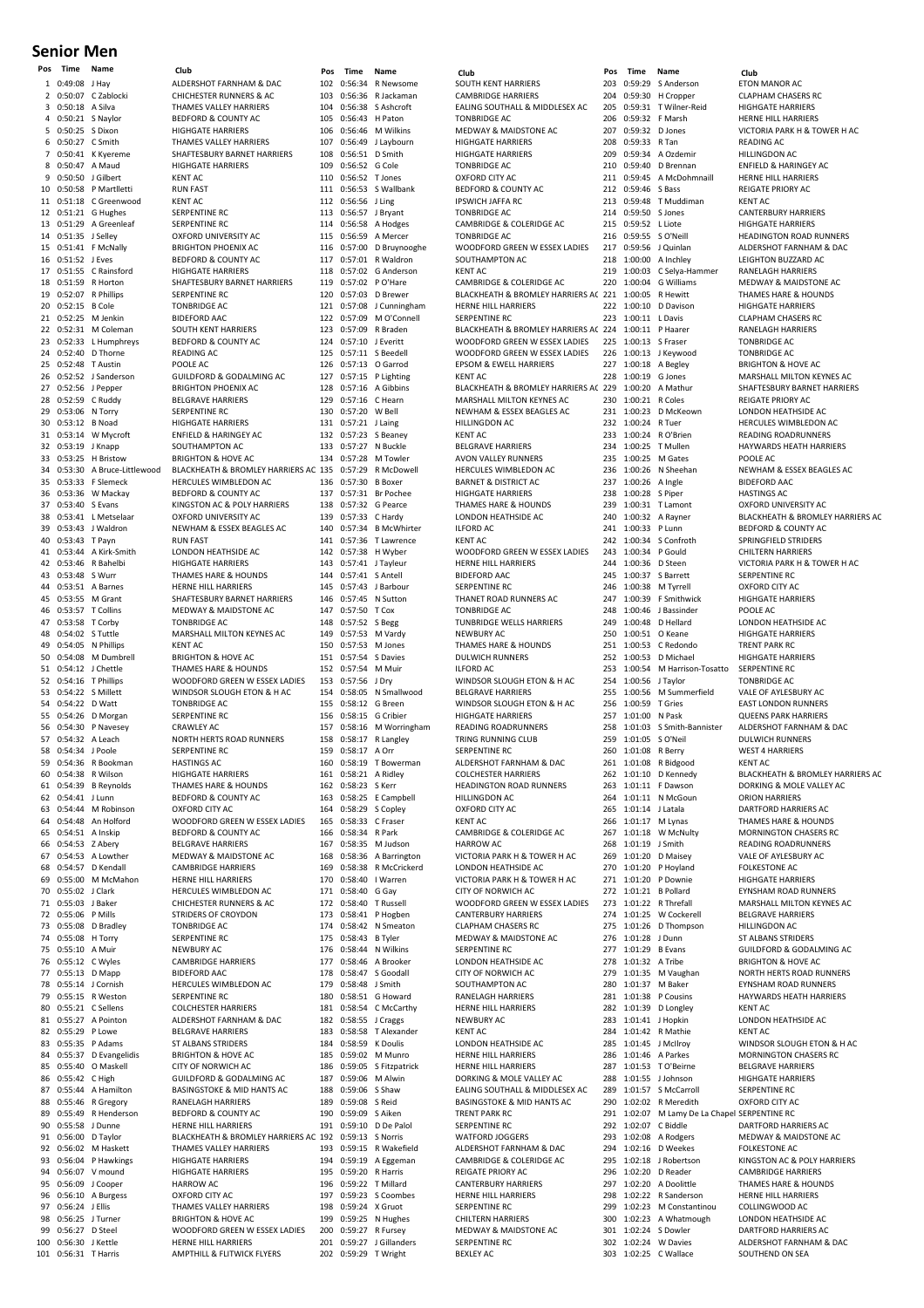# Senior Men

| Pos | Time | Name | Club |
|---|---|---|---|
| 1 | 0:49:08 | J Hay | ALDERSHOT FARNHAM & DAC |
| 2 | 0:50:07 | C Zablocki | CHICHESTER RUNNERS & AC |
| 3 | 0:50:18 | A Silva | THAMES VALLEY HARRIERS |
| 4 | 0:50:21 | S Naylor | BEDFORD & COUNTY AC |
| 5 | 0:50:25 | S Dixon | HIGHGATE HARRIERS |
| 6 | 0:50:27 | C Smith | THAMES VALLEY HARRIERS |
| 7 | 0:50:41 | K Kyereme | SHAFTESBURY BARNET HARRIERS |
| 8 | 0:50:47 | A Maud | HIGHGATE HARRIERS |
| 9 | 0:50:50 | J Gilbert | KENT AC |
| 10 | 0:50:58 | P Martlletti | RUN FAST |
| 11 | 0:51:18 | C Greenwood | KENT AC |
| 12 | 0:51:21 | G Hughes | SERPENTINE RC |
| 13 | 0:51:29 | A Greenleaf | SERPENTINE RC |
| 14 | 0:51:35 | J Selley | OXFORD UNIVERSITY AC |
| 15 | 0:51:41 | F McNally | BRIGHTON PHOENIX AC |
| 16 | 0:51:52 | J Eves | BEDFORD & COUNTY AC |
| 17 | 0:51:55 | C Rainsford | HIGHGATE HARRIERS |
| 18 | 0:51:59 | R Horton | SHAFTESBURY BARNET HARRIERS |
| 19 | 0:52:07 | R Phillips | SERPENTINE RC |
| 20 | 0:52:15 | B Cole | TONBRIDGE AC |
| 21 | 0:52:25 | M Jenkin | BIDEFORD AAC |
| 22 | 0:52:31 | M Coleman | SOUTH KENT HARRIERS |
| 23 | 0:52:33 | L Humphreys | BEDFORD & COUNTY AC |
| 24 | 0:52:40 | D Thorne | READING AC |
| 25 | 0:52:48 | T Austin | POOLE AC |
| 26 | 0:52:52 | J Sanderson | GUILDFORD & GODALMING AC |
| 27 | 0:52:56 | J Pepper | BRIGHTON PHOENIX AC |
| 28 | 0:52:59 | C Ruddy | BELGRAVE HARRIERS |
| 29 | 0:53:06 | N Torry | SERPENTINE RC |
| 30 | 0:53:12 | B Noad | HIGHGATE HARRIERS |
| 31 | 0:53:14 | W Mycroft | ENFIELD & HARINGEY AC |
| 32 | 0:53:19 | J Knapp | SOUTHAMPTON AC |
| 33 | 0:53:25 | H Bristow | BRIGHTON & HOVE AC |
| 34 | 0:53:30 | A Bruce-Littlewood | BLACKHEATH & BROMLEY HARRIERS AC |
| 35 | 0:53:33 | F Slemeck | HERCULES WIMBLEDON AC |
| 36 | 0:53:36 | W Mackay | BEDFORD & COUNTY AC |
| 37 | 0:53:40 | S Evans | KINGSTON AC & POLY HARRIERS |
| 38 | 0:53:41 | L Metselaar | OXFORD UNIVERSITY AC |
| 39 | 0:53:43 | J Waldron | NEWHAM & ESSEX BEAGLES AC |
| 40 | 0:53:43 | T Payn | RUN FAST |
| 41 | 0:53:44 | A Kirk-Smith | LONDON HEATHSIDE AC |
| 42 | 0:53:46 | R Bahelbi | HIGHGATE HARRIERS |
| 43 | 0:53:48 | S Wurr | THAMES HARE & HOUNDS |
| 44 | 0:53:51 | A Barnes | HERNE HILL HARRIERS |
| 45 | 0:53:55 | M Grant | SHAFTESBURY BARNET HARRIERS |
| 46 | 0:53:57 | T Collins | MEDWAY & MAIDSTONE AC |
| 47 | 0:53:58 | T Corby | TONBRIDGE AC |
| 48 | 0:54:02 | S Tuttle | MARSHALL MILTON KEYNES AC |
| 49 | 0:54:05 | N Phillips | KENT AC |
| 50 | 0:54:08 | M Dumbrell | BRIGHTON & HOVE AC |
| 51 | 0:54:12 | J Chettle | THAMES HARE & HOUNDS |
| 52 | 0:54:16 | T Phillips | WOODFORD GREEN W ESSEX LADIES |
| 53 | 0:54:22 | S Millett | WINDSOR SLOUGH ETON & H AC |
| 54 | 0:54:22 | D Watt | TONBRIDGE AC |
| 55 | 0:54:26 | D Morgan | SERPENTINE RC |
| 56 | 0:54:30 | P Navesey | CRAWLEY AC |
| 57 | 0:54:32 | A Leach | NORTH HERTS ROAD RUNNERS |
| 58 | 0:54:34 | J Poole | SERPENTINE RC |
| 59 | 0:54:36 | R Bookman | HASTINGS AC |
| 60 | 0:54:38 | R Wilson | HIGHGATE HARRIERS |
| 61 | 0:54:39 | B Reynolds | THAMES HARE & HOUNDS |
| 62 | 0:54:41 | J Lunn | BEDFORD & COUNTY AC |
| 63 | 0:54:44 | M Robinson | OXFORD CITY AC |
| 64 | 0:54:48 | An Holford | WOODFORD GREEN W ESSEX LADIES |
| 65 | 0:54:51 | A Inskip | BEDFORD & COUNTY AC |
| 66 | 0:54:53 | Z Abery | BELGRAVE HARRIERS |
| 67 | 0:54:53 | A Lowther | MEDWAY & MAIDSTONE AC |
| 68 | 0:54:57 | D Kendall | CAMBRIDGE HARRIERS |
| 69 | 0:55:00 | M McMahon | HERNE HILL HARRIERS |
| 70 | 0:55:02 | J Clark | HERCULES WIMBLEDON AC |
| 71 | 0:55:03 | J Baker | CHICHESTER RUNNERS & AC |
| 72 | 0:55:06 | P Mills | STRIDERS OF CROYDON |
| 73 | 0:55:08 | D Bradley | TONBRIDGE AC |
| 74 | 0:55:08 | H Torry | SERPENTINE RC |
| 75 | 0:55:10 | A Muir | NEWBURY AC |
| 76 | 0:55:12 | C Wyles | CAMBRIDGE HARRIERS |
| 77 | 0:55:13 | D Mapp | BIDEFORD AAC |
| 78 | 0:55:14 | J Cornish | HERCULES WIMBLEDON AC |
| 79 | 0:55:15 | R Weston | SERPENTINE RC |
| 80 | 0:55:21 | C Sellens | COLCHESTER HARRIERS |
| 81 | 0:55:27 | A Pointon | ALDERSHOT FARNHAM & DAC |
| 82 | 0:55:29 | P Lowe | BELGRAVE HARRIERS |
| 83 | 0:55:35 | P Adams | ST ALBANS STRIDERS |
| 84 | 0:55:37 | D Evangelidis | BRIGHTON & HOVE AC |
| 85 | 0:55:40 | O Maskell | CITY OF NORWICH AC |
| 86 | 0:55:42 | C High | GUILDFORD & GODALMING AC |
| 87 | 0:55:44 | A Hamilton | BASINGSTOKE & MID HANTS AC |
| 88 | 0:55:46 | R Gregory | RANELAGH HARRIERS |
| 89 | 0:55:49 | R Henderson | BEDFORD & COUNTY AC |
| 90 | 0:55:58 | J Dunne | HERNE HILL HARRIERS |
| 91 | 0:56:00 | D Taylor | BLACKHEATH & BROMLEY HARRIERS AC |
| 92 | 0:56:02 | M Haskett | THAMES VALLEY HARRIERS |
| 93 | 0:56:04 | P Hawkings | HIGHGATE HARRIERS |
| 94 | 0:56:07 | V mound | HIGHGATE HARRIERS |
| 95 | 0:56:09 | J Cooper | HARROW AC |
| 96 | 0:56:10 | A Burgess | OXFORD CITY AC |
| 97 | 0:56:24 | J Ellis | THAMES VALLEY HARRIERS |
| 98 | 0:56:25 | J Turner | BRIGHTON & HOVE AC |
| 99 | 0:56:27 | D Steel | WOODFORD GREEN W ESSEX LADIES |
| 100 | 0:56:30 | J Kettle | HERNE HILL HARRIERS |
| 101 | 0:56:31 | T Harris | AMPTHILL & FLITWICK FLYERS |
| 102 | 0:56:34 | R Newsome | SOUTH KENT HARRIERS |
| 103 | 0:56:36 | R Jackaman | CAMBRIDGE HARRIERS |
| 104 | 0:56:38 | S Ashcroft | EALING SOUTHALL & MIDDLESEX AC |
| 105 | 0:56:43 | H Paton | TONBRIDGE AC |
| 106 | 0:56:46 | M Wilkins | MEDWAY & MAIDSTONE AC |
| 107 | 0:56:49 | J Laybourn | HIGHGATE HARRIERS |
| 108 | 0:56:51 | D Smith | HIGHGATE HARRIERS |
| 109 | 0:56:52 | G Cole | TONBRIDGE AC |
| 110 | 0:56:52 | T Jones | OXFORD CITY AC |
| 111 | 0:56:53 | S Wallbank | BEDFORD & COUNTY AC |
| 112 | 0:56:56 | J Ling | IPSWICH JAFFA RC |
| 113 | 0:56:57 | J Bryant | TONBRIDGE AC |
| 114 | 0:56:58 | A Hodges | CAMBRIDGE & COLERIDGE AC |
| 115 | 0:56:59 | A Mercer | TONBRIDGE AC |
| 116 | 0:57:00 | D Bruynooghe | WOODFORD GREEN W ESSEX LADIES |
| 117 | 0:57:01 | R Waldron | SOUTHAMPTON AC |
| 118 | 0:57:02 | G Anderson | KENT AC |
| 119 | 0:57:02 | P O'Hare | CAMBRIDGE & COLERIDGE AC |
| 120 | 0:57:03 | D Brewer | BLACKHEATH & BROMLEY HARRIERS AC |
| 121 | 0:57:08 | J Cunningham | HERNE HILL HARRIERS |
| 122 | 0:57:09 | M O'Connell | SERPENTINE RC |
| 123 | 0:57:09 | R Braden | BLACKHEATH & BROMLEY HARRIERS AC |
| 124 | 0:57:10 | J Evertt | WOODFORD GREEN W ESSEX LADIES |
| 125 | 0:57:11 | S Beedell | WOODFORD GREEN W ESSEX LADIES |
| 126 | 0:57:13 | O Garrod | EPSOM & EWELL HARRIERS |
| 127 | 0:57:15 | P Lighting | KENT AC |
| 128 | 0:57:16 | A Gibbins | BLACKHEATH & BROMLEY HARRIERS AC |
| 129 | 0:57:16 | C Hearn | MARSHALL MILTON KEYNES AC |
| 130 | 0:57:20 | W Bell | NEWHAM & ESSEX BEAGLES AC |
| 131 | 0:57:21 | J Laing | HILLINGDON AC |
| 132 | 0:57:23 | S Beaney | KENT AC |
| 133 | 0:57:27 | N Buckle | BELGRAVE HARRIERS |
| 134 | 0:57:28 | M Towler | AVON VALLEY RUNNERS |
| 135 | 0:57:29 | R McDowell | HERCULES WIMBLEDON AC |
| 136 | 0:57:30 | B Boxer | BARNET & DISTRICT AC |
| 137 | 0:57:31 | Br Pochee | HIGHGATE HARRIERS |
| 138 | 0:57:32 | G Pearce | THAMES HARE & HOUNDS |
| 139 | 0:57:33 | C Hardy | LONDON HEATHSIDE AC |
| 140 | 0:57:34 | B McWhirter | ILFORD AC |
| 141 | 0:57:36 | T Lawrence | KENT AC |
| 142 | 0:57:38 | H Wyber | WOODFORD GREEN W ESSEX LADIES |
| 143 | 0:57:41 | J Tayleur | HERNE HILL HARRIERS |
| 144 | 0:57:41 | S Antell | BIDEFORD AAC |
| 145 | 0:57:43 | J Barbour | SERPENTINE RC |
| 146 | 0:57:45 | N Sutton | THANET ROAD RUNNERS AC |
| 147 | 0:57:50 | T Cox | TONBRIDGE AC |
| 148 | 0:57:52 | S Begg | TUNBRIDGE WELLS HARRIERS |
| 149 | 0:57:53 | M Vardy | NEWBURY AC |
| 150 | 0:57:53 | M Jones | THAMES HARE & HOUNDS |
| 151 | 0:57:54 | S Davies | DULWICH RUNNERS |
| 152 | 0:57:54 | M Muir | ILFORD AC |
| 153 | 0:57:56 | J Dry | WINDSOR SLOUGH ETON & H AC |
| 154 | 0:58:05 | N Smallwood | BELGRAVE HARRIERS |
| 155 | 0:58:12 | G Breen | WINDSOR SLOUGH ETON & H AC |
| 156 | 0:58:15 | G Cribier | HIGHGATE HARRIERS |
| 157 | 0:58:16 | M Worringham | READING ROADRUNNERS |
| 158 | 0:58:17 | R Langley | TRING RUNNING CLUB |
| 159 | 0:58:17 | A Orr | SERPENTINE RC |
| 160 | 0:58:19 | T Bowerman | ALDERSHOT FARNHAM & DAC |
| 161 | 0:58:21 | A Ridley | COLCHESTER HARRIERS |
| 162 | 0:58:23 | S Kerr | HEADINGTON ROAD RUNNERS |
| 163 | 0:58:25 | E Campbell | HILLINGDON AC |
| 164 | 0:58:29 | S Copley | OXFORD CITY AC |
| 165 | 0:58:33 | C Fraser | KENT AC |
| 166 | 0:58:34 | R Park | CAMBRIDGE & COLERIDGE AC |
| 167 | 0:58:35 | M Judson | HARROW AC |
| 168 | 0:58:36 | A Barrington | VICTORIA PARK H & TOWER H AC |
| 169 | 0:58:38 | R McCrickerd | LONDON HEATHSIDE AC |
| 170 | 0:58:40 | I Warren | VICTORIA PARK H & TOWER H AC |
| 171 | 0:58:40 | G Gay | CITY OF NORWICH AC |
| 172 | 0:58:40 | T Russell | WOODFORD GREEN W ESSEX LADIES |
| 173 | 0:58:41 | P Hogben | CANTERBURY HARRIERS |
| 174 | 0:58:42 | N Smeaton | CLAPHAM CHASERS RC |
| 175 | 0:58:43 | B Tyler | MEDWAY & MAIDSTONE AC |
| 176 | 0:58:44 | N Wilkins | SERPENTINE RC |
| 177 | 0:58:46 | A Brooker | LONDON HEATHSIDE AC |
| 178 | 0:58:47 | S Goodall | CITY OF NORWICH AC |
| 179 | 0:58:48 | J Smith | SOUTHAMPTON AC |
| 180 | 0:58:51 | G Howard | RANELAGH HARRIERS |
| 181 | 0:58:54 | C McCarthy | HERNE HILL HARRIERS |
| 182 | 0:58:55 | J Craggs | NEWBURY AC |
| 183 | 0:58:58 | T Alexander | KENT AC |
| 184 | 0:58:59 | K Doulis | LONDON HEATHSIDE AC |
| 185 | 0:59:02 | M Munro | HERNE HILL HARRIERS |
| 186 | 0:59:05 | S Fitzpatrick | HERNE HILL HARRIERS |
| 187 | 0:59:06 | M Alwin | DORKING & MOLE VALLEY AC |
| 188 | 0:59:06 | S Shaw | EALING SOUTHALL & MIDDLESEX AC |
| 189 | 0:59:08 | S Reid | BASINGSTOKE & MID HANTS AC |
| 190 | 0:59:09 | S Aiken | TRENT PARK RC |
| 191 | 0:59:10 | D De Palol | SERPENTINE RC |
| 192 | 0:59:13 | S Norris | WATFORD JOGGERS |
| 193 | 0:59:15 | R Wakefield | ALDERSHOT FARNHAM & DAC |
| 194 | 0:59:19 | A Eggeman | CAMBRIDGE & COLERIDGE AC |
| 195 | 0:59:20 | R Harris | REIGATE PRIORY AC |
| 196 | 0:59:22 | T Millard | CANTERBURY HARRIERS |
| 197 | 0:59:23 | S Coombes | HERNE HILL HARRIERS |
| 198 | 0:59:24 | X Gruot | SERPENTINE RC |
| 199 | 0:59:25 | N Hughes | CHILTERN HARRIERS |
| 200 | 0:59:27 | R Fursey | MEDWAY & MAIDSTONE AC |
| 201 | 0:59:27 | J Gillanders | SERPENTINE RC |
| 202 | 0:59:29 | T Wright | BEXLEY AC |
| 203 | 0:59:29 | S Anderson | ETON MANOR AC |
| 204 | 0:59:30 | H Cropper | CLAPHAM CHASERS RC |
| 205 | 0:59:31 | T Wilner-Reid | HIGHGATE HARRIERS |
| 206 | 0:59:32 | F Marsh | HERNE HILL HARRIERS |
| 207 | 0:59:32 | D Jones | VICTORIA PARK H & TOWER H AC |
| 208 | 0:59:33 | R Tan | READING AC |
| 209 | 0:59:34 | A Ozdemir | HILLINGDON AC |
| 210 | 0:59:40 | D Brennan | ENFIELD & HARINGEY AC |
| 211 | 0:59:45 | A McDohmnaill | HERNE HILL HARRIERS |
| 212 | 0:59:46 | S Bass | REIGATE PRIORY AC |
| 213 | 0:59:48 | T Muddiman | KENT AC |
| 214 | 0:59:50 | S Jones | CANTERBURY HARRIERS |
| 215 | 0:59:52 | L Liote | HIGHGATE HARRIERS |
| 216 | 0:59:55 | S O'Neill | HEADINGTON ROAD RUNNERS |
| 217 | 0:59:56 | J Quinlan | ALDERSHOT FARNHAM & DAC |
| 218 | 1:00:00 | A Inchley | LEIGHTON BUZZARD AC |
| 219 | 1:00:03 | C Selya-Hammer | RANELAGH HARRIERS |
| 220 | 1:00:04 | G Williams | MEDWAY & MAIDSTONE AC |
| 221 | 1:00:05 | R Hewitt | THAMES HARE & HOUNDS |
| 222 | 1:00:10 | D Davison | HIGHGATE HARRIERS |
| 223 | 1:00:11 | L Davis | CLAPHAM CHASERS RC |
| 224 | 1:00:11 | P Haarer | RANELAGH HARRIERS |
| 225 | 1:00:13 | S Fraser | TONBRIDGE AC |
| 226 | 1:00:13 | J Keywood | TONBRIDGE AC |
| 227 | 1:00:18 | A Begley | BRIGHTON & HOVE AC |
| 228 | 1:00:19 | G Jones | MARSHALL MILTON KEYNES AC |
| 229 | 1:00:20 | A Mathur | SHAFTESBURY BARNET HARRIERS |
| 230 | 1:00:21 | R Coles | REIGATE PRIORY AC |
| 231 | 1:00:23 | D McKeown | LONDON HEATHSIDE AC |
| 232 | 1:00:24 | R Tuer | HERCULES WIMBLEDON AC |
| 233 | 1:00:24 | R O'Brien | READING ROADRUNNERS |
| 234 | 1:00:25 | T Mullen | HAYWARDS HEATH HARRIERS |
| 235 | 1:00:25 | M Gates | POOLE AC |
| 236 | 1:00:26 | N Sheehan | NEWHAM & ESSEX BEAGLES AC |
| 237 | 1:00:26 | A Ingle | BIDEFORD AAC |
| 238 | 1:00:28 | S Piper | HASTINGS AC |
| 239 | 1:00:31 | T Lamont | OXFORD UNIVERSITY AC |
| 240 | 1:00:32 | A Rayner | BLACKHEATH & BROMLEY HARRIERS AC |
| 241 | 1:00:33 | P Lunn | BEDFORD & COUNTY AC |
| 242 | 1:00:34 | S Confroth | SPRINGFIELD STRIDERS |
| 243 | 1:00:34 | P Gould | CHILTERN HARRIERS |
| 244 | 1:00:36 | D Steen | VICTORIA PARK H & TOWER H AC |
| 245 | 1:00:37 | S Barrett | SERPENTINE RC |
| 246 | 1:00:38 | M Tyrrell | OXFORD CITY AC |
| 247 | 1:00:39 | F Smithwick | HIGHGATE HARRIERS |
| 248 | 1:00:46 | J Bassinder | POOLE AC |
| 249 | 1:00:48 | D Hellard | LONDON HEATHSIDE AC |
| 250 | 1:00:51 | O Keane | HIGHGATE HARRIERS |
| 251 | 1:00:53 | C Redondo | TRENT PARK RC |
| 252 | 1:00:53 | D Michael | HIGHGATE HARRIERS |
| 253 | 1:00:54 | M Harrison-Tosatto | SERPENTINE RC |
| 254 | 1:00:56 | J Taylor | TONBRIDGE AC |
| 255 | 1:00:56 | M Summerfield | VALE OF AYLESBURY AC |
| 256 | 1:00:59 | T Gries | EAST LONDON RUNNERS |
| 257 | 1:01:00 | N Pask | QUEENS PARK HARRIERS |
| 258 | 1:01:03 | S Smith-Bannister | ALDERSHOT FARNHAM & DAC |
| 259 | 1:01:05 | S O'Neil | DULWICH RUNNERS |
| 260 | 1:01:08 | R Berry | WEST 4 HARRIERS |
| 261 | 1:01:08 | R Bidgood | KENT AC |
| 262 | 1:01:10 | D Kennedy | BLACKHEATH & BROMLEY HARRIERS AC |
| 263 | 1:01:11 | F Dawson | DORKING & MOLE VALLEY AC |
| 264 | 1:01:11 | N McGoun | ORION HARRIERS |
| 265 | 1:01:14 | J Latala | DARTFORD HARRIERS AC |
| 266 | 1:01:17 | M Lynas | THAMES HARE & HOUNDS |
| 267 | 1:01:18 | W McNulty | MORNINGTON CHASERS RC |
| 268 | 1:01:19 | J Smith | READING ROADRUNNERS |
| 269 | 1:01:20 | D Maisey | VALE OF AYLESBURY AC |
| 270 | 1:01:20 | P Hoyland | FOLKESTONE AC |
| 271 | 1:01:20 | P Downie | HIGHGATE HARRIERS |
| 272 | 1:01:21 | B Pollard | EYNSHAM ROAD RUNNERS |
| 273 | 1:01:22 | R Threfall | MARSHALL MILTON KEYNES AC |
| 274 | 1:01:25 | W Cockerell | BELGRAVE HARRIERS |
| 275 | 1:01:26 | D Thompson | HILLINGDON AC |
| 276 | 1:01:28 | J Dunn | ST ALBANS STRIDERS |
| 277 | 1:01:29 | B Evans | GUILDFORD & GODALMING AC |
| 278 | 1:01:32 | A Tribe | BRIGHTON & HOVE AC |
| 279 | 1:01:35 | M Vaughan | NORTH HERTS ROAD RUNNERS |
| 280 | 1:01:37 | M Baker | EYNSHAM ROAD RUNNERS |
| 281 | 1:01:38 | P Cousins | HAYWARDS HEATH HARRIERS |
| 282 | 1:01:39 | D Longley | KENT AC |
| 283 | 1:01:41 | J Hopkin | LONDON HEATHSIDE AC |
| 284 | 1:01:42 | R Mathie | KENT AC |
| 285 | 1:01:45 | J McIlroy | WINDSOR SLOUGH ETON & H AC |
| 286 | 1:01:46 | A Parkes | MORNINGTON CHASERS RC |
| 287 | 1:01:53 | T O'Beirne | BELGRAVE HARRIERS |
| 288 | 1:01:55 | J Johnson | HIGHGATE HARRIERS |
| 289 | 1:01:57 | S McCarroll | SERPENTINE RC |
| 290 | 1:02:02 | R Meredith | OXFORD CITY AC |
| 291 | 1:02:07 | M Lamy De La Chapel | SERPENTINE RC |
| 292 | 1:02:07 | C Biddle | DARTFORD HARRIERS AC |
| 293 | 1:02:08 | A Rodgers | MEDWAY & MAIDSTONE AC |
| 294 | 1:02:16 | D Weekes | FOLKESTONE AC |
| 295 | 1:02:18 | J Robertson | KINGSTON AC & POLY HARRIERS |
| 296 | 1:02:20 | D Reader | CAMBRIDGE HARRIERS |
| 297 | 1:02:20 | A Doolittle | THAMES HARE & HOUNDS |
| 298 | 1:02:22 | R Sanderson | HERNE HILL HARRIERS |
| 299 | 1:02:23 | M Constantinou | COLLINGWOOD AC |
| 300 | 1:02:23 | A Whatmough | LONDON HEATHSIDE AC |
| 301 | 1:02:24 | S Dowler | DARTFORD HARRIERS AC |
| 302 | 1:02:24 | W Davies | ALDERSHOT FARNHAM & DAC |
| 303 | 1:02:25 | C Wallace | SOUTHEND ON SEA |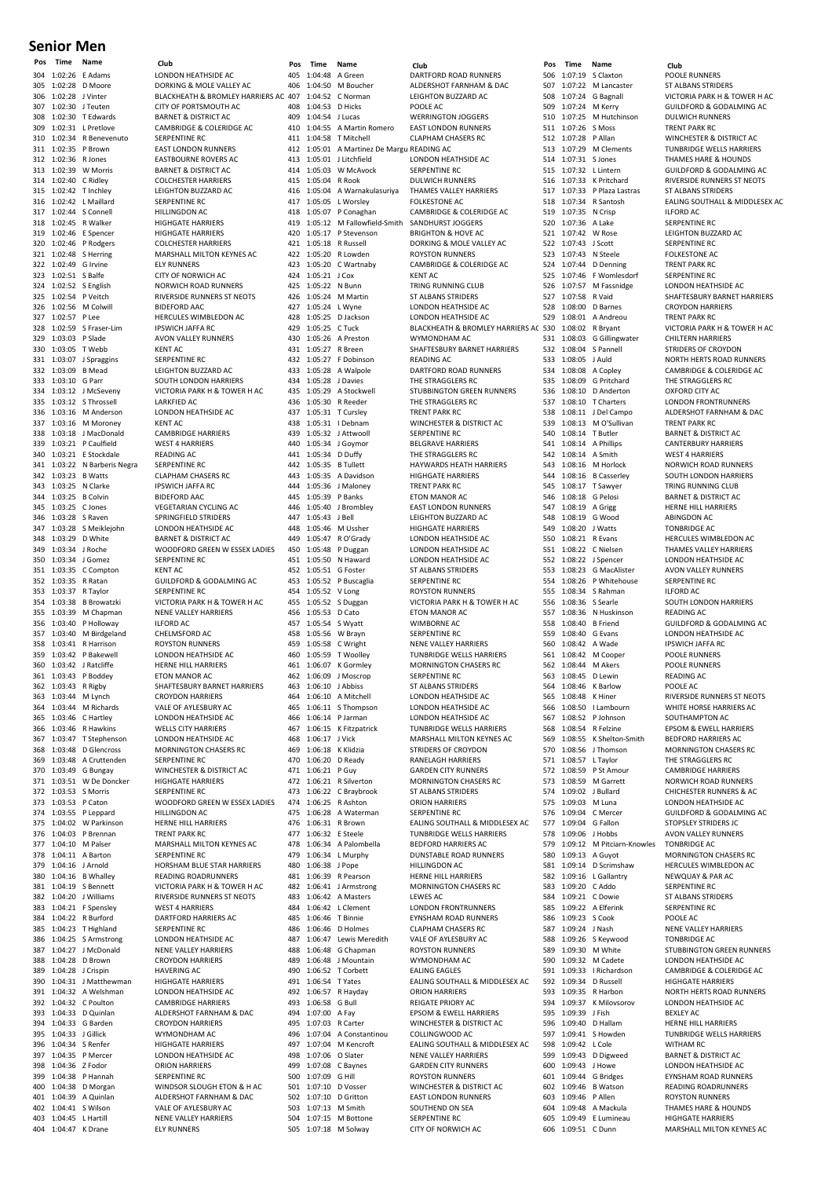# Senior Men

| Pos | Time | Name | Club |
|---|---|---|---|
| 304 | 1:02:26 | E Adams | LONDON HEATHSIDE AC |
| 305 | 1:02:28 | D Moore | DORKING & MOLE VALLEY AC |
| 306 | 1:02:28 | J Vinter | BLACKHEATH & BROMLEY HARRIERS AC |
| 307 | 1:02:30 | J Teuten | CITY OF PORTSMOUTH AC |
| 308 | 1:02:30 | T Edwards | BARNET & DISTRICT AC |
| 309 | 1:02:31 | L Pretlove | CAMBRIDGE & COLERIDGE AC |
| 310 | 1:02:34 | R Benevenuto | SERPENTINE RC |
| 311 | 1:02:35 | P Brown | EAST LONDON RUNNERS |
| 312 | 1:02:36 | R Jones | EASTBOURNE ROVERS AC |
| 313 | 1:02:39 | W Morris | BARNET & DISTRICT AC |
| 314 | 1:02:40 | C Ridley | COLCHESTER HARRIERS |
| 315 | 1:02:42 | T Inchley | LEIGHTON BUZZARD AC |
| 316 | 1:02:42 | L Maillard | SERPENTINE RC |
| 317 | 1:02:44 | S Connell | HILLINGDON AC |
| 318 | 1:02:45 | R Walker | HIGHGATE HARRIERS |
| 319 | 1:02:46 | E Spencer | HIGHGATE HARRIERS |
| 320 | 1:02:46 | P Rodgers | COLCHESTER HARRIERS |
| 321 | 1:02:48 | S Herring | MARSHALL MILTON KEYNES AC |
| 322 | 1:02:49 | G Irvine | ELY RUNNERS |
| 323 | 1:02:51 | S Balfe | CITY OF NORWICH AC |
| 324 | 1:02:52 | S English | NORWICH ROAD RUNNERS |
| 325 | 1:02:54 | P Veitch | RIVERSIDE RUNNERS ST NEOTS |
| 326 | 1:02:56 | M Colwill | BIDEFORD AAC |
| 327 | 1:02:57 | P Lee | HERCULES WIMBLEDON AC |
| 328 | 1:02:59 | S Fraser-Lim | IPSWICH JAFFA RC |
| 329 | 1:03:03 | P Slade | AVON VALLEY RUNNERS |
| 330 | 1:03:05 | T Webb | KENT AC |
| 331 | 1:03:07 | J Spraggins | SERPENTINE RC |
| 332 | 1:03:09 | B Mead | LEIGHTON BUZZARD AC |
| 333 | 1:03:10 | G Parr | SOUTH LONDON HARRIERS |
| 334 | 1:03:12 | J McSeveny | VICTORIA PARK H & TOWER H AC |
| 335 | 1:03:12 | S Throssell | LARKFIED AC |
| 336 | 1:03:16 | M Anderson | LONDON HEATHSIDE AC |
| 337 | 1:03:16 | M Moroney | KENT AC |
| 338 | 1:03:18 | J MacDonald | CAMBRIDGE HARRIERS |
| 339 | 1:03:21 | P Caulfield | WEST 4 HARRIERS |
| 340 | 1:03:21 | E Stockdale | READING AC |
| 341 | 1:03:22 | N Barberis Negra | SERPENTINE RC |
| 342 | 1:03:23 | B Watts | CLAPHAM CHASERS RC |
| 343 | 1:03:25 | N Clarke | IPSWICH JAFFA RC |
| 344 | 1:03:25 | B Colvin | BIDEFORD AAC |
| 345 | 1:03:25 | C Jones | VEGETARIAN CYCLING AC |
| 346 | 1:03:28 | S Raven | SPRINGFIELD STRIDERS |
| 347 | 1:03:28 | S Meiklejohn | LONDON HEATHSIDE AC |
| 348 | 1:03:29 | D White | BARNET & DISTRICT AC |
| 349 | 1:03:34 | J Roche | WOODFORD GREEN W ESSEX LADIES |
| 350 | 1:03:34 | J Gomez | SERPENTINE RC |
| 351 | 1:03:35 | C Compton | KENT AC |
| 352 | 1:03:35 | R Ratan | GUILDFORD & GODALMING AC |
| 353 | 1:03:37 | R Taylor | SERPENTINE RC |
| 354 | 1:03:38 | B Browatzki | VICTORIA PARK H & TOWER H AC |
| 355 | 1:03:39 | M Chapman | NENE VALLEY HARRIERS |
| 356 | 1:03:40 | P Holloway | ILFORD AC |
| 357 | 1:03:40 | M Birdgeland | CHELMSFORD AC |
| 358 | 1:03:41 | R Harrison | ROYSTON RUNNERS |
| 359 | 1:03:42 | P Bakewell | LONDON HEATHSIDE AC |
| 360 | 1:03:42 | J Ratcliffe | HERNE HILL HARRIERS |
| 361 | 1:03:43 | P Boddey | ETON MANOR AC |
| 362 | 1:03:43 | R Rigby | SHAFTESBURY BARNET HARRIERS |
| 363 | 1:03:44 | M Lynch | CROYDON HARRIERS |
| 364 | 1:03:44 | M Richards | VALE OF AYLESBURY AC |
| 365 | 1:03:46 | C Hartley | LONDON HEATHSIDE AC |
| 366 | 1:03:46 | R Hawkins | WELLS CITY HARRIERS |
| 367 | 1:03:47 | T Stephenson | LONDON HEATHSIDE AC |
| 368 | 1:03:48 | D Glencross | MORNINGTON CHASERS RC |
| 369 | 1:03:48 | A Cruttenden | SERPENTINE RC |
| 370 | 1:03:49 | G Bungay | WINCHESTER & DISTRICT AC |
| 371 | 1:03:51 | W De Doncker | HIGHGATE HARRIERS |
| 372 | 1:03:53 | S Morris | SERPENTINE RC |
| 373 | 1:03:53 | P Caton | WOODFORD GREEN W ESSEX LADIES |
| 374 | 1:03:55 | P Leppard | HILLINGDON AC |
| 375 | 1:04:02 | W Parkinson | HERNE HILL HARRIERS |
| 376 | 1:04:03 | P Brennan | TRENT PARK RC |
| 377 | 1:04:10 | M Palser | MARSHALL MILTON KEYNES AC |
| 378 | 1:04:11 | A Barton | SERPENTINE RC |
| 379 | 1:04:16 | J Arnold | HORSHAM BLUE STAR HARRIERS |
| 380 | 1:04:16 | B Whalley | READING ROADRUNNERS |
| 381 | 1:04:19 | S Bennett | VICTORIA PARK H & TOWER H AC |
| 382 | 1:04:20 | J Williams | RIVERSIDE RUNNERS ST NEOTS |
| 383 | 1:04:21 | F Spensley | WEST 4 HARRIERS |
| 384 | 1:04:22 | R Burford | DARTFORD HARRIERS AC |
| 385 | 1:04:23 | T Highland | SERPENTINE RC |
| 386 | 1:04:25 | S Armstrong | LONDON HEATHSIDE AC |
| 387 | 1:04:27 | J McDonald | NENE VALLEY HARRIERS |
| 388 | 1:04:28 | D Brown | CROYDON HARRIERS |
| 389 | 1:04:28 | J Crispin | HAVERING AC |
| 390 | 1:04:31 | J Matthewman | HIGHGATE HARRIERS |
| 391 | 1:04:32 | A Welshman | LONDON HEATHSIDE AC |
| 392 | 1:04:32 | C Poulton | CAMBRIDGE HARRIERS |
| 393 | 1:04:33 | D Quinlan | ALDERSHOT FARNHAM & DAC |
| 394 | 1:04:33 | G Barden | CROYDON HARRIERS |
| 395 | 1:04:33 | J Gillick | WYMONDHAM AC |
| 396 | 1:04:34 | S Renfer | HIGHGATE HARRIERS |
| 397 | 1:04:35 | P Mercer | LONDON HEATHSIDE AC |
| 398 | 1:04:36 | Z Fodor | ORION HARRIERS |
| 399 | 1:04:38 | P Hannah | SERPENTINE RC |
| 400 | 1:04:38 | D Morgan | WINDSOR SLOUGH ETON & H AC |
| 401 | 1:04:39 | A Quinlan | ALDERSHOT FARNHAM & DAC |
| 402 | 1:04:41 | S Wilson | VALE OF AYLESBURY AC |
| 403 | 1:04:45 | L Hartill | NENE VALLEY HARRIERS |
| 404 | 1:04:47 | K Drane | ELY RUNNERS |
| 405 | 1:04:48 | A Green | DARTFORD ROAD RUNNERS |
| 406 | 1:04:50 | M Boucher | ALDERSHOT FARNHAM & DAC |
| 407 | 1:04:52 | C Norman | LEIGHTON BUZZARD AC |
| 408 | 1:04:53 | D Hicks | POOLE AC |
| 409 | 1:04:54 | J Lucas | WERRINGTON JOGGERS |
| 410 | 1:04:55 | A Martin Romero | EAST LONDON RUNNERS |
| 411 | 1:04:58 | T Mitchell | CLAPHAM CHASERS RC |
| 412 | 1:05:01 | A Martinez De Margu | READING AC |
| 413 | 1:05:01 | J Litchfield | LONDON HEATHSIDE AC |
| 414 | 1:05:03 | W McAvock | SERPENTINE RC |
| 415 | 1:05:04 | R Rook | DULWICH RUNNERS |
| 416 | 1:05:04 | A Warnakulasuriya | THAMES VALLEY HARRIERS |
| 417 | 1:05:05 | L Worsley | FOLKESTONE AC |
| 418 | 1:05:07 | P Conaghan | CAMBRIDGE & COLERIDGE AC |
| 419 | 1:05:12 | M Fallowfield-Smith | SANDHURST JOGGERS |
| 420 | 1:05:17 | P Stevenson | BRIGHTON & HOVE AC |
| 421 | 1:05:18 | R Russell | DORKING & MOLE VALLEY AC |
| 422 | 1:05:20 | R Lowden | ROYSTON RUNNERS |
| 423 | 1:05:20 | C Wartnaby | CAMBRIDGE & COLERIDGE AC |
| 424 | 1:05:21 | J Cox | KENT AC |
| 425 | 1:05:22 | N Bunn | TRING RUNNING CLUB |
| 426 | 1:05:24 | M Martin | ST ALBANS STRIDERS |
| 427 | 1:05:24 | L Wyne | LONDON HEATHSIDE AC |
| 428 | 1:05:25 | D Jackson | LONDON HEATHSIDE AC |
| 429 | 1:05:25 | C Tuck | BLACKHEATH & BROMLEY HARRIERS AC |
| 430 | 1:05:26 | A Preston | WYMONDHAM AC |
| 431 | 1:05:27 | R Breen | SHAFTESBURY BARNET HARRIERS |
| 432 | 1:05:27 | F Dobinson | READING AC |
| 433 | 1:05:28 | A Walpole | DARTFORD ROAD RUNNERS |
| 434 | 1:05:28 | J Davies | THE STRAGGLERS RC |
| 435 | 1:05:29 | A Stockwell | STUBBINGTON GREEN RUNNERS |
| 436 | 1:05:30 | R Reeder | THE STRAGGLERS RC |
| 437 | 1:05:31 | T Cursley | TRENT PARK RC |
| 438 | 1:05:31 | I Debnam | WINCHESTER & DISTRICT AC |
| 439 | 1:05:32 | J Attwooll | SERPENTINE RC |
| 440 | 1:05:34 | J Goymor | BELGRAVE HARRIERS |
| 441 | 1:05:34 | D Duffy | THE STRAGGLERS RC |
| 442 | 1:05:35 | B Tullett | HAYWARDS HEATH HARRIERS |
| 443 | 1:05:35 | A Davidson | HIGHGATE HARRIERS |
| 444 | 1:05:36 | J Maloney | TRENT PARK RC |
| 445 | 1:05:39 | P Banks | ETON MANOR AC |
| 446 | 1:05:40 | J Brombley | EAST LONDON RUNNERS |
| 447 | 1:05:43 | J Bell | LEIGHTON BUZZARD AC |
| 448 | 1:05:46 | M Ussher | HIGHGATE HARRIERS |
| 449 | 1:05:47 | R O'Grady | LONDON HEATHSIDE AC |
| 450 | 1:05:48 | P Duggan | LONDON HEATHSIDE AC |
| 451 | 1:05:50 | N Haward | LONDON HEATHSIDE AC |
| 452 | 1:05:51 | G Foster | ST ALBANS STRIDERS |
| 453 | 1:05:52 | P Buscaglia | SERPENTINE RC |
| 454 | 1:05:52 | V Long | ROYSTON RUNNERS |
| 455 | 1:05:52 | S Duggan | VICTORIA PARK H & TOWER H AC |
| 456 | 1:05:53 | D Cato | ETON MANOR AC |
| 457 | 1:05:54 | S Wyatt | WIMBORNE AC |
| 458 | 1:05:56 | W Brayn | SERPENTINE RC |
| 459 | 1:05:58 | C Wright | NENE VALLEY HARRIERS |
| 460 | 1:05:59 | T Woolley | TUNBRIDGE WELLS HARRIERS |
| 461 | 1:06:07 | K Gormley | MORNINGTON CHASERS RC |
| 462 | 1:06:09 | J Moscrop | SERPENTINE RC |
| 463 | 1:06:10 | J Abbiss | ST ALBANS STRIDERS |
| 464 | 1:06:10 | A Mitchell | LONDON HEATHSIDE AC |
| 465 | 1:06:11 | S Thompson | LONDON HEATHSIDE AC |
| 466 | 1:06:14 | P Jarman | LONDON HEATHSIDE AC |
| 467 | 1:06:15 | K Fitzpatrick | TUNBRIDGE WELLS HARRIERS |
| 468 | 1:06:17 | J Vick | MARSHALL MILTON KEYNES AC |
| 469 | 1:06:18 | K Klidzia | STRIDERS OF CROYDON |
| 470 | 1:06:20 | D Ready | RANELAGH HARRIERS |
| 471 | 1:06:21 | P Guy | GARDEN CITY RUNNERS |
| 472 | 1:06:21 | R Silverton | MORNINGTON CHASERS RC |
| 473 | 1:06:22 | C Braybrook | ST ALBANS STRIDERS |
| 474 | 1:06:25 | R Ashton | ORION HARRIERS |
| 475 | 1:06:28 | A Waterman | SERPENTINE RC |
| 476 | 1:06:31 | R Brown | EALING SOUTHALL & MIDDLESEX AC |
| 477 | 1:06:32 | E Steele | TUNBRIDGE WELLS HARRIERS |
| 478 | 1:06:34 | A Palombella | BEDFORD HARRIERS AC |
| 479 | 1:06:34 | L Murphy | DUNSTABLE ROAD RUNNERS |
| 480 | 1:06:38 | J Pope | HILLINGDON AC |
| 481 | 1:06:39 | R Pearson | HERNE HILL HARRIERS |
| 482 | 1:06:41 | J Armstrong | MORNINGTON CHASERS RC |
| 483 | 1:06:42 | A Masters | LEWES AC |
| 484 | 1:06:42 | L Clement | LONDON FRONTRUNNERS |
| 485 | 1:06:46 | T Binnie | EYNSHAM ROAD RUNNERS |
| 486 | 1:06:46 | D Holmes | CLAPHAM CHASERS RC |
| 487 | 1:06:47 | Lewis Meredith | VALE OF AYLESBURY AC |
| 488 | 1:06:48 | G Chapman | ROYSTON RUNNERS |
| 489 | 1:06:48 | J Mountain | WYMONDHAM AC |
| 490 | 1:06:52 | T Corbett | EALING EAGLES |
| 491 | 1:06:54 | T Yates | EALING SOUTHALL & MIDDLESEX AC |
| 492 | 1:06:57 | R Hayday | ORION HARRIERS |
| 493 | 1:06:58 | G Bull | REIGATE PRIORY AC |
| 494 | 1:07:00 | A Fay | EPSOM & EWELL HARRIERS |
| 495 | 1:07:03 | R Carter | WINCHESTER & DISTRICT AC |
| 496 | 1:07:04 | A Constantinou | COLLINGWOOD AC |
| 497 | 1:07:04 | M Kencroft | EALING SOUTHALL & MIDDLESEX AC |
| 498 | 1:07:06 | O Slater | NENE VALLEY HARRIERS |
| 499 | 1:07:08 | C Baynes | GARDEN CITY RUNNERS |
| 500 | 1:07:09 | G Hill | ROYSTON RUNNERS |
| 501 | 1:07:10 | D Vosser | WINCHESTER & DISTRICT AC |
| 502 | 1:07:10 | D Gritton | EAST LONDON RUNNERS |
| 503 | 1:07:13 | M Smith | SOUTHEND ON SEA |
| 504 | 1:07:15 | M Bottone | SERPENTINE RC |
| 505 | 1:07:18 | M Solway | CITY OF NORWICH AC |
| 506 | 1:07:19 | S Claxton | POOLE RUNNERS |
| 507 | 1:07:22 | M Lancaster | ST ALBANS STRIDERS |
| 508 | 1:07:24 | G Bagnall | VICTORIA PARK H & TOWER H AC |
| 509 | 1:07:24 | M Kerry | GUILDFORD & GODALMING AC |
| 510 | 1:07:25 | M Hutchinson | DULWICH RUNNERS |
| 511 | 1:07:26 | S Moss | TRENT PARK RC |
| 512 | 1:07:28 | P Allan | WINCHESTER & DISTRICT AC |
| 513 | 1:07:29 | M Clements | TUNBRIDGE WELLS HARRIERS |
| 514 | 1:07:31 | S Jones | THAMES HARE & HOUNDS |
| 515 | 1:07:32 | L Lintern | GUILDFORD & GODALMING AC |
| 516 | 1:07:33 | K Pritchard | RIVERSIDE RUNNERS ST NEOTS |
| 517 | 1:07:33 | P Plaza Lastras | ST ALBANS STRIDERS |
| 518 | 1:07:34 | R Santosh | EALING SOUTHALL & MIDDLESEX AC |
| 519 | 1:07:35 | N Crisp | ILFORD AC |
| 520 | 1:07:36 | A Lake | SERPENTINE RC |
| 521 | 1:07:42 | W Rose | LEIGHTON BUZZARD AC |
| 522 | 1:07:43 | J Scott | SERPENTINE RC |
| 523 | 1:07:43 | N Steele | FOLKESTONE AC |
| 524 | 1:07:44 | D Denning | TRENT PARK RC |
| 525 | 1:07:46 | F Womlesdorf | SERPENTINE RC |
| 526 | 1:07:57 | M Fassnidge | LONDON HEATHSIDE AC |
| 527 | 1:07:58 | R Vaid | SHAFTESBURY BARNET HARRIERS |
| 528 | 1:08:00 | D Barnes | CROYDON HARRIERS |
| 529 | 1:08:01 | A Andreou | TRENT PARK RC |
| 530 | 1:08:02 | R Bryant | VICTORIA PARK H & TOWER H AC |
| 531 | 1:08:03 | G Gillingwater | CHILTERN HARRIERS |
| 532 | 1:08:04 | S Pannell | STRIDERS OF CROYDON |
| 533 | 1:08:05 | J Auld | NORTH HERTS ROAD RUNNERS |
| 534 | 1:08:08 | A Copley | CAMBRIDGE & COLERIDGE AC |
| 535 | 1:08:09 | G Pritchard | THE STRAGGLERS RC |
| 536 | 1:08:10 | D Anderton | OXFORD CITY AC |
| 537 | 1:08:10 | T Charters | LONDON FRONTRUNNERS |
| 538 | 1:08:11 | J Del Campo | ALDERSHOT FARNHAM & DAC |
| 539 | 1:08:13 | M O'Sullivan | TRENT PARK RC |
| 540 | 1:08:14 | T Butler | BARNET & DISTRICT AC |
| 541 | 1:08:14 | A Phillips | CANTERBURY HARRIERS |
| 542 | 1:08:14 | A Smith | WEST 4 HARRIERS |
| 543 | 1:08:16 | M Horlock | NORWICH ROAD RUNNERS |
| 544 | 1:08:16 | B Casserley | SOUTH LONDON HARRIERS |
| 545 | 1:08:17 | T Sawyer | TRING RUNNING CLUB |
| 546 | 1:08:18 | G Pelosi | BARNET & DISTRICT AC |
| 547 | 1:08:19 | A Grigg | HERNE HILL HARRIERS |
| 548 | 1:08:19 | G Wood | ABINGDON AC |
| 549 | 1:08:20 | J Watts | TONBRIDGE AC |
| 550 | 1:08:21 | R Evans | HERCULES WIMBLEDON AC |
| 551 | 1:08:22 | C Nielsen | THAMES VALLEY HARRIERS |
| 552 | 1:08:22 | J Spencer | LONDON HEATHSIDE AC |
| 553 | 1:08:23 | G MacAlister | AVON VALLEY RUNNERS |
| 554 | 1:08:26 | P Whitehouse | SERPENTINE RC |
| 555 | 1:08:34 | S Rahman | ILFORD AC |
| 556 | 1:08:36 | S Searle | SOUTH LONDON HARRIERS |
| 557 | 1:08:36 | N Huskinson | READING AC |
| 558 | 1:08:40 | B Friend | GUILDFORD & GODALMING AC |
| 559 | 1:08:40 | G Evans | LONDON HEATHSIDE AC |
| 560 | 1:08:42 | A Wade | IPSWICH JAFFA RC |
| 561 | 1:08:42 | M Cooper | POOLE RUNNERS |
| 562 | 1:08:44 | M Akers | POOLE RUNNERS |
| 563 | 1:08:45 | D Lewin | READING AC |
| 564 | 1:08:46 | K Barlow | POOLE AC |
| 565 | 1:08:48 | K Hiner | RIVERSIDE RUNNERS ST NEOTS |
| 566 | 1:08:50 | I Lambourn | WHITE HORSE HARRIERS AC |
| 567 | 1:08:52 | P Johnson | SOUTHAMPTON AC |
| 568 | 1:08:54 | R Felzine | EPSOM & EWELL HARRIERS |
| 569 | 1:08:55 | K Shelton-Smith | BEDFORD HARRIERS AC |
| 570 | 1:08:56 | J Thomson | MORNINGTON CHASERS RC |
| 571 | 1:08:57 | L Taylor | THE STRAGGLERS RC |
| 572 | 1:08:59 | P St Amour | CAMBRIDGE HARRIERS |
| 573 | 1:08:59 | M Garrett | NORWICH ROAD RUNNERS |
| 574 | 1:09:02 | J Bullard | CHICHESTER RUNNERS & AC |
| 575 | 1:09:03 | M Luna | LONDON HEATHSIDE AC |
| 576 | 1:09:04 | C Mercer | GUILDFORD & GODALMING AC |
| 577 | 1:09:04 | G Fallon | STOPSLEY STRIDERS JC |
| 578 | 1:09:06 | J Hobbs | AVON VALLEY RUNNERS |
| 579 | 1:09:12 | M Pitciarn-Knowles | TONBRIDGE AC |
| 580 | 1:09:13 | A Guyot | MORNINGTON CHASERS RC |
| 581 | 1:09:14 | D Scrimshaw | HERCULES WIMBLEDON AC |
| 582 | 1:09:16 | L Gallantry | NEWQUAY & PAR AC |
| 583 | 1:09:20 | C Addo | SERPENTINE RC |
| 584 | 1:09:21 | C Dowie | ST ALBANS STRIDERS |
| 585 | 1:09:22 | A Elferink | SERPENTINE RC |
| 586 | 1:09:23 | S Cook | POOLE AC |
| 587 | 1:09:24 | J Nash | NENE VALLEY HARRIERS |
| 588 | 1:09:26 | S Keywood | TONBRIDGE AC |
| 589 | 1:09:30 | M White | STUBBINGTON GREEN RUNNERS |
| 590 | 1:09:32 | M Cadete | LONDON HEATHSIDE AC |
| 591 | 1:09:33 | I Richardson | CAMBRIDGE & COLERIDGE AC |
| 592 | 1:09:34 | D Russell | HIGHGATE HARRIERS |
| 593 | 1:09:35 | R Harbon | NORTH HERTS ROAD RUNNERS |
| 594 | 1:09:37 | K Milovsorov | LONDON HEATHSIDE AC |
| 595 | 1:09:39 | J Fish | BEXLEY AC |
| 596 | 1:09:40 | D Hallam | HERNE HILL HARRIERS |
| 597 | 1:09:41 | S Howden | TUNBRIDGE WELLS HARRIERS |
| 598 | 1:09:42 | L Cole | WITHAM RC |
| 599 | 1:09:43 | D Digweed | BARNET & DISTRICT AC |
| 600 | 1:09:43 | J Howe | LONDON HEATHSIDE AC |
| 601 | 1:09:44 | G Bridges | EYNSHAM ROAD RUNNERS |
| 602 | 1:09:46 | B Watson | READING ROADRUNNERS |
| 603 | 1:09:46 | P Allen | ROYSTON RUNNERS |
| 604 | 1:09:48 | A Mackula | THAMES HARE & HOUNDS |
| 605 | 1:09:49 | E Lumineau | HIGHGATE HARRIERS |
| 606 | 1:09:51 | C Dunn | MARSHALL MILTON KEYNES AC |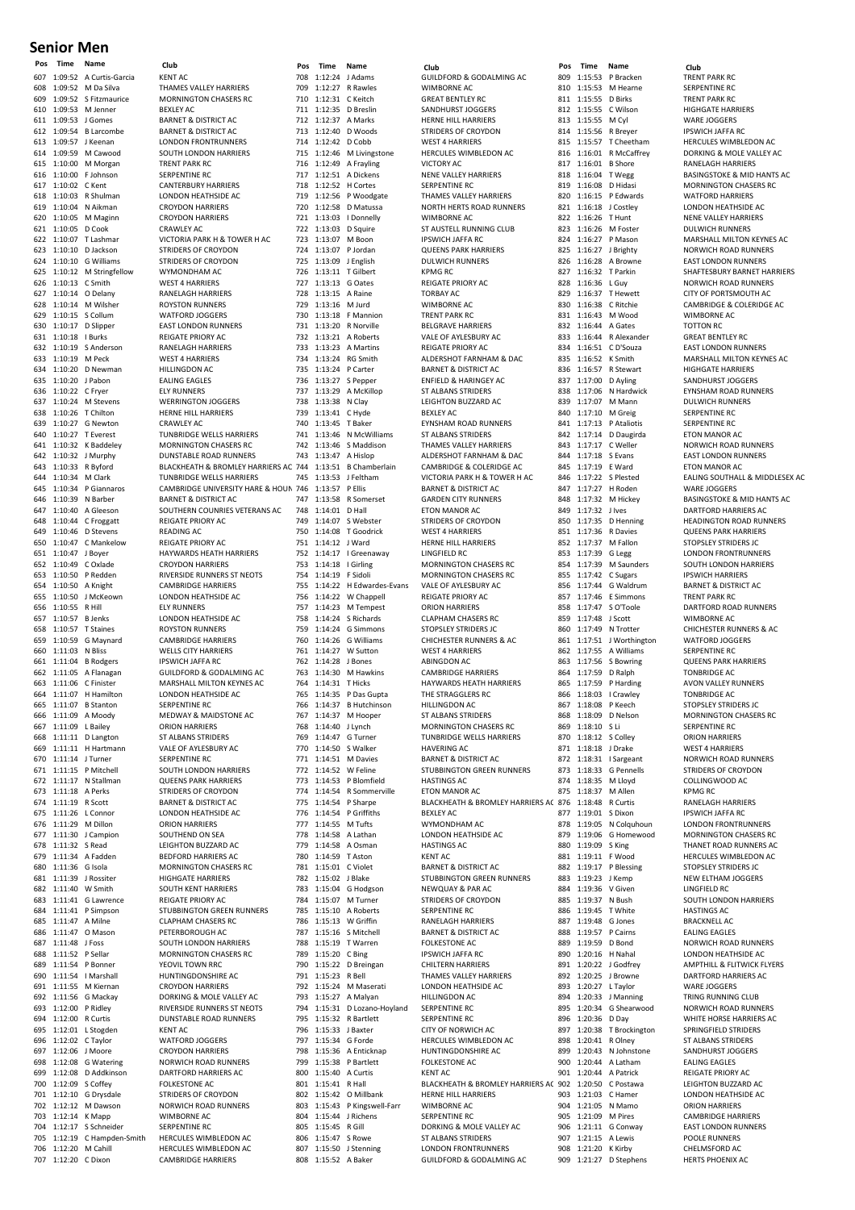# Senior Men

| Pos | Time | Name | Club |
|---|---|---|---|
| 607 | 1:09:52 | A Curtis-Garcia | KENT AC |
| 608 | 1:09:52 | M Da Silva | THAMES VALLEY HARRIERS |
| 609 | 1:09:52 | S Fitzmaurice | MORNINGTON CHASERS RC |
| 610 | 1:09:53 | M Jenner | BEXLEY AC |
| 611 | 1:09:53 | J Gomes | BARNET & DISTRICT AC |
| 612 | 1:09:54 | B Larcombe | BARNET & DISTRICT AC |
| 613 | 1:09:57 | J Keenan | LONDON FRONTRUNNERS |
| 614 | 1:09:59 | M Cawood | SOUTH LONDON HARRIERS |
| 615 | 1:10:00 | M Morgan | TRENT PARK RC |
| 616 | 1:10:00 | F Johnson | SERPENTINE RC |
| 617 | 1:10:02 | C Kent | CANTERBURY HARRIERS |
| 618 | 1:10:03 | R Shulman | LONDON HEATHSIDE AC |
| 619 | 1:10:04 | N Aikman | CROYDON HARRIERS |
| 620 | 1:10:05 | M Maginn | CROYDON HARRIERS |
| 621 | 1:10:05 | D Cook | CRAWLEY AC |
| 622 | 1:10:07 | T Lashmar | VICTORIA PARK H & TOWER H AC |
| 623 | 1:10:10 | D Jackson | STRIDERS OF CROYDON |
| 624 | 1:10:10 | G Williams | STRIDERS OF CROYDON |
| 625 | 1:10:12 | M Stringfellow | WYMONDHAM AC |
| 626 | 1:10:13 | C Smith | WEST 4 HARRIERS |
| 627 | 1:10:14 | O Delany | RANELAGH HARRIERS |
| 628 | 1:10:14 | M Wilsher | ROYSTON RUNNERS |
| 629 | 1:10:15 | S Collum | WATFORD JOGGERS |
| 630 | 1:10:17 | D Slipper | EAST LONDON RUNNERS |
| 631 | 1:10:18 | I Burks | REIGATE PRIORY AC |
| 632 | 1:10:19 | S Anderson | RANELAGH HARRIERS |
| 633 | 1:10:19 | M Peck | WEST 4 HARRIERS |
| 634 | 1:10:20 | D Newman | HILLINGDON AC |
| 635 | 1:10:20 | J Pabon | EALING EAGLES |
| 636 | 1:10:22 | C Fryer | ELY RUNNERS |
| 637 | 1:10:24 | M Stevens | WERRINGTON JOGGERS |
| 638 | 1:10:26 | T Chilton | HERNE HILL HARRIERS |
| 639 | 1:10:27 | G Newton | CRAWLEY AC |
| 640 | 1:10:27 | T Everest | TUNBRIDGE WELLS HARRIERS |
| 641 | 1:10:32 | K Baddeley | MORNINGTON CHASERS RC |
| 642 | 1:10:32 | J Murphy | DUNSTABLE ROAD RUNNERS |
| 643 | 1:10:33 | R Byford | BLACKHEATH & BROMLEY HARRIERS AC |
| 644 | 1:10:34 | M Clark | TUNBRIDGE WELLS HARRIERS |
| 645 | 1:10:34 | P Giannaros | CAMBRIDGE UNIVERSITY HARE & HOUN |
| 646 | 1:10:39 | N Barber | BARNET & DISTRICT AC |
| 647 | 1:10:40 | A Gleeson | SOUTHERN COUNRIES VETERANS AC |
| 648 | 1:10:44 | C Froggatt | REIGATE PRIORY AC |
| 649 | 1:10:46 | D Stevens | READING AC |
| 650 | 1:10:47 | C Mankelow | REIGATE PRIORY AC |
| 651 | 1:10:47 | J Boyer | HAYWARDS HEATH HARRIERS |
| 652 | 1:10:49 | C Oxlade | CROYDON HARRIERS |
| 653 | 1:10:50 | P Redden | RIVERSIDE RUNNERS ST NEOTS |
| 654 | 1:10:50 | A Knight | CAMBRIDGE HARRIERS |
| 655 | 1:10:50 | J McKeown | LONDON HEATHSIDE AC |
| 656 | 1:10:55 | R Hill | ELY RUNNERS |
| 657 | 1:10:57 | B Jenks | LONDON HEATHSIDE AC |
| 658 | 1:10:57 | T Staines | ROYSTON RUNNERS |
| 659 | 1:10:59 | G Maynard | CAMBRIDGE HARRIERS |
| 660 | 1:11:03 | N Bliss | WELLS CITY HARRIERS |
| 661 | 1:11:04 | B Rodgers | IPSWICH JAFFA RC |
| 662 | 1:11:05 | A Flanagan | GUILDFORD & GODALMING AC |
| 663 | 1:11:06 | C Finister | MARSHALL MILTON KEYNES AC |
| 664 | 1:11:07 | H Hamilton | LONDON HEATHSIDE AC |
| 665 | 1:11:07 | B Stanton | SERPENTINE RC |
| 666 | 1:11:09 | A Moody | MEDWAY & MAIDSTONE AC |
| 667 | 1:11:09 | L Bailey | ORION HARRIERS |
| 668 | 1:11:11 | D Langton | ST ALBANS STRIDERS |
| 669 | 1:11:11 | H Hartmann | VALE OF AYLESBURY AC |
| 670 | 1:11:14 | J Turner | SERPENTINE RC |
| 671 | 1:11:15 | P Mitchell | SOUTH LONDON HARRIERS |
| 672 | 1:11:17 | N Stallman | QUEENS PARK HARRIERS |
| 673 | 1:11:18 | A Perks | STRIDERS OF CROYDON |
| 674 | 1:11:19 | R Scott | BARNET & DISTRICT AC |
| 675 | 1:11:26 | L Connor | LONDON HEATHSIDE AC |
| 676 | 1:11:29 | M Dillon | ORION HARRIERS |
| 677 | 1:11:30 | J Campion | SOUTHEND ON SEA |
| 678 | 1:11:32 | S Read | LEIGHTON BUZZARD AC |
| 679 | 1:11:34 | A Fadden | BEDFORD HARRIERS AC |
| 680 | 1:11:36 | G Isola | MORNINGTON CHASERS RC |
| 681 | 1:11:39 | J Rossiter | HIGHGATE HARRIERS |
| 682 | 1:11:40 | W Smith | SOUTH KENT HARRIERS |
| 683 | 1:11:41 | G Lawrence | REIGATE PRIORY AC |
| 684 | 1:11:41 | P Simpson | STUBBINGTON GREEN RUNNERS |
| 685 | 1:11:47 | A Milne | CLAPHAM CHASERS RC |
| 686 | 1:11:47 | O Mason | PETERBOROUGH AC |
| 687 | 1:11:48 | J Foss | SOUTH LONDON HARRIERS |
| 688 | 1:11:52 | P Sellar | MORNINGTON CHASERS RC |
| 689 | 1:11:54 | P Bonner | YEOVIL TOWN RRC |
| 690 | 1:11:54 | I Marshall | HUNTINGDONSHIRE AC |
| 691 | 1:11:55 | M Kiernan | CROYDON HARRIERS |
| 692 | 1:11:56 | G Mackay | DORKING & MOLE VALLEY AC |
| 693 | 1:12:00 | P Ridley | RIVERSIDE RUNNERS ST NEOTS |
| 694 | 1:12:00 | R Curtis | DUNSTABLE ROAD RUNNERS |
| 695 | 1:12:01 | L Stogden | KENT AC |
| 696 | 1:12:02 | C Taylor | WATFORD JOGGERS |
| 697 | 1:12:06 | J Moore | CROYDON HARRIERS |
| 698 | 1:12:08 | G Watering | NORWICH ROAD RUNNERS |
| 699 | 1:12:08 | D Addkinson | DARTFORD HARRIERS AC |
| 700 | 1:12:09 | S Coffey | FOLKESTONE AC |
| 701 | 1:12:10 | G Drysdale | STRIDERS OF CROYDON |
| 702 | 1:12:12 | M Dawson | NORWICH ROAD RUNNERS |
| 703 | 1:12:14 | K Mapp | WIMBORNE AC |
| 704 | 1:12:17 | S Schneider | SERPENTINE RC |
| 705 | 1:12:19 | C Hampden-Smith | HERCULES WIMBLEDON AC |
| 706 | 1:12:20 | M Cahill | HERCULES WIMBLEDON AC |
| 707 | 1:12:20 | C Dixon | CAMBRIDGE HARRIERS |
| 708 | 1:12:24 | J Adams | GUILDFORD & GODALMING AC |
| 709 | 1:12:27 | R Rawles | WIMBORNE AC |
| 710 | 1:12:31 | C Keitch | GREAT BENTLEY RC |
| 711 | 1:12:35 | D Breslin | SANDHURST JOGGERS |
| 712 | 1:12:37 | A Marks | HERNE HILL HARRIERS |
| 713 | 1:12:40 | D Woods | STRIDERS OF CROYDON |
| 714 | 1:12:42 | D Cobb | WEST 4 HARRIERS |
| 715 | 1:12:46 | M Livingstone | HERCULES WIMBLEDON AC |
| 716 | 1:12:49 | A Frayling | VICTORY AC |
| 717 | 1:12:51 | A Dickens | NENE VALLEY HARRIERS |
| 718 | 1:12:52 | H Cortes | SERPENTINE RC |
| 719 | 1:12:56 | P Woodgate | THAMES VALLEY HARRIERS |
| 720 | 1:12:58 | D Matussa | NORTH HERTS ROAD RUNNERS |
| 721 | 1:13:03 | I Donnelly | WIMBORNE AC |
| 722 | 1:13:03 | D Squire | ST AUSTELL RUNNING CLUB |
| 723 | 1:13:07 | M Boon | IPSWICH JAFFA RC |
| 724 | 1:13:07 | P Jordan | QUEENS PARK HARRIERS |
| 725 | 1:13:09 | J English | DULWICH RUNNERS |
| 726 | 1:13:11 | T Gilbert | KPMG RC |
| 727 | 1:13:13 | G Oates | REIGATE PRIORY AC |
| 728 | 1:13:15 | A Raine | TORBAY AC |
| 729 | 1:13:16 | M Jurd | WIMBORNE AC |
| 730 | 1:13:18 | F Mannion | TRENT PARK RC |
| 731 | 1:13:20 | R Norville | BELGRAVE HARRIERS |
| 732 | 1:13:21 | A Roberts | VALE OF AYLESBURY AC |
| 733 | 1:13:23 | A Martins | REIGATE PRIORY AC |
| 734 | 1:13:24 | RG Smith | ALDERSHOT FARNHAM & DAC |
| 735 | 1:13:24 | P Carter | BARNET & DISTRICT AC |
| 736 | 1:13:27 | S Pepper | ENFIELD & HARINGEY AC |
| 737 | 1:13:29 | A McKillop | ST ALBANS STRIDERS |
| 738 | 1:13:38 | N Clay | LEIGHTON BUZZARD AC |
| 739 | 1:13:41 | C Hyde | BEXLEY AC |
| 740 | 1:13:45 | T Baker | EYNSHAM ROAD RUNNERS |
| 741 | 1:13:46 | N McWilliams | ST ALBANS STRIDERS |
| 742 | 1:13:46 | S Maddison | THAMES VALLEY HARRIERS |
| 743 | 1:13:47 | A Hislop | ALDERSHOT FARNHAM & DAC |
| 744 | 1:13:51 | B Chamberlain | CAMBRIDGE & COLERIDGE AC |
| 745 | 1:13:53 | J Feltham | VICTORIA PARK H & TOWER H AC |
| 746 | 1:13:57 | P Ellis | BARNET & DISTRICT AC |
| 747 | 1:13:58 | R Somerset | GARDEN CITY RUNNERS |
| 748 | 1:14:01 | D Hall | ETON MANOR AC |
| 749 | 1:14:07 | S Webster | STRIDERS OF CROYDON |
| 750 | 1:14:08 | T Goodrick | WEST 4 HARRIERS |
| 751 | 1:14:12 | J Ward | HERNE HILL HARRIERS |
| 752 | 1:14:17 | I Greenaway | LINGFIELD RC |
| 753 | 1:14:18 | I Girling | MORNINGTON CHASERS RC |
| 754 | 1:14:19 | F Sidoli | MORNINGTON CHASERS RC |
| 755 | 1:14:22 | H Edwardes-Evans | VALE OF AYLESBURY AC |
| 756 | 1:14:22 | W Chappell | REIGATE PRIORY AC |
| 757 | 1:14:23 | M Tempest | ORION HARRIERS |
| 758 | 1:14:24 | S Richards | CLAPHAM CHASERS RC |
| 759 | 1:14:24 | G Simmons | STOPSLEY STRIDERS JC |
| 760 | 1:14:26 | G Williams | CHICHESTER RUNNERS & AC |
| 761 | 1:14:27 | W Sutton | WEST 4 HARRIERS |
| 762 | 1:14:28 | J Bones | ABINGDON AC |
| 763 | 1:14:30 | M Hawkins | CAMBRIDGE HARRIERS |
| 764 | 1:14:31 | T Hicks | HAYWARDS HEATH HARRIERS |
| 765 | 1:14:35 | P Das Gupta | THE STRAGGLERS RC |
| 766 | 1:14:37 | B Hutchinson | HILLINGDON AC |
| 767 | 1:14:37 | M Hooper | ST ALBANS STRIDERS |
| 768 | 1:14:40 | J Lynch | MORNINGTON CHASERS RC |
| 769 | 1:14:47 | G Turner | TUNBRIDGE WELLS HARRIERS |
| 770 | 1:14:50 | S Walker | HAVERING AC |
| 771 | 1:14:51 | M Davies | BARNET & DISTRICT AC |
| 772 | 1:14:52 | W Feline | STUBBINGTON GREEN RUNNERS |
| 773 | 1:14:53 | P Blomfield | HASTINGS AC |
| 774 | 1:14:54 | R Sommerville | ETON MANOR AC |
| 775 | 1:14:54 | P Sharpe | BLACKHEATH & BROMLEY HARRIERS AC |
| 776 | 1:14:54 | P Griffiths | BEXLEY AC |
| 777 | 1:14:55 | M Tufts | WYMONDHAM AC |
| 778 | 1:14:58 | A Lathan | LONDON HEATHSIDE AC |
| 779 | 1:14:58 | A Osman | HASTINGS AC |
| 780 | 1:14:59 | T Aston | KENT AC |
| 781 | 1:15:01 | C Violet | BARNET & DISTRICT AC |
| 782 | 1:15:02 | J Blake | STUBBINGTON GREEN RUNNERS |
| 783 | 1:15:04 | G Hodgson | NEWQUAY & PAR AC |
| 784 | 1:15:07 | M Turner | STRIDERS OF CROYDON |
| 785 | 1:15:10 | A Roberts | SERPENTINE RC |
| 786 | 1:15:13 | W Griffin | RANELAGH HARRIERS |
| 787 | 1:15:16 | S Mitchell | BARNET & DISTRICT AC |
| 788 | 1:15:19 | T Warren | FOLKESTONE AC |
| 789 | 1:15:20 | C Bing | IPSWICH JAFFA RC |
| 790 | 1:15:22 | D Breingan | CHILTERN HARRIERS |
| 791 | 1:15:23 | R Bell | THAMES VALLEY HARRIERS |
| 792 | 1:15:24 | M Maserati | LONDON HEATHSIDE AC |
| 793 | 1:15:27 | A Malyan | HILLINGDON AC |
| 794 | 1:15:31 | D Lozano-Hoyland | SERPENTINE RC |
| 795 | 1:15:32 | R Bartlett | SERPENTINE RC |
| 796 | 1:15:33 | J Baxter | CITY OF NORWICH AC |
| 797 | 1:15:34 | G Forde | HERCULES WIMBLEDON AC |
| 798 | 1:15:36 | A Enticknap | HUNTINGDONSHIRE AC |
| 799 | 1:15:38 | P Bartlett | FOLKESTONE AC |
| 800 | 1:15:40 | A Curtis | KENT AC |
| 801 | 1:15:41 | R Hall | BLACKHEATH & BROMLEY HARRIERS AC |
| 802 | 1:15:42 | O Millbank | HERNE HILL HARRIERS |
| 803 | 1:15:43 | P Kingswell-Farr | WIMBORNE AC |
| 804 | 1:15:44 | J Richens | SERPENTINE RC |
| 805 | 1:15:45 | R Gill | DORKING & MOLE VALLEY AC |
| 806 | 1:15:47 | S Rowe | ST ALBANS STRIDERS |
| 807 | 1:15:50 | J Stenning | LONDON FRONTRUNNERS |
| 808 | 1:15:52 | A Baker | GUILDFORD & GODALMING AC |
| 809 | 1:15:53 | P Bracken | TRENT PARK RC |
| 810 | 1:15:53 | M Hearne | SERPENTINE RC |
| 811 | 1:15:55 | D Birks | TRENT PARK RC |
| 812 | 1:15:55 | C Wilson | HIGHGATE HARRIERS |
| 813 | 1:15:55 | M Cyl | WARE JOGGERS |
| 814 | 1:15:56 | R Breyer | IPSWICH JAFFA RC |
| 815 | 1:15:57 | T Cheetham | HERCULES WIMBLEDON AC |
| 816 | 1:16:01 | R McCaffrey | DORKING & MOLE VALLEY AC |
| 817 | 1:16:01 | B Shore | RANELAGH HARRIERS |
| 818 | 1:16:04 | T Wegg | BASINGSTOKE & MID HANTS AC |
| 819 | 1:16:08 | D Hidasi | MORNINGTON CHASERS RC |
| 820 | 1:16:15 | P Edwards | WATFORD HARRIERS |
| 821 | 1:16:18 | J Costley | LONDON HEATHSIDE AC |
| 822 | 1:16:26 | T Hunt | NENE VALLEY HARRIERS |
| 823 | 1:16:26 | M Foster | DULWICH RUNNERS |
| 824 | 1:16:27 | P Mason | MARSHALL MILTON KEYNES AC |
| 825 | 1:16:27 | J Brighty | NORWICH ROAD RUNNERS |
| 826 | 1:16:28 | A Browne | EAST LONDON RUNNERS |
| 827 | 1:16:32 | T Parkin | SHAFTESBURY BARNET HARRIERS |
| 828 | 1:16:36 | L Guy | NORWICH ROAD RUNNERS |
| 829 | 1:16:37 | T Hewett | CITY OF PORTSMOUTH AC |
| 830 | 1:16:38 | C Ritchie | CAMBRIDGE & COLERIDGE AC |
| 831 | 1:16:43 | M Wood | WIMBORNE AC |
| 832 | 1:16:44 | A Gates | TOTTON RC |
| 833 | 1:16:44 | R Alexander | GREAT BENTLEY RC |
| 834 | 1:16:51 | C D'Souza | EAST LONDON RUNNERS |
| 835 | 1:16:52 | K Smith | MARSHALL MILTON KEYNES AC |
| 836 | 1:16:57 | R Stewart | HIGHGATE HARRIERS |
| 837 | 1:17:00 | D Ayling | SANDHURST JOGGERS |
| 838 | 1:17:06 | N Hardwick | EYNSHAM ROAD RUNNERS |
| 839 | 1:17:07 | M Mann | DULWICH RUNNERS |
| 840 | 1:17:10 | M Greig | SERPENTINE RC |
| 841 | 1:17:13 | P Ataliotis | SERPENTINE RC |
| 842 | 1:17:14 | D Daugirda | ETON MANOR AC |
| 843 | 1:17:17 | C Weller | NORWICH ROAD RUNNERS |
| 844 | 1:17:18 | S Evans | EAST LONDON RUNNERS |
| 845 | 1:17:19 | E Ward | ETON MANOR AC |
| 846 | 1:17:22 | S Plested | EALING SOUTHALL & MIDDLESEX AC |
| 847 | 1:17:27 | H Roden | WARE JOGGERS |
| 848 | 1:17:32 | M Hickey | BASINGSTOKE & MID HANTS AC |
| 849 | 1:17:32 | J Ives | DARTFORD HARRIERS AC |
| 850 | 1:17:35 | D Henning | HEADINGTON ROAD RUNNERS |
| 851 | 1:17:36 | R Davies | QUEENS PARK HARRIERS |
| 852 | 1:17:37 | M Fallon | STOPSLEY STRIDERS JC |
| 853 | 1:17:39 | G Legg | LONDON FRONTRUNNERS |
| 854 | 1:17:39 | M Saunders | SOUTH LONDON HARRIERS |
| 855 | 1:17:42 | C Sugars | IPSWICH HARRIERS |
| 856 | 1:17:44 | G Waldrum | BARNET & DISTRICT AC |
| 857 | 1:17:46 | E Simmons | TRENT PARK RC |
| 858 | 1:17:47 | S O'Toole | DARTFORD ROAD RUNNERS |
| 859 | 1:17:48 | J Scott | WIMBORNE AC |
| 860 | 1:17:49 | N Trotter | CHICHESTER RUNNERS & AC |
| 861 | 1:17:51 | J Worthington | WATFORD JOGGERS |
| 862 | 1:17:55 | A Williams | SERPENTINE RC |
| 863 | 1:17:56 | S Bowring | QUEENS PARK HARRIERS |
| 864 | 1:17:59 | D Ralph | TONBRIDGE AC |
| 865 | 1:17:59 | P Harding | AVON VALLEY RUNNERS |
| 866 | 1:18:03 | I Crawley | TONBRIDGE AC |
| 867 | 1:18:08 | P Keech | STOPSLEY STRIDERS JC |
| 868 | 1:18:09 | D Nelson | MORNINGTON CHASERS RC |
| 869 | 1:18:10 | S Li | SERPENTINE RC |
| 870 | 1:18:12 | S Colley | ORION HARRIERS |
| 871 | 1:18:18 | J Drake | WEST 4 HARRIERS |
| 872 | 1:18:31 | I Sargeant | NORWICH ROAD RUNNERS |
| 873 | 1:18:33 | G Pennells | STRIDERS OF CROYDON |
| 874 | 1:18:35 | M Lloyd | COLLINGWOOD AC |
| 875 | 1:18:37 | M Allen | KPMG RC |
| 876 | 1:18:48 | R Curtis | RANELAGH HARRIERS |
| 877 | 1:19:01 | S Dixon | IPSWICH JAFFA RC |
| 878 | 1:19:05 | N Colquhoun | LONDON FRONTRUNNERS |
| 879 | 1:19:06 | G Homewood | MORNINGTON CHASERS RC |
| 880 | 1:19:09 | S King | THANET ROAD RUNNERS AC |
| 881 | 1:19:11 | F Wood | HERCULES WIMBLEDON AC |
| 882 | 1:19:17 | P Blessing | STOPSLEY STRIDERS JC |
| 883 | 1:19:23 | J Kemp | NEW ELTHAM JOGGERS |
| 884 | 1:19:36 | V Given | LINGFIELD RC |
| 885 | 1:19:37 | N Bush | SOUTH LONDON HARRIERS |
| 886 | 1:19:45 | T White | HASTINGS AC |
| 887 | 1:19:48 | G Jones | BRACKNELL AC |
| 888 | 1:19:57 | P Cairns | EALING EAGLES |
| 889 | 1:19:59 | D Bond | NORWICH ROAD RUNNERS |
| 890 | 1:20:16 | H Nahal | LONDON HEATHSIDE AC |
| 891 | 1:20:22 | J Godfrey | AMPTHILL & FLITWICK FLYERS |
| 892 | 1:20:25 | J Browne | DARTFORD HARRIERS AC |
| 893 | 1:20:27 | L Taylor | WARE JOGGERS |
| 894 | 1:20:33 | J Manning | TRING RUNNING CLUB |
| 895 | 1:20:34 | G Shearwood | NORWICH ROAD RUNNERS |
| 896 | 1:20:36 | D Day | WHITE HORSE HARRIERS AC |
| 897 | 1:20:38 | T Brockington | SPRINGFIELD STRIDERS |
| 898 | 1:20:41 | R Olney | ST ALBANS STRIDERS |
| 899 | 1:20:43 | N Johnstone | SANDHURST JOGGERS |
| 900 | 1:20:44 | A Latham | EALING EAGLES |
| 901 | 1:20:44 | A Patrick | REIGATE PRIORY AC |
| 902 | 1:20:50 | C Postawa | LEIGHTON BUZZARD AC |
| 903 | 1:21:03 | C Hamer | LONDON HEATHSIDE AC |
| 904 | 1:21:05 | N Mamo | ORION HARRIERS |
| 905 | 1:21:09 | M Pires | CAMBRIDGE HARRIERS |
| 906 | 1:21:11 | G Conway | EAST LONDON RUNNERS |
| 907 | 1:21:15 | A Lewis | POOLE RUNNERS |
| 908 | 1:21:20 | K Kirby | CHELMSFORD AC |
| 909 | 1:21:27 | D Stephens | HERTS PHOENIX AC |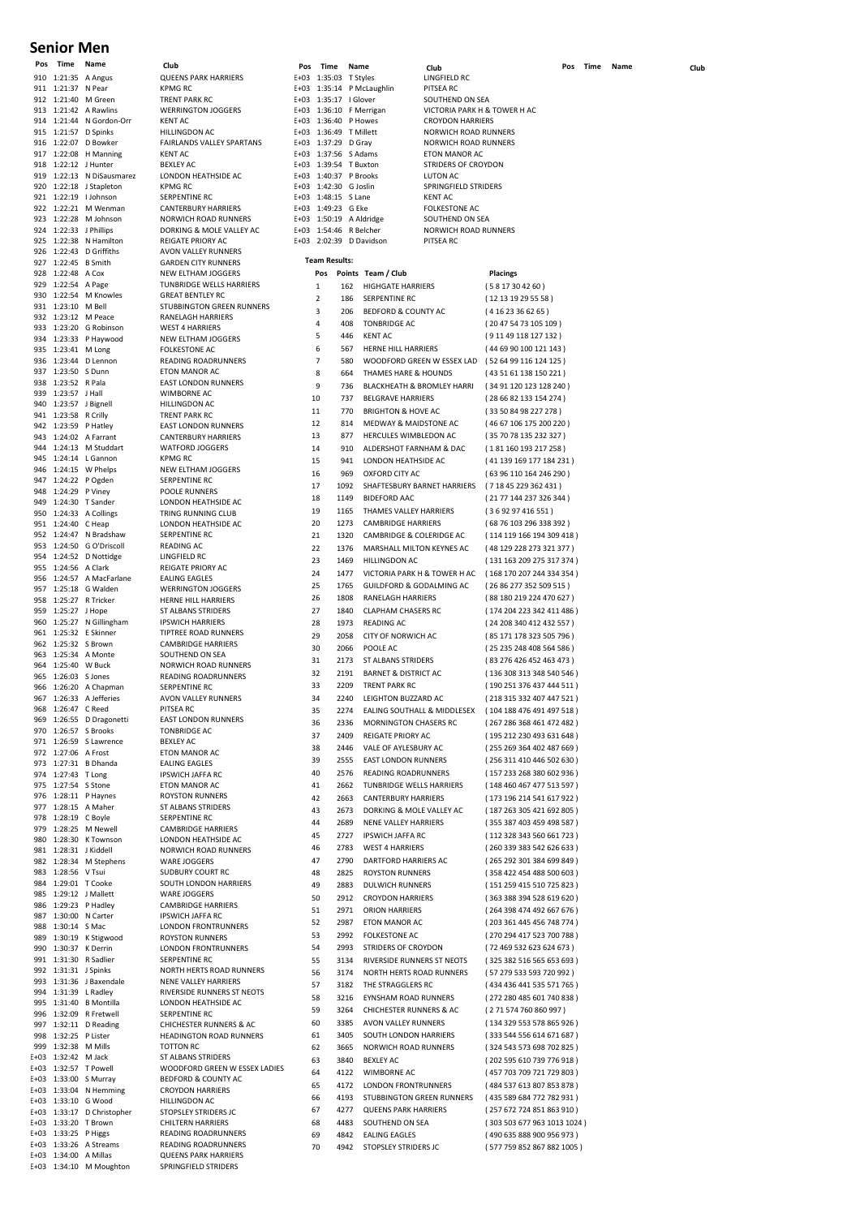# Senior Men

| Pos | Time | Name | Club |
|---|---|---|---|
| 910 | 1:21:35 | A Angus | QUEENS PARK HARRIERS |
| 911 | 1:21:37 | N Pear | KPMG RC |
| 912 | 1:21:40 | M Green | TRENT PARK RC |
| 913 | 1:21:42 | A Rawlins | WERRINGTON JOGGERS |
| 914 | 1:21:44 | N Gordon-Orr | KENT AC |
| 915 | 1:21:57 | D Spinks | HILLINGDON AC |
| 916 | 1:22:07 | D Bowker | FAIRLANDS VALLEY SPARTANS |
| 917 | 1:22:08 | H Manning | KENT AC |
| 918 | 1:22:12 | J Hunter | BEXLEY AC |
| 919 | 1:22:13 | N DiSausmarez | LONDON HEATHSIDE AC |
| 920 | 1:22:18 | J Stapleton | KPMG RC |
| 921 | 1:22:19 | I Johnson | SERPENTINE RC |
| 922 | 1:22:21 | M Wenman | CANTERBURY HARRIERS |
| 923 | 1:22:28 | M Johnson | NORWICH ROAD RUNNERS |
| 924 | 1:22:33 | J Phillips | DORKING & MOLE VALLEY AC |
| 925 | 1:22:38 | N Hamilton | REIGATE PRIORY AC |
| 926 | 1:22:43 | D Griffiths | AVON VALLEY RUNNERS |
| 927 | 1:22:45 | B Smith | GARDEN CITY RUNNERS |
| 928 | 1:22:48 | A Cox | NEW ELTHAM JOGGERS |
| 929 | 1:22:54 | A Page | TUNBRIDGE WELLS HARRIERS |
| 930 | 1:22:54 | M Knowles | GREAT BENTLEY RC |
| 931 | 1:23:10 | M Bell | STUBBINGTON GREEN RUNNERS |
| 932 | 1:23:12 | M Peace | RANELAGH HARRIERS |
| 933 | 1:23:20 | G Robinson | WEST 4 HARRIERS |
| 934 | 1:23:33 | P Haywood | NEW ELTHAM JOGGERS |
| 935 | 1:23:41 | M Long | FOLKESTONE AC |
| 936 | 1:23:44 | D Lennon | READING ROADRUNNERS |
| 937 | 1:23:50 | S Dunn | ETON MANOR AC |
| 938 | 1:23:52 | R Pala | EAST LONDON RUNNERS |
| 939 | 1:23:57 | J Hall | WIMBORNE AC |
| 940 | 1:23:57 | J Bignell | HILLINGDON AC |
| 941 | 1:23:58 | R Crilly | TRENT PARK RC |
| 942 | 1:23:59 | P Hatley | EAST LONDON RUNNERS |
| 943 | 1:24:02 | A Farrant | CANTERBURY HARRIERS |
| 944 | 1:24:13 | M Studdart | WATFORD JOGGERS |
| 945 | 1:24:14 | L Gannon | KPMG RC |
| 946 | 1:24:15 | W Phelps | NEW ELTHAM JOGGERS |
| 947 | 1:24:22 | P Ogden | SERPENTINE RC |
| 948 | 1:24:29 | P Viney | POOLE RUNNERS |
| 949 | 1:24:30 | T Sander | LONDON HEATHSIDE AC |
| 950 | 1:24:33 | A Collings | TRING RUNNING CLUB |
| 951 | 1:24:40 | C Heap | LONDON HEATHSIDE AC |
| 952 | 1:24:47 | N Bradshaw | SERPENTINE RC |
| 953 | 1:24:50 | G O'Driscoll | READING AC |
| 954 | 1:24:52 | D Nottidge | LINGFIELD RC |
| 955 | 1:24:56 | A Clark | REIGATE PRIORY AC |
| 956 | 1:24:57 | A MacFarlane | EALING EAGLES |
| 957 | 1:25:18 | G Walden | WERRINGTON JOGGERS |
| 958 | 1:25:27 | R Tricker | HERNE HILL HARRIERS |
| 959 | 1:25:27 | J Hope | ST ALBANS STRIDERS |
| 960 | 1:25:27 | N Gillingham | IPSWICH HARRIERS |
| 961 | 1:25:32 | E Skinner | TIPTREE ROAD RUNNERS |
| 962 | 1:25:32 | S Brown | CAMBRIDGE HARRIERS |
| 963 | 1:25:34 | A Monte | SOUTHEND ON SEA |
| 964 | 1:25:40 | W Buck | NORWICH ROAD RUNNERS |
| 965 | 1:26:03 | S Jones | READING ROADRUNNERS |
| 966 | 1:26:20 | A Chapman | SERPENTINE RC |
| 967 | 1:26:33 | A Jefferies | AVON VALLEY RUNNERS |
| 968 | 1:26:47 | C Reed | PITSEA RC |
| 969 | 1:26:55 | D Dragonetti | EAST LONDON RUNNERS |
| 970 | 1:26:57 | S Brooks | TONBRIDGE AC |
| 971 | 1:26:59 | S Lawrence | BEXLEY AC |
| 972 | 1:27:06 | A Frost | ETON MANOR AC |
| 973 | 1:27:31 | B Dhanda | EALING EAGLES |
| 974 | 1:27:43 | T Long | IPSWICH JAFFA RC |
| 975 | 1:27:54 | S Stone | ETON MANOR AC |
| 976 | 1:28:11 | P Haynes | ROYSTON RUNNERS |
| 977 | 1:28:15 | A Maher | ST ALBANS STRIDERS |
| 978 | 1:28:19 | C Boyle | SERPENTINE RC |
| 979 | 1:28:25 | M Newell | CAMBRIDGE HARRIERS |
| 980 | 1:28:30 | K Townson | LONDON HEATHSIDE AC |
| 981 | 1:28:31 | J Kiddell | NORWICH ROAD RUNNERS |
| 982 | 1:28:34 | M Stephens | WARE JOGGERS |
| 983 | 1:28:56 | V Tsui | SUDBURY COURT RC |
| 984 | 1:29:01 | T Cooke | SOUTH LONDON HARRIERS |
| 985 | 1:29:12 | J Mallett | WARE JOGGERS |
| 986 | 1:29:23 | P Hadley | CAMBRIDGE HARRIERS |
| 987 | 1:30:00 | N Carter | IPSWICH JAFFA RC |
| 988 | 1:30:14 | S Mac | LONDON FRONTRUNNERS |
| 989 | 1:30:19 | K Stigwood | ROYSTON RUNNERS |
| 990 | 1:30:37 | K Derrin | LONDON FRONTRUNNERS |
| 991 | 1:31:30 | R Sadlier | SERPENTINE RC |
| 992 | 1:31:31 | J Spinks | NORTH HERTS ROAD RUNNERS |
| 993 | 1:31:36 | J Baxendale | NENE VALLEY HARRIERS |
| 994 | 1:31:39 | L Radley | RIVERSIDE RUNNERS ST NEOTS |
| 995 | 1:31:40 | B Montilla | LONDON HEATHSIDE AC |
| 996 | 1:32:09 | R Fretwell | SERPENTINE RC |
| 997 | 1:32:11 | D Reading | CHICHESTER RUNNERS & AC |
| 998 | 1:32:25 | P Lister | HEADINGTON ROAD RUNNERS |
| 999 | 1:32:38 | M Mills | TOTTON RC |
| E+03 | 1:32:42 | M Jack | ST ALBANS STRIDERS |
| E+03 | 1:32:57 | T Powell | WOODFORD GREEN W ESSEX LADIES |
| E+03 | 1:33:00 | S Murray | BEDFORD & COUNTY AC |
| E+03 | 1:33:04 | N Hemming | CROYDON HARRIERS |
| E+03 | 1:33:10 | G Wood | HILLINGDON AC |
| E+03 | 1:33:17 | D Christopher | STOPSLEY STRIDERS JC |
| E+03 | 1:33:20 | T Brown | CHILTERN HARRIERS |
| E+03 | 1:33:25 | P Higgs | READING ROADRUNNERS |
| E+03 | 1:33:26 | A Streams | READING ROADRUNNERS |
| E+03 | 1:34:00 | A Millas | QUEENS PARK HARRIERS |
| E+03 | 1:34:10 | M Moughton | SPRINGFIELD STRIDERS |
| E+03 | 1:35:03 | T Styles | LINGFIELD RC |
| E+03 | 1:35:14 | P McLaughlin | PITSEA RC |
| E+03 | 1:35:17 | I Glover | SOUTHEND ON SEA |
| E+03 | 1:36:10 | F Merrigan | VICTORIA PARK H & TOWER H AC |
| E+03 | 1:36:40 | P Howes | CROYDON HARRIERS |
| E+03 | 1:36:49 | T Millett | NORWICH ROAD RUNNERS |
| E+03 | 1:37:29 | D Gray | NORWICH ROAD RUNNERS |
| E+03 | 1:37:56 | S Adams | ETON MANOR AC |
| E+03 | 1:39:54 | T Buxton | STRIDERS OF CROYDON |
| E+03 | 1:40:37 | P Brooks | LUTON AC |
| E+03 | 1:42:30 | G Joslin | SPRINGFIELD STRIDERS |
| E+03 | 1:48:15 | S Lane | KENT AC |
| E+03 | 1:49:23 | G Eke | FOLKESTONE AC |
| E+03 | 1:50:19 | A Aldridge | SOUTHEND ON SEA |
| E+03 | 1:54:46 | R Belcher | NORWICH ROAD RUNNERS |
| E+03 | 2:02:39 | D Davidson | PITSEA RC |

**Team Results:**

| Pos | Points | Team / Club | Placings |
|---|---|---|---|
| 1 | 162 | HIGHGATE HARRIERS | ( 5 8 17 30 42 60 ) |
| 2 | 186 | SERPENTINE RC | ( 12 13 19 29 55 58 ) |
| 3 | 206 | BEDFORD & COUNTY AC | ( 4 16 23 36 62 65 ) |
| 4 | 408 | TONBRIDGE AC | ( 20 47 54 73 105 109 ) |
| 5 | 446 | KENT AC | ( 9 11 49 118 127 132 ) |
| 6 | 567 | HERNE HILL HARRIERS | ( 44 69 90 100 121 143 ) |
| 7 | 580 | WOODFORD GREEN W ESSEX LAD | ( 52 64 99 116 124 125 ) |
| 8 | 664 | THAMES HARE & HOUNDS | ( 43 51 61 138 150 221 ) |
| 9 | 736 | BLACKHEATH & BROMLEY HARRI | ( 34 91 120 123 128 240 ) |
| 10 | 737 | BELGRAVE HARRIERS | ( 28 66 82 133 154 274 ) |
| 11 | 770 | BRIGHTON & HOVE AC | ( 33 50 84 98 227 278 ) |
| 12 | 814 | MEDWAY & MAIDSTONE AC | ( 46 67 106 175 200 220 ) |
| 13 | 877 | HERCULES WIMBLEDON AC | ( 35 70 78 135 232 327 ) |
| 14 | 910 | ALDERSHOT FARNHAM & DAC | ( 1 81 160 193 217 258 ) |
| 15 | 941 | LONDON HEATHSIDE AC | ( 41 139 169 177 184 231 ) |
| 16 | 969 | OXFORD CITY AC | ( 63 96 110 164 246 290 ) |
| 17 | 1092 | SHAFTESBURY BARNET HARRIERS | ( 7 18 45 229 362 431 ) |
| 18 | 1149 | BIDEFORD AAC | ( 21 77 144 237 326 344 ) |
| 19 | 1165 | THAMES VALLEY HARRIERS | ( 3 6 92 97 416 551 ) |
| 20 | 1273 | CAMBRIDGE HARRIERS | ( 68 76 103 296 338 392 ) |
| 21 | 1320 | CAMBRIDGE & COLERIDGE AC | ( 114 119 166 194 309 418 ) |
| 22 | 1376 | MARSHALL MILTON KEYNES AC | ( 48 129 228 273 321 377 ) |
| 23 | 1469 | HILLINGDON AC | ( 131 163 209 275 317 374 ) |
| 24 | 1477 | VICTORIA PARK H & TOWER H AC | ( 168 170 207 244 334 354 ) |
| 25 | 1765 | GUILDFORD & GODALMING AC | ( 26 86 277 352 509 515 ) |
| 26 | 1808 | RANELAGH HARRIERS | ( 88 180 219 224 470 627 ) |
| 27 | 1840 | CLAPHAM CHASERS RC | ( 174 204 223 342 411 486 ) |
| 28 | 1973 | READING AC | ( 24 208 340 412 432 557 ) |
| 29 | 2058 | CITY OF NORWICH AC | ( 85 171 178 323 505 796 ) |
| 30 | 2066 | POOLE AC | ( 25 235 248 408 564 586 ) |
| 31 | 2173 | ST ALBANS STRIDERS | ( 83 276 426 452 463 473 ) |
| 32 | 2191 | BARNET & DISTRICT AC | ( 136 308 313 348 540 546 ) |
| 33 | 2209 | TRENT PARK RC | ( 190 251 376 437 444 511 ) |
| 34 | 2240 | LEIGHTON BUZZARD AC | ( 218 315 332 407 447 521 ) |
| 35 | 2274 | EALING SOUTHALL & MIDDLESEX | ( 104 188 476 491 497 518 ) |
| 36 | 2336 | MORNINGTON CHASERS RC | ( 267 286 368 461 472 482 ) |
| 37 | 2409 | REIGATE PRIORY AC | ( 195 212 230 493 631 648 ) |
| 38 | 2446 | VALE OF AYLESBURY AC | ( 255 269 364 402 487 669 ) |
| 39 | 2555 | EAST LONDON RUNNERS | ( 256 311 410 446 502 630 ) |
| 40 | 2576 | READING ROADRUNNERS | ( 157 233 268 380 602 936 ) |
| 41 | 2662 | TUNBRIDGE WELLS HARRIERS | ( 148 460 467 477 513 597 ) |
| 42 | 2663 | CANTERBURY HARRIERS | ( 173 196 214 541 617 922 ) |
| 43 | 2673 | DORKING & MOLE VALLEY AC | ( 187 263 305 421 692 805 ) |
| 44 | 2689 | NENE VALLEY HARRIERS | ( 355 387 403 459 498 587 ) |
| 45 | 2727 | IPSWICH JAFFA RC | ( 112 328 343 560 661 723 ) |
| 46 | 2783 | WEST 4 HARRIERS | ( 260 339 383 542 626 633 ) |
| 47 | 2790 | DARTFORD HARRIERS AC | ( 265 292 301 384 699 849 ) |
| 48 | 2825 | ROYSTON RUNNERS | ( 358 422 454 488 500 603 ) |
| 49 | 2883 | DULWICH RUNNERS | ( 151 259 415 510 725 823 ) |
| 50 | 2912 | CROYDON HARRIERS | ( 363 388 394 528 619 620 ) |
| 51 | 2971 | ORION HARRIERS | ( 264 398 474 492 667 676 ) |
| 52 | 2987 | ETON MANOR AC | ( 203 361 445 456 748 774 ) |
| 53 | 2992 | FOLKESTONE AC | ( 270 294 417 523 700 788 ) |
| 54 | 2993 | STRIDERS OF CROYDON | ( 72 469 532 623 624 673 ) |
| 55 | 3134 | RIVERSIDE RUNNERS ST NEOTS | ( 325 382 516 565 653 693 ) |
| 56 | 3174 | NORTH HERTS ROAD RUNNERS | ( 57 279 533 593 720 992 ) |
| 57 | 3182 | THE STRAGGLERS RC | ( 434 436 441 535 571 765 ) |
| 58 | 3216 | EYNSHAM ROAD RUNNERS | ( 272 280 485 601 740 838 ) |
| 59 | 3264 | CHICHESTER RUNNERS & AC | ( 2 71 574 760 860 997 ) |
| 60 | 3385 | AVON VALLEY RUNNERS | ( 134 329 553 578 865 926 ) |
| 61 | 3405 | SOUTH LONDON HARRIERS | ( 333 544 556 614 671 687 ) |
| 62 | 3665 | NORWICH ROAD RUNNERS | ( 324 543 573 698 702 825 ) |
| 63 | 3840 | BEXLEY AC | ( 202 595 610 739 776 918 ) |
| 64 | 4122 | WIMBORNE AC | ( 457 703 709 721 729 803 ) |
| 65 | 4172 | LONDON FRONTRUNNERS | ( 484 537 613 807 853 878 ) |
| 66 | 4193 | STUBBINGTON GREEN RUNNERS | ( 435 589 684 772 782 931 ) |
| 67 | 4277 | QUEENS PARK HARRIERS | ( 257 672 724 851 863 910 ) |
| 68 | 4483 | SOUTHEND ON SEA | ( 303 503 677 963 1013 1024 ) |
| 69 | 4842 | EALING EAGLES | ( 490 635 888 900 956 973 ) |
| 70 | 4942 | STOPSLEY STRIDERS JC | ( 577 759 852 867 882 1005 ) |